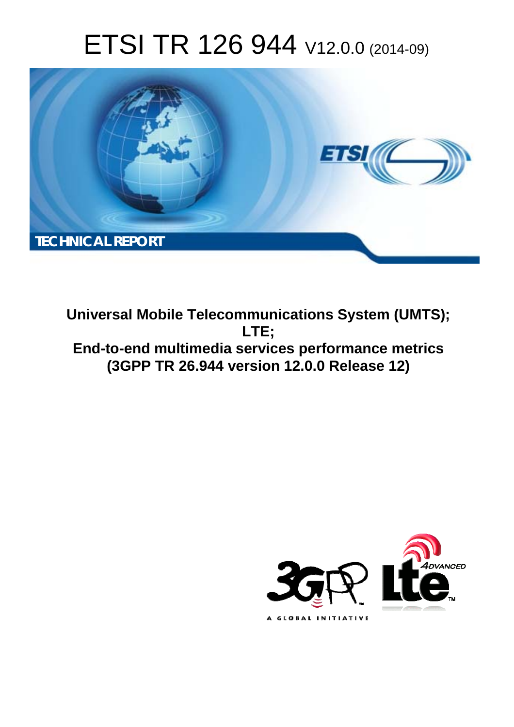# ETSI TR 126 944 V12.0.0 (2014-09)

TECHNICAL REPORT

**Universal Mobile Telecommunications System (UMTS);**
**LTE;**
**End-to-end multimedia services performance metrics**
**(3GPP TR 26.944 version 12.0.0 Release 12)**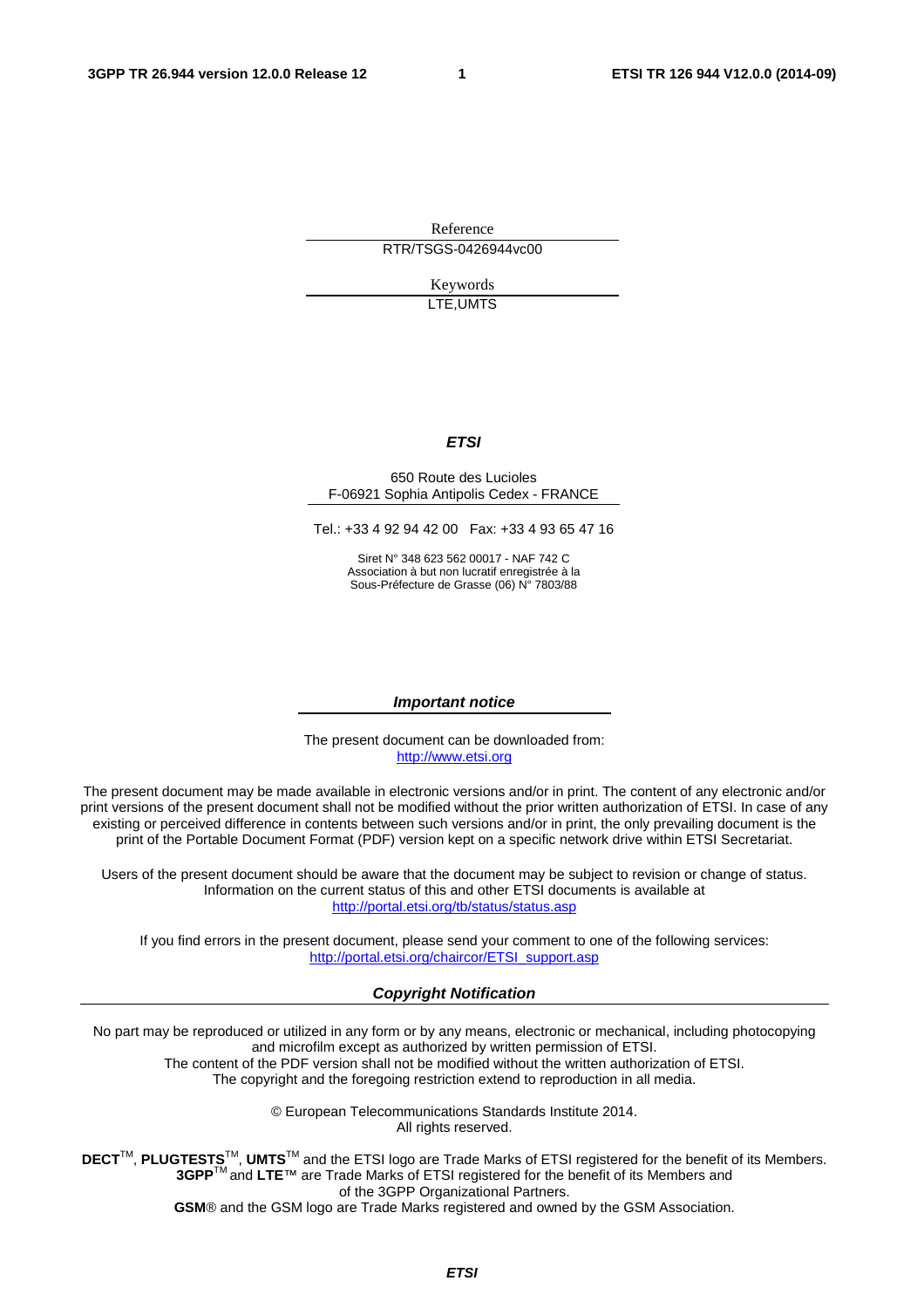Reference

RTR/TSGS-0426944vc00

Keywords

LTE,UMTS

***ETSI***

650 Route des Lucioles
F-06921 Sophia Antipolis Cedex - FRANCE

Tel.: +33 4 92 94 42 00 Fax: +33 4 93 65 47 16

Siret N° 348 623 562 00017 - NAF 742 C
Association à but non lucratif enregistrée à la
Sous-Préfecture de Grasse (06) N° 7803/88

***Important notice***

The present document can be downloaded from:
http://www.etsi.org

The present document may be made available in electronic versions and/or in print. The content of any electronic and/or print versions of the present document shall not be modified without the prior written authorization of ETSI. In case of any existing or perceived difference in contents between such versions and/or in print, the only prevailing document is the print of the Portable Document Format (PDF) version kept on a specific network drive within ETSI Secretariat.

Users of the present document should be aware that the document may be subject to revision or change of status. Information on the current status of this and other ETSI documents is available at
http://portal.etsi.org/tb/status/status.asp

If you find errors in the present document, please send your comment to one of the following services:
http://portal.etsi.org/chaircor/ETSI_support.asp

***Copyright Notification***

No part may be reproduced or utilized in any form or by any means, electronic or mechanical, including photocopying and microfilm except as authorized by written permission of ETSI.
The content of the PDF version shall not be modified without the written authorization of ETSI.
The copyright and the foregoing restriction extend to reproduction in all media.

© European Telecommunications Standards Institute 2014.
All rights reserved.

**DECT**™, **PLUGTESTS**™, **UMTS**™ and the ETSI logo are Trade Marks of ETSI registered for the benefit of its Members.
**3GPP**™ and **LTE**™ are Trade Marks of ETSI registered for the benefit of its Members and of the 3GPP Organizational Partners.
**GSM**® and the GSM logo are Trade Marks registered and owned by the GSM Association.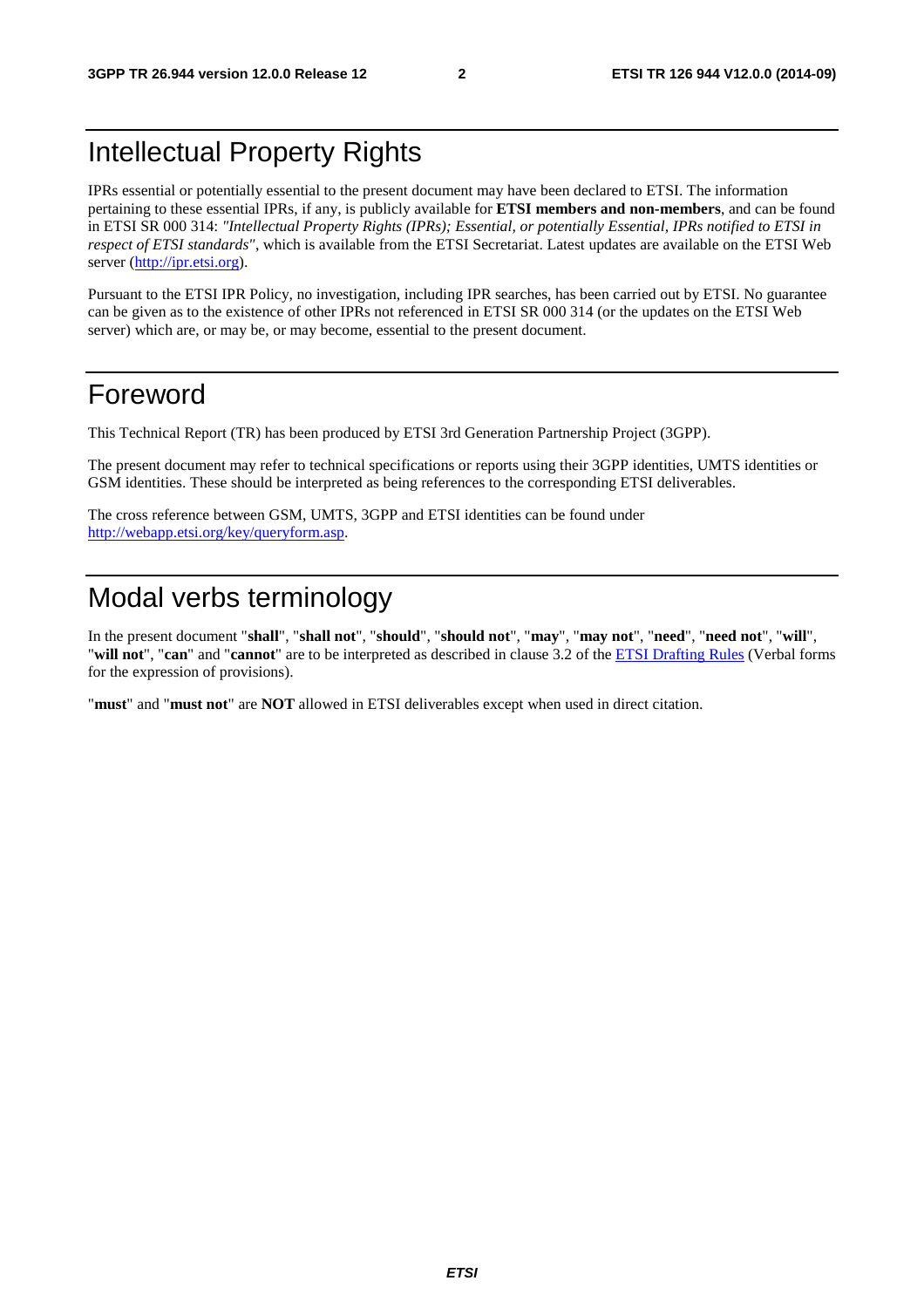# Intellectual Property Rights

IPRs essential or potentially essential to the present document may have been declared to ETSI. The information pertaining to these essential IPRs, if any, is publicly available for **ETSI members and non-members**, and can be found in ETSI SR 000 314: *"Intellectual Property Rights (IPRs); Essential, or potentially Essential, IPRs notified to ETSI in respect of ETSI standards"*, which is available from the ETSI Secretariat. Latest updates are available on the ETSI Web server (http://ipr.etsi.org).

Pursuant to the ETSI IPR Policy, no investigation, including IPR searches, has been carried out by ETSI. No guarantee can be given as to the existence of other IPRs not referenced in ETSI SR 000 314 (or the updates on the ETSI Web server) which are, or may be, or may become, essential to the present document.

# Foreword

This Technical Report (TR) has been produced by ETSI 3rd Generation Partnership Project (3GPP).

The present document may refer to technical specifications or reports using their 3GPP identities, UMTS identities or GSM identities. These should be interpreted as being references to the corresponding ETSI deliverables.

The cross reference between GSM, UMTS, 3GPP and ETSI identities can be found under http://webapp.etsi.org/key/queryform.asp.

# Modal verbs terminology

In the present document "**shall**", "**shall not**", "**should**", "**should not**", "**may**", "**may not**", "**need**", "**need not**", "**will**", "**will not**", "**can**" and "**cannot**" are to be interpreted as described in clause 3.2 of the ETSI Drafting Rules (Verbal forms for the expression of provisions).

"**must**" and "**must not**" are **NOT** allowed in ETSI deliverables except when used in direct citation.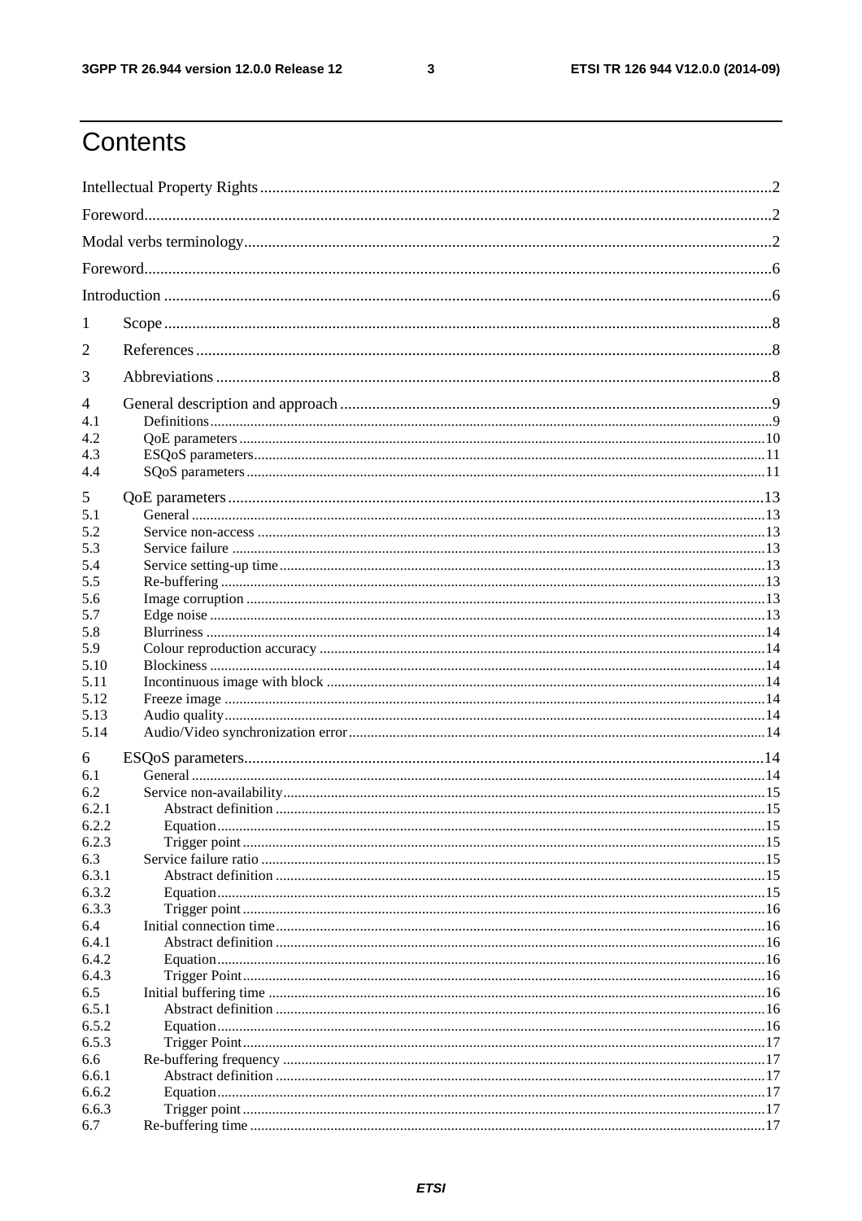# Contents

Intellectual Property Rights ........ 2
Foreword ........ 2
Modal verbs terminology ........ 2
Foreword ........ 6
Introduction ........ 6

1 Scope ........ 8
2 References ........ 8
3 Abbreviations ........ 8
4 General description and approach ........ 9
4.1 Definitions ........ 9
4.2 QoE parameters ........ 10
4.3 ESQoS parameters ........ 11
4.4 SQoS parameters ........ 11
5 QoE parameters ........ 13
5.1 General ........ 13
5.2 Service non-access ........ 13
5.3 Service failure ........ 13
5.4 Service setting-up time ........ 13
5.5 Re-buffering ........ 13
5.6 Image corruption ........ 13
5.7 Edge noise ........ 13
5.8 Blurriness ........ 14
5.9 Colour reproduction accuracy ........ 14
5.10 Blockiness ........ 14
5.11 Incontinuous image with block ........ 14
5.12 Freeze image ........ 14
5.13 Audio quality ........ 14
5.14 Audio/Video synchronization error ........ 14
6 ESQoS parameters ........ 14
6.1 General ........ 14
6.2 Service non-availability ........ 15
6.2.1 Abstract definition ........ 15
6.2.2 Equation ........ 15
6.2.3 Trigger point ........ 15
6.3 Service failure ratio ........ 15
6.3.1 Abstract definition ........ 15
6.3.2 Equation ........ 15
6.3.3 Trigger point ........ 16
6.4 Initial connection time ........ 16
6.4.1 Abstract definition ........ 16
6.4.2 Equation ........ 16
6.4.3 Trigger Point ........ 16
6.5 Initial buffering time ........ 16
6.5.1 Abstract definition ........ 16
6.5.2 Equation ........ 16
6.5.3 Trigger Point ........ 17
6.6 Re-buffering frequency ........ 17
6.6.1 Abstract definition ........ 17
6.6.2 Equation ........ 17
6.6.3 Trigger point ........ 17
6.7 Re-buffering time ........ 17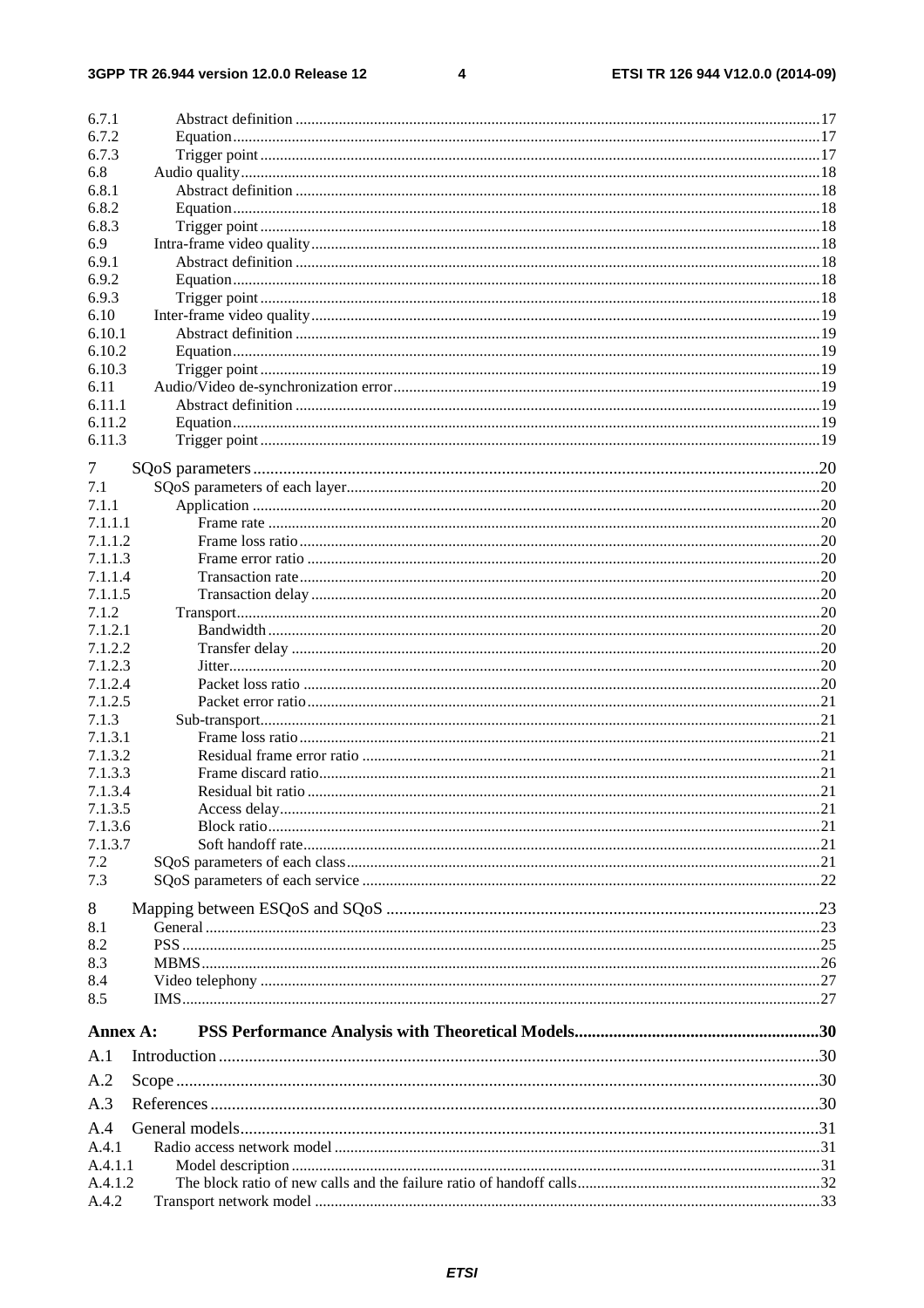6.7.1 Abstract definition ....................................................................................................................................17
6.7.2 Equation....................................................................................................................................................17
6.7.3 Trigger point .............................................................................................................................................17
6.8 Audio quality..................................................................................................................................................18
6.8.1 Abstract definition ....................................................................................................................................18
6.8.2 Equation....................................................................................................................................................18
6.8.3 Trigger point .............................................................................................................................................18
6.9 Intra-frame video quality ................................................................................................................................18
6.9.1 Abstract definition ....................................................................................................................................18
6.9.2 Equation....................................................................................................................................................18
6.9.3 Trigger point .............................................................................................................................................18
6.10 Inter-frame video quality ................................................................................................................................19
6.10.1 Abstract definition ....................................................................................................................................19
6.10.2 Equation....................................................................................................................................................19
6.10.3 Trigger point .............................................................................................................................................19
6.11 Audio/Video de-synchronization error ...........................................................................................................19
6.11.1 Abstract definition ....................................................................................................................................19
6.11.2 Equation....................................................................................................................................................19
6.11.3 Trigger point .............................................................................................................................................19

7 SQoS parameters ...................................................................................................................................20
7.1 SQoS parameters of each layer .......................................................................................................................20
7.1.1 Application ...............................................................................................................................................20
7.1.1.1 Frame rate ...........................................................................................................................................20
7.1.1.2 Frame loss ratio ...................................................................................................................................20
7.1.1.3 Frame error ratio .................................................................................................................................20
7.1.1.4 Transaction rate ...................................................................................................................................20
7.1.1.5 Transaction delay ................................................................................................................................20
7.1.2 Transport...................................................................................................................................................20
7.1.2.1 Bandwidth ...........................................................................................................................................20
7.1.2.2 Transfer delay .....................................................................................................................................20
7.1.2.3 Jitter.....................................................................................................................................................20
7.1.2.4 Packet loss ratio ..................................................................................................................................20
7.1.2.5 Packet error ratio .................................................................................................................................21
7.1.3 Sub-transport.............................................................................................................................................21
7.1.3.1 Frame loss ratio ...................................................................................................................................21
7.1.3.2 Residual frame error ratio ...................................................................................................................21
7.1.3.3 Frame discard ratio..............................................................................................................................21
7.1.3.4 Residual bit ratio .................................................................................................................................21
7.1.3.5 Access delay........................................................................................................................................21
7.1.3.6 Block ratio...........................................................................................................................................21
7.1.3.7 Soft handoff rate..................................................................................................................................21
7.2 SQoS parameters of each class.......................................................................................................................21
7.3 SQoS parameters of each service ...................................................................................................................22

8 Mapping between ESQoS and SQoS ....................................................................................................23
8.1 General ...........................................................................................................................................................23
8.2 PSS .................................................................................................................................................................25
8.3 MBMS............................................................................................................................................................26
8.4 Video telephony .............................................................................................................................................27
8.5 IMS.................................................................................................................................................................27

**Annex A: PSS Performance Analysis with Theoretical Models.........................................................30**

A.1 Introduction ..........................................................................................................................................30

A.2 Scope ....................................................................................................................................................30

A.3 References ............................................................................................................................................30

A.4 General models.....................................................................................................................................31
A.4.1 Radio access network model ..........................................................................................................................31
A.4.1.1 Model description .....................................................................................................................................31
A.4.1.2 The block ratio of new calls and the failure ratio of handoff calls.............................................................32
A.4.2 Transport network model ...............................................................................................................................33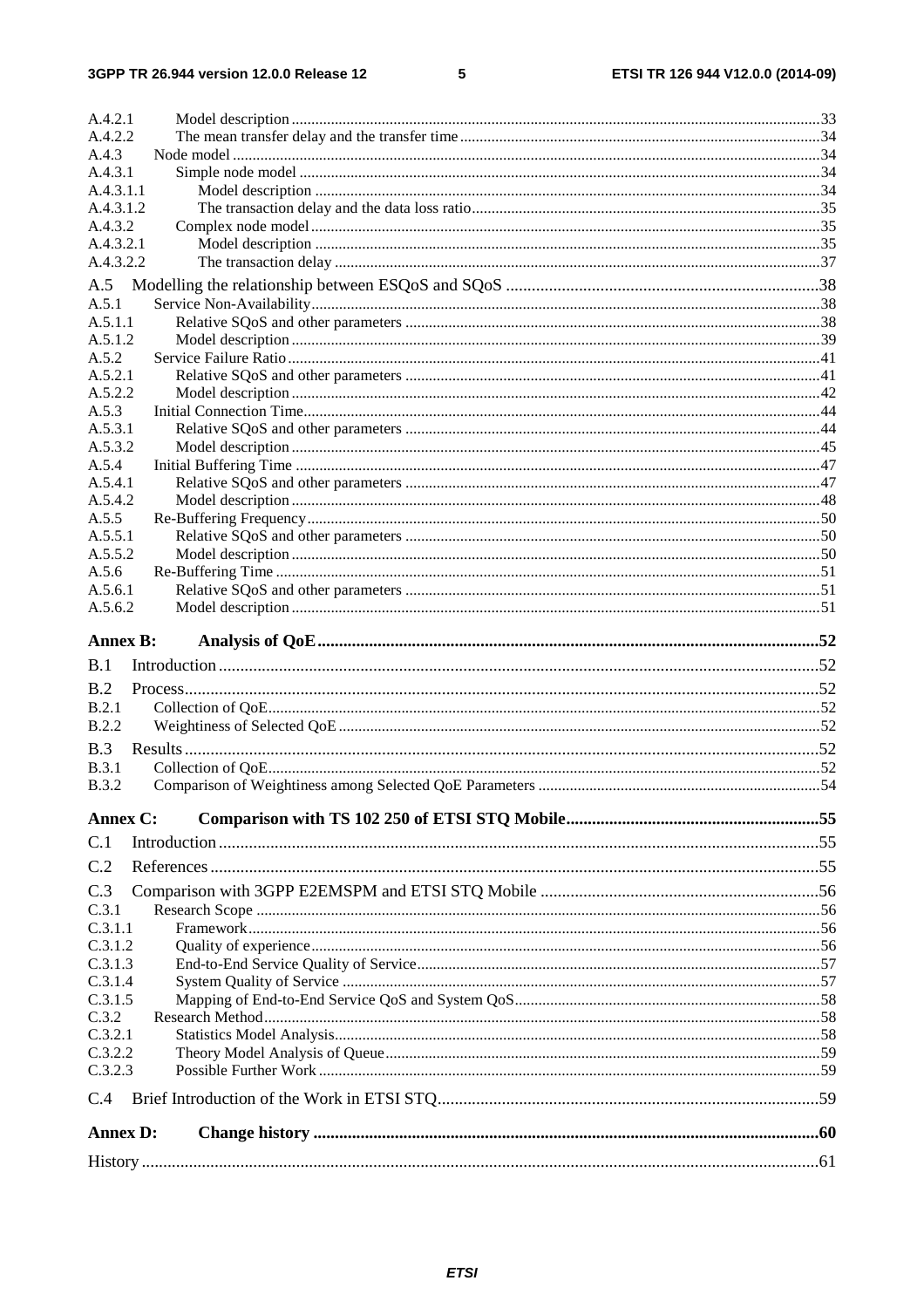A.4.2.1 Model description ....................................................................................................................................33
A.4.2.2 The mean transfer delay and the transfer time ..........................................................................................34
A.4.3 Node model .....................................................................................................................................................34
A.4.3.1 Simple node model ...................................................................................................................................34
A.4.3.1.1 Model description ...............................................................................................................................34
A.4.3.1.2 The transaction delay and the data loss ratio.......................................................................................35
A.4.3.2 Complex node model ................................................................................................................................35
A.4.3.2.1 Model description ...............................................................................................................................35
A.4.3.2.2 The transaction delay ..........................................................................................................................37

A.5 Modelling the relationship between ESQoS and SQoS ........................................................................38
A.5.1 Service Non-Availability................................................................................................................................38
A.5.1.1 Relative SQoS and other parameters ........................................................................................................38
A.5.1.2 Model description .....................................................................................................................................39
A.5.2 Service Failure Ratio......................................................................................................................................41
A.5.2.1 Relative SQoS and other parameters ........................................................................................................41
A.5.2.2 Model description .....................................................................................................................................42
A.5.3 Initial Connection Time..................................................................................................................................44
A.5.3.1 Relative SQoS and other parameters ........................................................................................................44
A.5.3.2 Model description .....................................................................................................................................45
A.5.4 Initial Buffering Time ....................................................................................................................................47
A.5.4.1 Relative SQoS and other parameters ........................................................................................................47
A.5.4.2 Model description .....................................................................................................................................48
A.5.5 Re-Buffering Frequency.................................................................................................................................50
A.5.5.1 Relative SQoS and other parameters ........................................................................................................50
A.5.5.2 Model description .....................................................................................................................................50
A.5.6 Re-Buffering Time .........................................................................................................................................51
A.5.6.1 Relative SQoS and other parameters ........................................................................................................51
A.5.6.2 Model description .....................................................................................................................................51

**Annex B: Analysis of QoE..................................................................................................................52**

B.1 Introduction ..........................................................................................................................................52

B.2 Process..................................................................................................................................................52
B.2.1 Collection of QoE...........................................................................................................................................52
B.2.2 Weightiness of Selected QoE .........................................................................................................................52

B.3 Results ..................................................................................................................................................52
B.3.1 Collection of QoE...........................................................................................................................................52
B.3.2 Comparison of Weightiness among Selected QoE Parameters .......................................................................54

**Annex C: Comparison with TS 102 250 of ETSI STQ Mobile..........................................................55**

C.1 Introduction ..........................................................................................................................................55

C.2 References ............................................................................................................................................55

C.3 Comparison with 3GPP E2EMSPM and ETSI STQ Mobile ................................................................56
C.3.1 Research Scope ..............................................................................................................................................56
C.3.1.1 Framework................................................................................................................................................56
C.3.1.2 Quality of experience................................................................................................................................56
C.3.1.3 End-to-End Service Quality of Service.....................................................................................................57
C.3.1.4 System Quality of Service ........................................................................................................................57
C.3.1.5 Mapping of End-to-End Service QoS and System QoS............................................................................58
C.3.2 Research Method............................................................................................................................................58
C.3.2.1 Statistics Model Analysis..........................................................................................................................58
C.3.2.2 Theory Model Analysis of Queue.............................................................................................................59
C.3.2.3 Possible Further Work ..............................................................................................................................59

C.4 Brief Introduction of the Work in ETSI STQ........................................................................................59

**Annex D: Change history ...................................................................................................................60**

History ............................................................................................................................................................61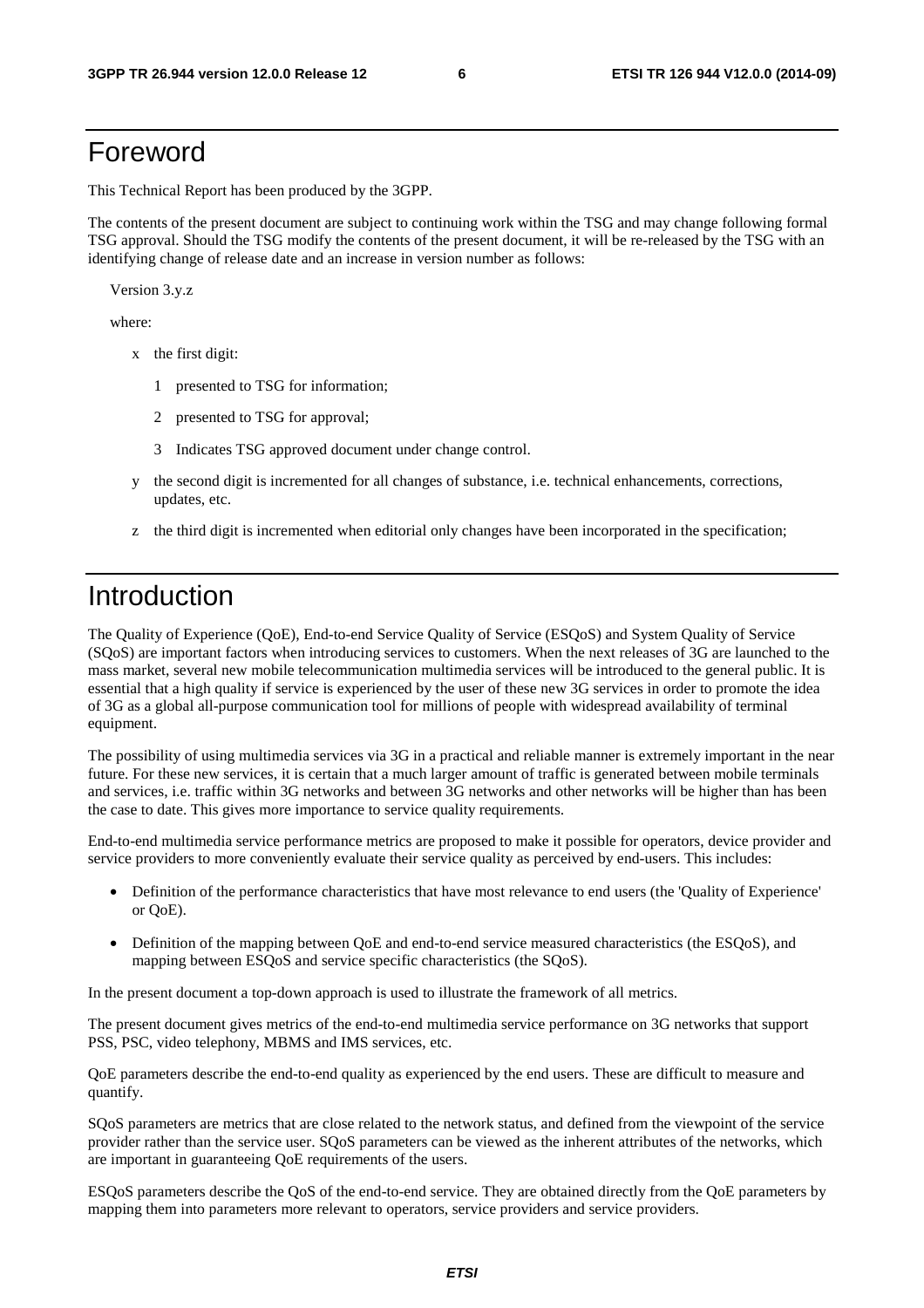# Foreword

This Technical Report has been produced by the 3GPP.

The contents of the present document are subject to continuing work within the TSG and may change following formal TSG approval. Should the TSG modify the contents of the present document, it will be re-released by the TSG with an identifying change of release date and an increase in version number as follows:

Version 3.y.z

where:

- x the first digit:
  - 1 presented to TSG for information;
  - 2 presented to TSG for approval;
  - 3 Indicates TSG approved document under change control.
- y the second digit is incremented for all changes of substance, i.e. technical enhancements, corrections, updates, etc.
- z the third digit is incremented when editorial only changes have been incorporated in the specification;

# Introduction

The Quality of Experience (QoE), End-to-end Service Quality of Service (ESQoS) and System Quality of Service (SQoS) are important factors when introducing services to customers. When the next releases of 3G are launched to the mass market, several new mobile telecommunication multimedia services will be introduced to the general public. It is essential that a high quality if service is experienced by the user of these new 3G services in order to promote the idea of 3G as a global all-purpose communication tool for millions of people with widespread availability of terminal equipment.

The possibility of using multimedia services via 3G in a practical and reliable manner is extremely important in the near future. For these new services, it is certain that a much larger amount of traffic is generated between mobile terminals and services, i.e. traffic within 3G networks and between 3G networks and other networks will be higher than has been the case to date. This gives more importance to service quality requirements.

End-to-end multimedia service performance metrics are proposed to make it possible for operators, device provider and service providers to more conveniently evaluate their service quality as perceived by end-users. This includes:

- Definition of the performance characteristics that have most relevance to end users (the 'Quality of Experience' or QoE).
- Definition of the mapping between QoE and end-to-end service measured characteristics (the ESQoS), and mapping between ESQoS and service specific characteristics (the SQoS).

In the present document a top-down approach is used to illustrate the framework of all metrics.

The present document gives metrics of the end-to-end multimedia service performance on 3G networks that support PSS, PSC, video telephony, MBMS and IMS services, etc.

QoE parameters describe the end-to-end quality as experienced by the end users. These are difficult to measure and quantify.

SQoS parameters are metrics that are close related to the network status, and defined from the viewpoint of the service provider rather than the service user. SQoS parameters can be viewed as the inherent attributes of the networks, which are important in guaranteeing QoE requirements of the users.

ESQoS parameters describe the QoS of the end-to-end service. They are obtained directly from the QoE parameters by mapping them into parameters more relevant to operators, service providers and service providers.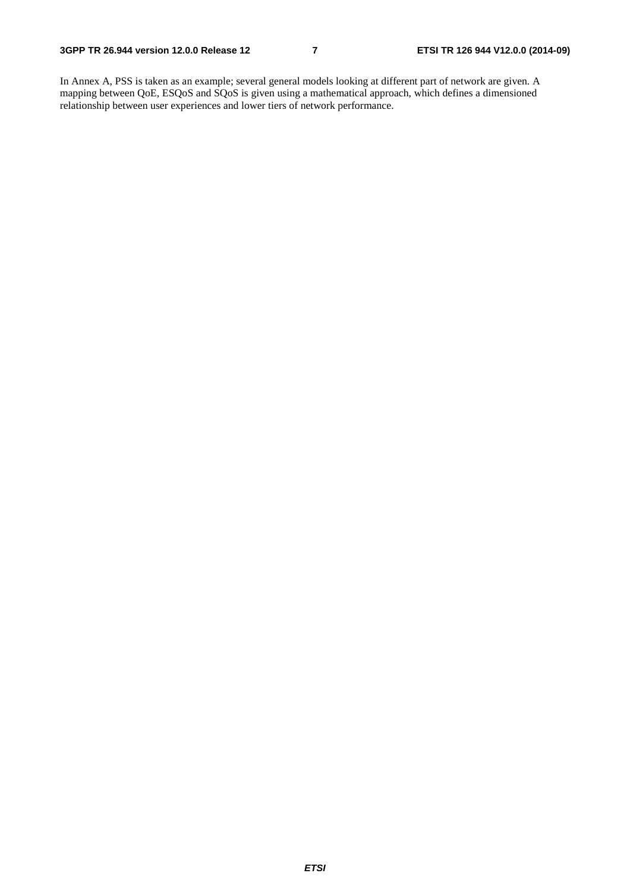In Annex A, PSS is taken as an example; several general models looking at different part of network are given. A mapping between QoE, ESQoS and SQoS is given using a mathematical approach, which defines a dimensioned relationship between user experiences and lower tiers of network performance.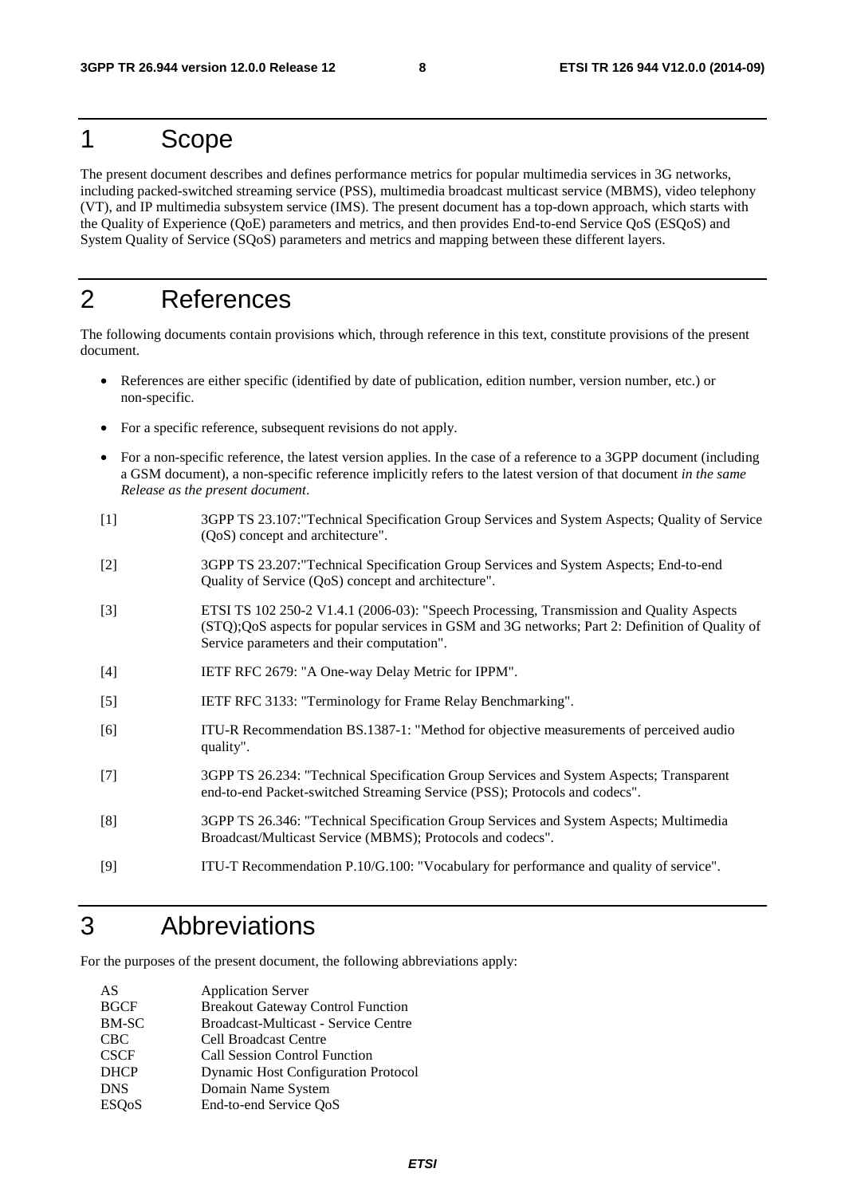# 1 Scope

The present document describes and defines performance metrics for popular multimedia services in 3G networks, including packed-switched streaming service (PSS), multimedia broadcast multicast service (MBMS), video telephony (VT), and IP multimedia subsystem service (IMS). The present document has a top-down approach, which starts with the Quality of Experience (QoE) parameters and metrics, and then provides End-to-end Service QoS (ESQoS) and System Quality of Service (SQoS) parameters and metrics and mapping between these different layers.

# 2 References

The following documents contain provisions which, through reference in this text, constitute provisions of the present document.

- References are either specific (identified by date of publication, edition number, version number, etc.) or non-specific.
- For a specific reference, subsequent revisions do not apply.
- For a non-specific reference, the latest version applies. In the case of a reference to a 3GPP document (including a GSM document), a non-specific reference implicitly refers to the latest version of that document *in the same Release as the present document*.

[1] 3GPP TS 23.107:"Technical Specification Group Services and System Aspects; Quality of Service (QoS) concept and architecture".

[2] 3GPP TS 23.207:"Technical Specification Group Services and System Aspects; End-to-end Quality of Service (QoS) concept and architecture".

[3] ETSI TS 102 250-2 V1.4.1 (2006-03): "Speech Processing, Transmission and Quality Aspects (STQ);QoS aspects for popular services in GSM and 3G networks; Part 2: Definition of Quality of Service parameters and their computation".

[4] IETF RFC 2679: "A One-way Delay Metric for IPPM".

[5] IETF RFC 3133: "Terminology for Frame Relay Benchmarking".

[6] ITU-R Recommendation BS.1387-1: "Method for objective measurements of perceived audio quality".

[7] 3GPP TS 26.234: "Technical Specification Group Services and System Aspects; Transparent end-to-end Packet-switched Streaming Service (PSS); Protocols and codecs".

[8] 3GPP TS 26.346: "Technical Specification Group Services and System Aspects; Multimedia Broadcast/Multicast Service (MBMS); Protocols and codecs".

[9] ITU-T Recommendation P.10/G.100: "Vocabulary for performance and quality of service".

# 3 Abbreviations

For the purposes of the present document, the following abbreviations apply:

| | |
|---|---|
| AS | Application Server |
| BGCF | Breakout Gateway Control Function |
| BM-SC | Broadcast-Multicast - Service Centre |
| CBC | Cell Broadcast Centre |
| CSCF | Call Session Control Function |
| DHCP | Dynamic Host Configuration Protocol |
| DNS | Domain Name System |
| ESQoS | End-to-end Service QoS |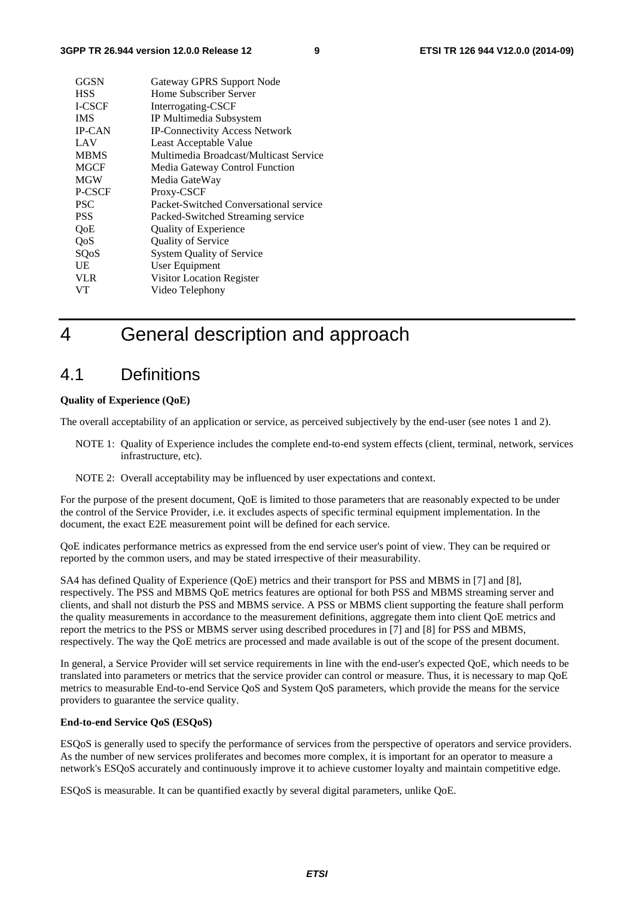| | |
|---|---|
| GGSN | Gateway GPRS Support Node |
| HSS | Home Subscriber Server |
| I-CSCF | Interrogating-CSCF |
| IMS | IP Multimedia Subsystem |
| IP-CAN | IP-Connectivity Access Network |
| LAV | Least Acceptable Value |
| MBMS | Multimedia Broadcast/Multicast Service |
| MGCF | Media Gateway Control Function |
| MGW | Media GateWay |
| P-CSCF | Proxy-CSCF |
| PSC | Packet-Switched Conversational service |
| PSS | Packed-Switched Streaming service |
| QoE | Quality of Experience |
| QoS | Quality of Service |
| SQoS | System Quality of Service |
| UE | User Equipment |
| VLR | Visitor Location Register |
| VT | Video Telephony |

# 4 General description and approach

## 4.1 Definitions

**Quality of Experience (QoE)**

The overall acceptability of an application or service, as perceived subjectively by the end-user (see notes 1 and 2).

NOTE 1: Quality of Experience includes the complete end-to-end system effects (client, terminal, network, services infrastructure, etc).

NOTE 2: Overall acceptability may be influenced by user expectations and context.

For the purpose of the present document, QoE is limited to those parameters that are reasonably expected to be under the control of the Service Provider, i.e. it excludes aspects of specific terminal equipment implementation. In the document, the exact E2E measurement point will be defined for each service.

QoE indicates performance metrics as expressed from the end service user's point of view. They can be required or reported by the common users, and may be stated irrespective of their measurability.

SA4 has defined Quality of Experience (QoE) metrics and their transport for PSS and MBMS in [7] and [8], respectively. The PSS and MBMS QoE metrics features are optional for both PSS and MBMS streaming server and clients, and shall not disturb the PSS and MBMS service. A PSS or MBMS client supporting the feature shall perform the quality measurements in accordance to the measurement definitions, aggregate them into client QoE metrics and report the metrics to the PSS or MBMS server using described procedures in [7] and [8] for PSS and MBMS, respectively. The way the QoE metrics are processed and made available is out of the scope of the present document.

In general, a Service Provider will set service requirements in line with the end-user's expected QoE, which needs to be translated into parameters or metrics that the service provider can control or measure. Thus, it is necessary to map QoE metrics to measurable End-to-end Service QoS and System QoS parameters, which provide the means for the service providers to guarantee the service quality.

**End-to-end Service QoS (ESQoS)**

ESQoS is generally used to specify the performance of services from the perspective of operators and service providers. As the number of new services proliferates and becomes more complex, it is important for an operator to measure a network's ESQoS accurately and continuously improve it to achieve customer loyalty and maintain competitive edge.

ESQoS is measurable. It can be quantified exactly by several digital parameters, unlike QoE.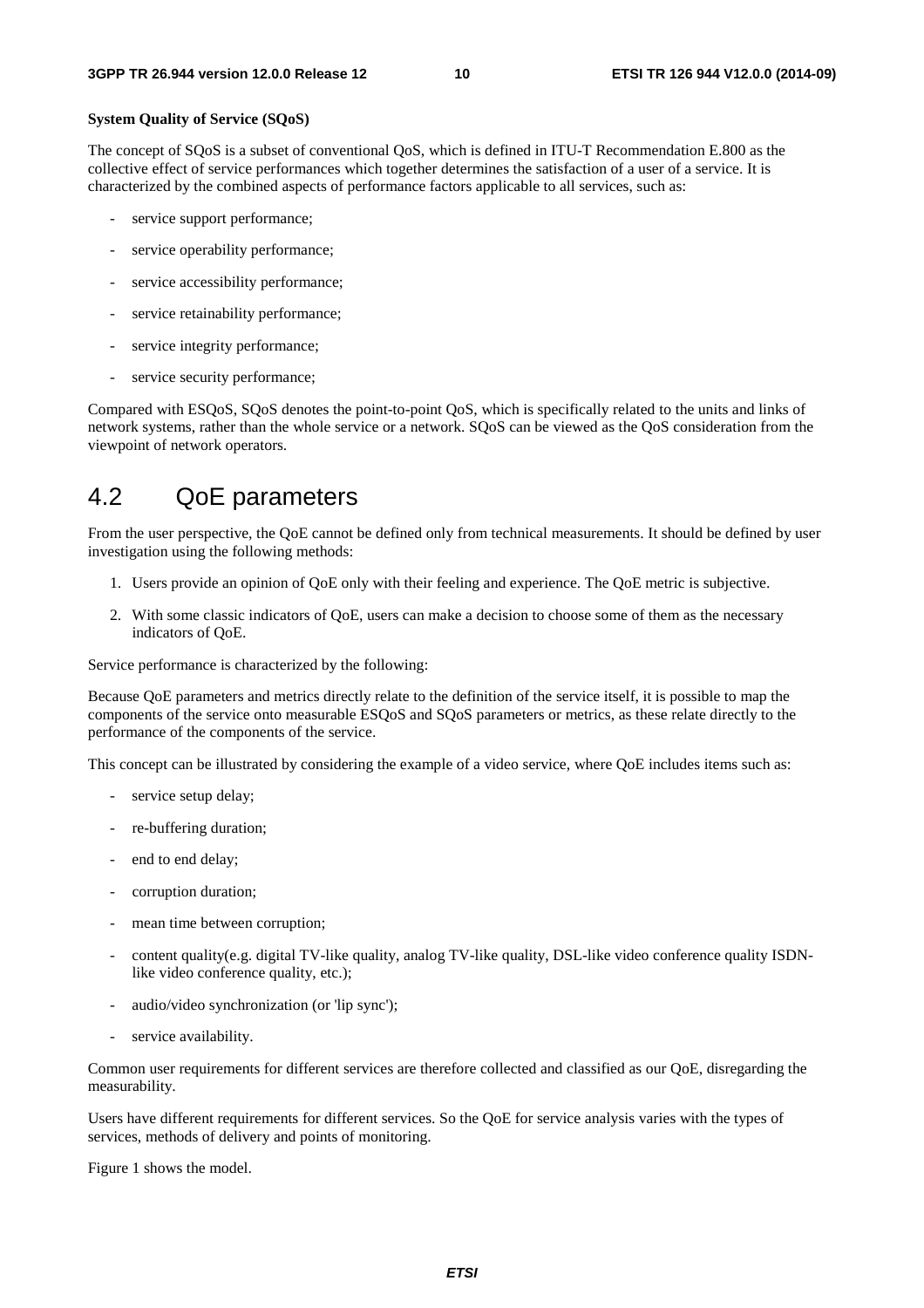**System Quality of Service (SQoS)**

The concept of SQoS is a subset of conventional QoS, which is defined in ITU-T Recommendation E.800 as the collective effect of service performances which together determines the satisfaction of a user of a service. It is characterized by the combined aspects of performance factors applicable to all services, such as:

- service support performance;
- service operability performance;
- service accessibility performance;
- service retainability performance;
- service integrity performance;
- service security performance;

Compared with ESQoS, SQoS denotes the point-to-point QoS, which is specifically related to the units and links of network systems, rather than the whole service or a network. SQoS can be viewed as the QoS consideration from the viewpoint of network operators.

## 4.2 QoE parameters

From the user perspective, the QoE cannot be defined only from technical measurements. It should be defined by user investigation using the following methods:

1. Users provide an opinion of QoE only with their feeling and experience. The QoE metric is subjective.
2. With some classic indicators of QoE, users can make a decision to choose some of them as the necessary indicators of QoE.

Service performance is characterized by the following:

Because QoE parameters and metrics directly relate to the definition of the service itself, it is possible to map the components of the service onto measurable ESQoS and SQoS parameters or metrics, as these relate directly to the performance of the components of the service.

This concept can be illustrated by considering the example of a video service, where QoE includes items such as:

- service setup delay;
- re-buffering duration;
- end to end delay;
- corruption duration;
- mean time between corruption;
- content quality(e.g. digital TV-like quality, analog TV-like quality, DSL-like video conference quality ISDN-like video conference quality, etc.);
- audio/video synchronization (or 'lip sync');
- service availability.

Common user requirements for different services are therefore collected and classified as our QoE, disregarding the measurability.

Users have different requirements for different services. So the QoE for service analysis varies with the types of services, methods of delivery and points of monitoring.

Figure 1 shows the model.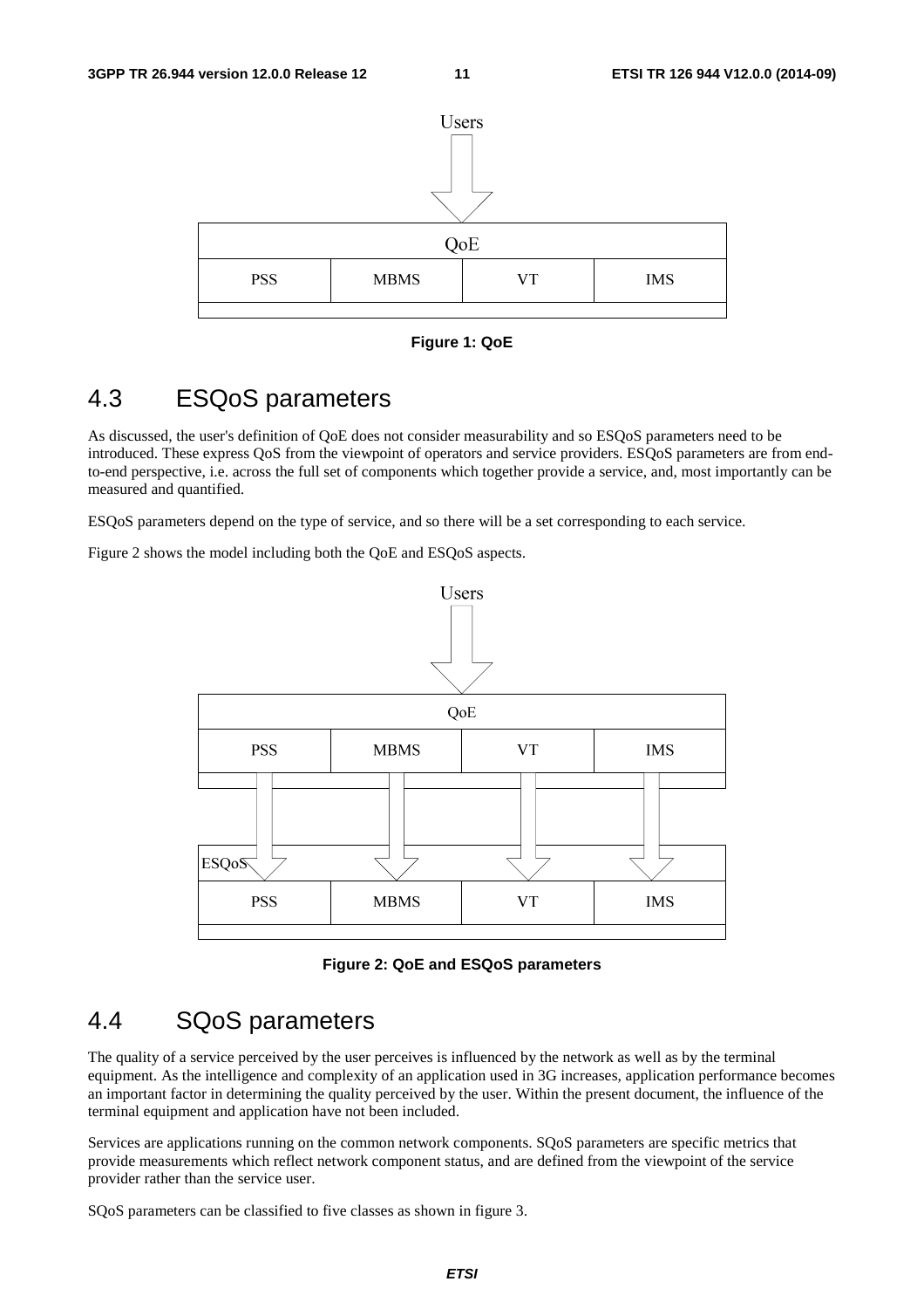Figure 1: QoE

## 4.3 ESQoS parameters

As discussed, the user's definition of QoE does not consider measurability and so ESQoS parameters need to be introduced. These express QoS from the viewpoint of operators and service providers. ESQoS parameters are from end-to-end perspective, i.e. across the full set of components which together provide a service, and, most importantly can be measured and quantified.

ESQoS parameters depend on the type of service, and so there will be a set corresponding to each service.

Figure 2 shows the model including both the QoE and ESQoS aspects.

Figure 2: QoE and ESQoS parameters

## 4.4 SQoS parameters

The quality of a service perceived by the user perceives is influenced by the network as well as by the terminal equipment. As the intelligence and complexity of an application used in 3G increases, application performance becomes an important factor in determining the quality perceived by the user. Within the present document, the influence of the terminal equipment and application have not been included.

Services are applications running on the common network components. SQoS parameters are specific metrics that provide measurements which reflect network component status, and are defined from the viewpoint of the service provider rather than the service user.

SQoS parameters can be classified to five classes as shown in figure 3.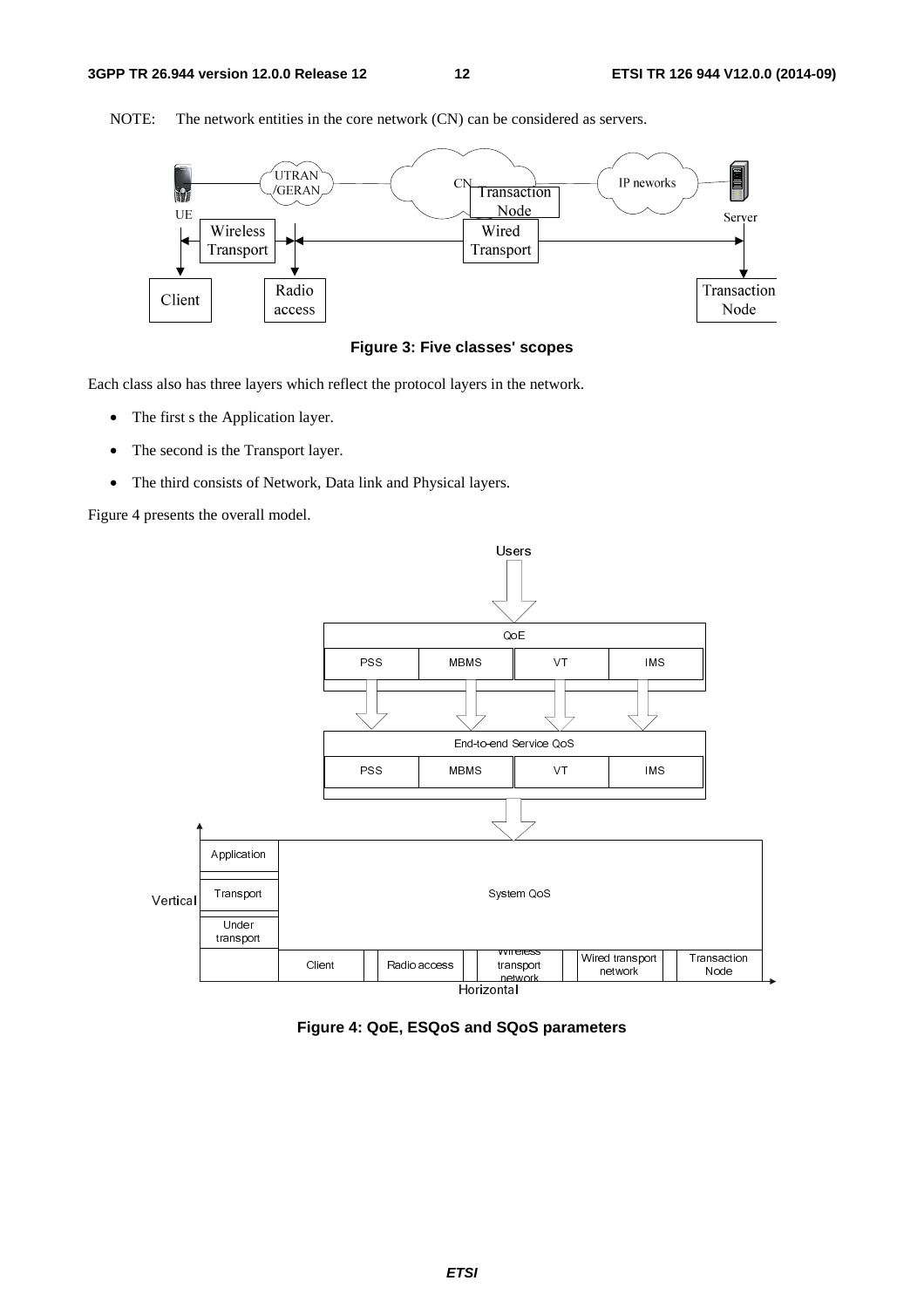NOTE: The network entities in the core network (CN) can be considered as servers.

**Figure 3: Five classes' scopes**

Each class also has three layers which reflect the protocol layers in the network.

- The first s the Application layer.
- The second is the Transport layer.
- The third consists of Network, Data link and Physical layers.

Figure 4 presents the overall model.

**Figure 4: QoE, ESQoS and SQoS parameters**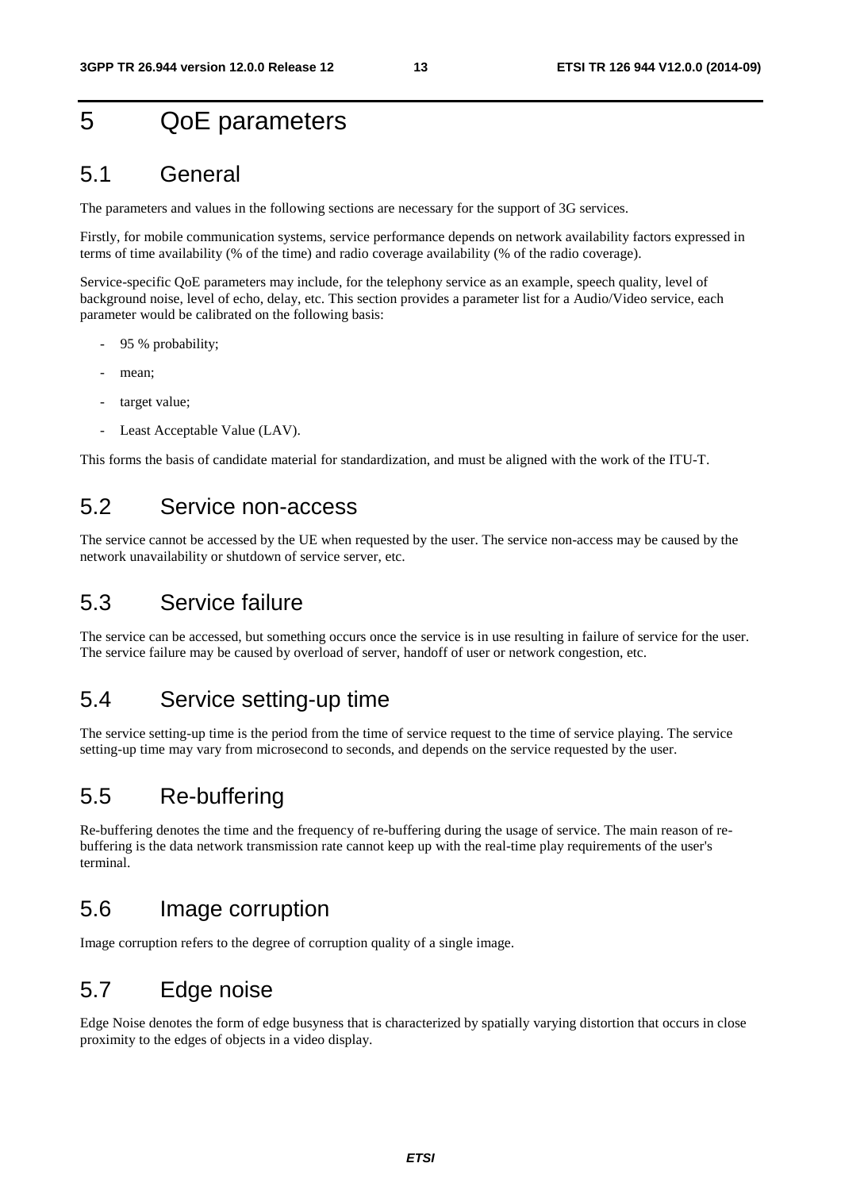# 5 QoE parameters

## 5.1 General

The parameters and values in the following sections are necessary for the support of 3G services.

Firstly, for mobile communication systems, service performance depends on network availability factors expressed in terms of time availability (% of the time) and radio coverage availability (% of the radio coverage).

Service-specific QoE parameters may include, for the telephony service as an example, speech quality, level of background noise, level of echo, delay, etc. This section provides a parameter list for a Audio/Video service, each parameter would be calibrated on the following basis:

- 95 % probability;
- mean;
- target value;
- Least Acceptable Value (LAV).

This forms the basis of candidate material for standardization, and must be aligned with the work of the ITU-T.

## 5.2 Service non-access

The service cannot be accessed by the UE when requested by the user. The service non-access may be caused by the network unavailability or shutdown of service server, etc.

## 5.3 Service failure

The service can be accessed, but something occurs once the service is in use resulting in failure of service for the user. The service failure may be caused by overload of server, handoff of user or network congestion, etc.

## 5.4 Service setting-up time

The service setting-up time is the period from the time of service request to the time of service playing. The service setting-up time may vary from microsecond to seconds, and depends on the service requested by the user.

## 5.5 Re-buffering

Re-buffering denotes the time and the frequency of re-buffering during the usage of service. The main reason of re-buffering is the data network transmission rate cannot keep up with the real-time play requirements of the user's terminal.

## 5.6 Image corruption

Image corruption refers to the degree of corruption quality of a single image.

## 5.7 Edge noise

Edge Noise denotes the form of edge busyness that is characterized by spatially varying distortion that occurs in close proximity to the edges of objects in a video display.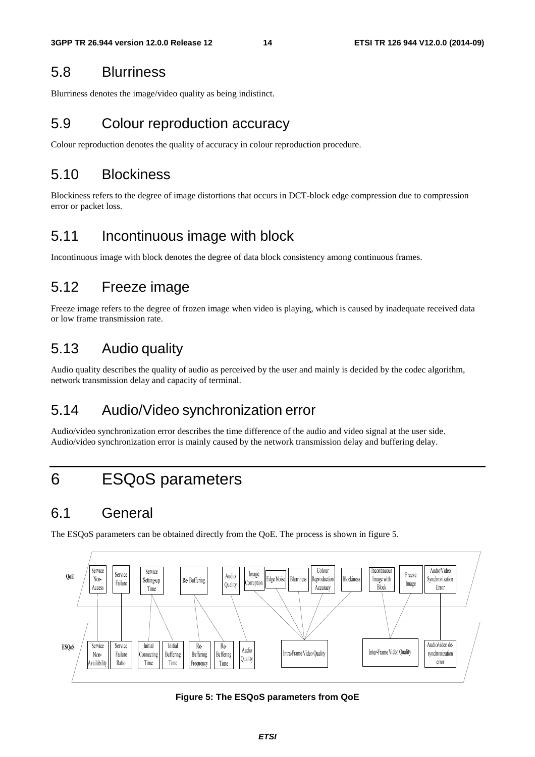## 5.8 Blurriness

Blurriness denotes the image/video quality as being indistinct.

## 5.9 Colour reproduction accuracy

Colour reproduction denotes the quality of accuracy in colour reproduction procedure.

## 5.10 Blockiness

Blockiness refers to the degree of image distortions that occurs in DCT-block edge compression due to compression error or packet loss.

## 5.11 Incontinuous image with block

Incontinuous image with block denotes the degree of data block consistency among continuous frames.

## 5.12 Freeze image

Freeze image refers to the degree of frozen image when video is playing, which is caused by inadequate received data or low frame transmission rate.

## 5.13 Audio quality

Audio quality describes the quality of audio as perceived by the user and mainly is decided by the codec algorithm, network transmission delay and capacity of terminal.

## 5.14 Audio/Video synchronization error

Audio/video synchronization error describes the time difference of the audio and video signal at the user side. Audio/video synchronization error is mainly caused by the network transmission delay and buffering delay.

# 6 ESQoS parameters

## 6.1 General

The ESQoS parameters can be obtained directly from the QoE. The process is shown in figure 5.

QoE: Service Non-Access; Service Failure; Service Setting-up Time; Re-Buffering; Audio Quality; Image Corruption; Edge Noise; Blurriness; Colour Reproduction Accuracy; Blockiness; Incontinuous Image with Block; Freeze Image; Audio/Video Synchronization Error

ESQoS: Service Non-Availability; Service Failure Ratio; Initial Connecting Time; Initial Buffering Time; Re-Buffering Frequency; Re-Buffering Time; Audio Quality; Intra-Frame Video Quality; Inter-Frame Video Quality; Audio/video de-synchronization error

**Figure 5: The ESQoS parameters from QoE**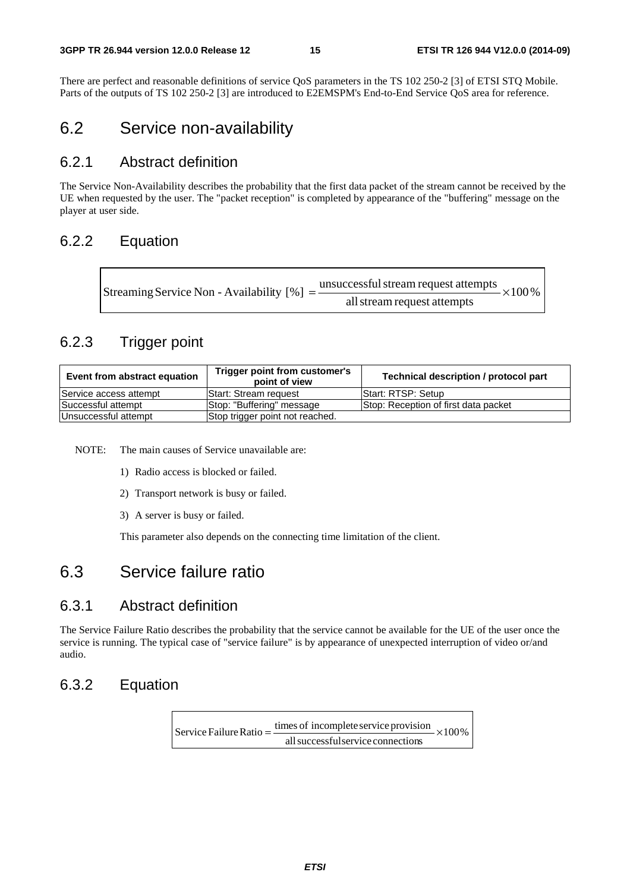There are perfect and reasonable definitions of service QoS parameters in the TS 102 250-2 [3] of ETSI STQ Mobile. Parts of the outputs of TS 102 250-2 [3] are introduced to E2EMSPM's End-to-End Service QoS area for reference.

## 6.2 Service non-availability

### 6.2.1 Abstract definition

The Service Non-Availability describes the probability that the first data packet of the stream cannot be received by the UE when requested by the user. The "packet reception" is completed by appearance of the "buffering" message on the player at user side.

### 6.2.2 Equation

$$\text{Streaming Service Non - Availability [\%]} = \frac{\text{unsuccessful stream request attempts}}{\text{all stream request attempts}} \times 100\,\%$$

### 6.2.3 Trigger point

| Event from abstract equation | Trigger point from customer's point of view | Technical description / protocol part |
|---|---|---|
| Service access attempt | Start: Stream request | Start: RTSP: Setup |
| Successful attempt | Stop: "Buffering" message | Stop: Reception of first data packet |
| Unsuccessful attempt | Stop trigger point not reached. | |

NOTE: The main causes of Service unavailable are:

1) Radio access is blocked or failed.

2) Transport network is busy or failed.

3) A server is busy or failed.

This parameter also depends on the connecting time limitation of the client.

## 6.3 Service failure ratio

### 6.3.1 Abstract definition

The Service Failure Ratio describes the probability that the service cannot be available for the UE of the user once the service is running. The typical case of "service failure" is by appearance of unexpected interruption of video or/and audio.

### 6.3.2 Equation

$$\text{Service Failure Ratio} = \frac{\text{times of incomplete service provision}}{\text{all successful service connections}} \times 100\%$$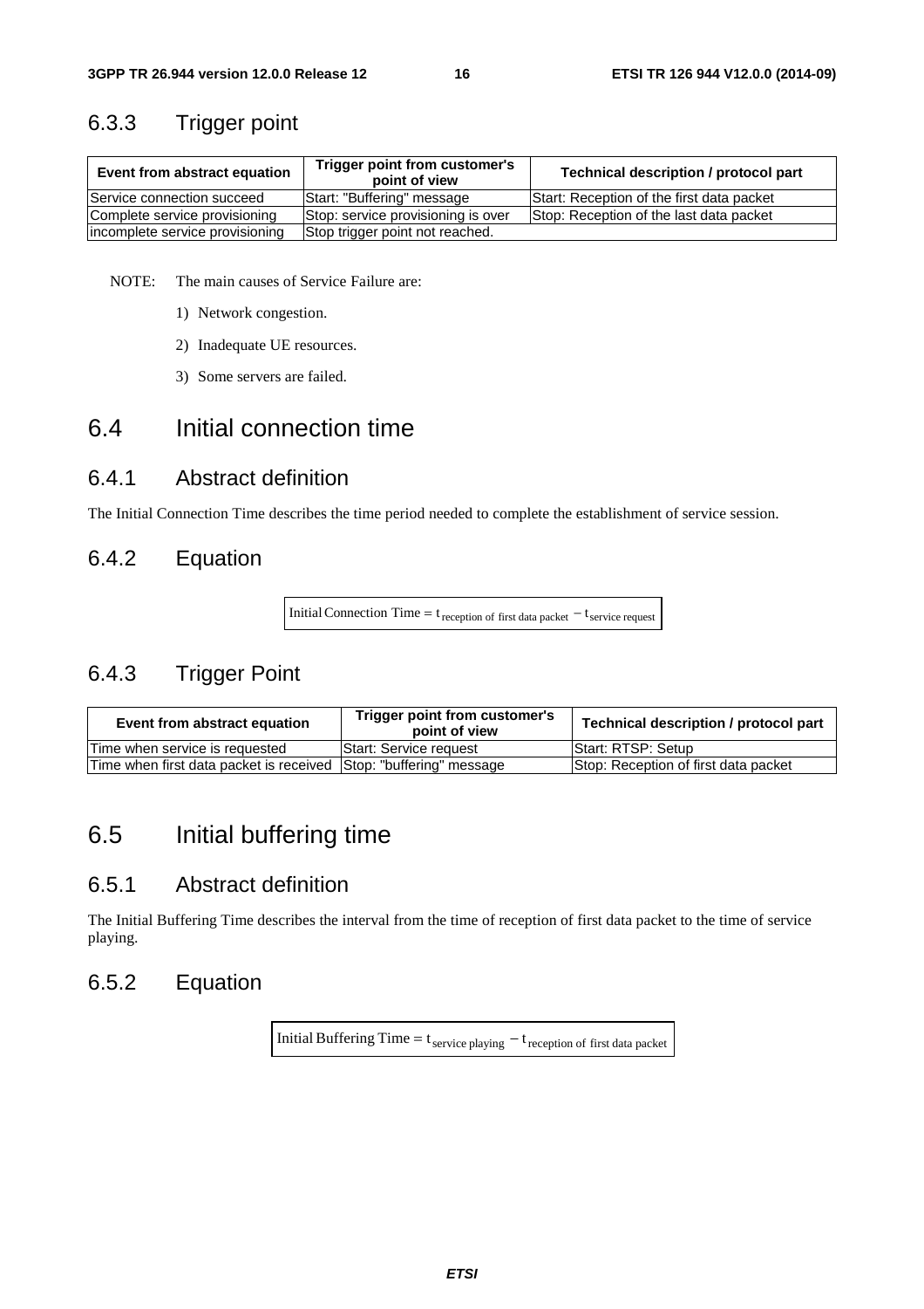### 6.3.3 Trigger point

| Event from abstract equation | Trigger point from customer's point of view | Technical description / protocol part |
|---|---|---|
| Service connection succeed | Start: "Buffering" message | Start: Reception of the first data packet |
| Complete service provisioning | Stop: service provisioning is over | Stop: Reception of the last data packet |
| incomplete service provisioning | Stop trigger point not reached. | |

NOTE: The main causes of Service Failure are:

1) Network congestion.

2) Inadequate UE resources.

3) Some servers are failed.

## 6.4 Initial connection time

### 6.4.1 Abstract definition

The Initial Connection Time describes the time period needed to complete the establishment of service session.

### 6.4.2 Equation

$$\text{Initial Connection Time} = t_{\text{reception of first data packet}} - t_{\text{service request}}$$

### 6.4.3 Trigger Point

| Event from abstract equation | Trigger point from customer's point of view | Technical description / protocol part |
|---|---|---|
| Time when service is requested | Start: Service request | Start: RTSP: Setup |
| Time when first data packet is received | Stop: "buffering" message | Stop: Reception of first data packet |

## 6.5 Initial buffering time

### 6.5.1 Abstract definition

The Initial Buffering Time describes the interval from the time of reception of first data packet to the time of service playing.

### 6.5.2 Equation

$$\text{Initial Buffering Time} = t_{\text{service playing}} - t_{\text{reception of first data packet}}$$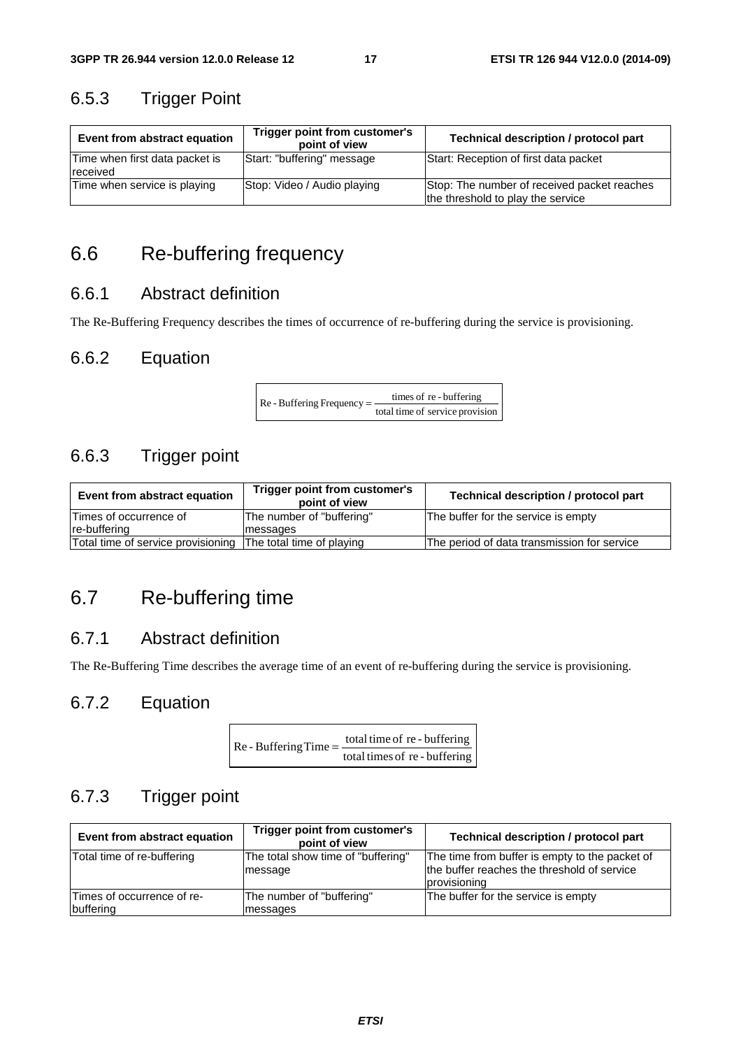### 6.5.3 Trigger Point

| Event from abstract equation | Trigger point from customer's point of view | Technical description / protocol part |
|---|---|---|
| Time when first data packet is received | Start: "buffering" message | Start: Reception of first data packet |
| Time when service is playing | Stop: Video / Audio playing | Stop: The number of received packet reaches the threshold to play the service |

## 6.6 Re-buffering frequency

### 6.6.1 Abstract definition

The Re-Buffering Frequency describes the times of occurrence of re-buffering during the service is provisioning.

### 6.6.2 Equation

$$\text{Re-Buffering Frequency} = \frac{\text{times of re-buffering}}{\text{total time of service provision}}$$

### 6.6.3 Trigger point

| Event from abstract equation | Trigger point from customer's point of view | Technical description / protocol part |
|---|---|---|
| Times of occurrence of re-buffering | The number of "buffering" messages | The buffer for the service is empty |
| Total time of service provisioning | The total time of playing | The period of data transmission for service |

## 6.7 Re-buffering time

### 6.7.1 Abstract definition

The Re-Buffering Time describes the average time of an event of re-buffering during the service is provisioning.

### 6.7.2 Equation

$$\text{Re-Buffering Time} = \frac{\text{total time of re-buffering}}{\text{total times of re-buffering}}$$

### 6.7.3 Trigger point

| Event from abstract equation | Trigger point from customer's point of view | Technical description / protocol part |
|---|---|---|
| Total time of re-buffering | The total show time of "buffering" message | The time from buffer is empty to the packet of the buffer reaches the threshold of service provisioning |
| Times of occurrence of re-buffering | The number of "buffering" messages | The buffer for the service is empty |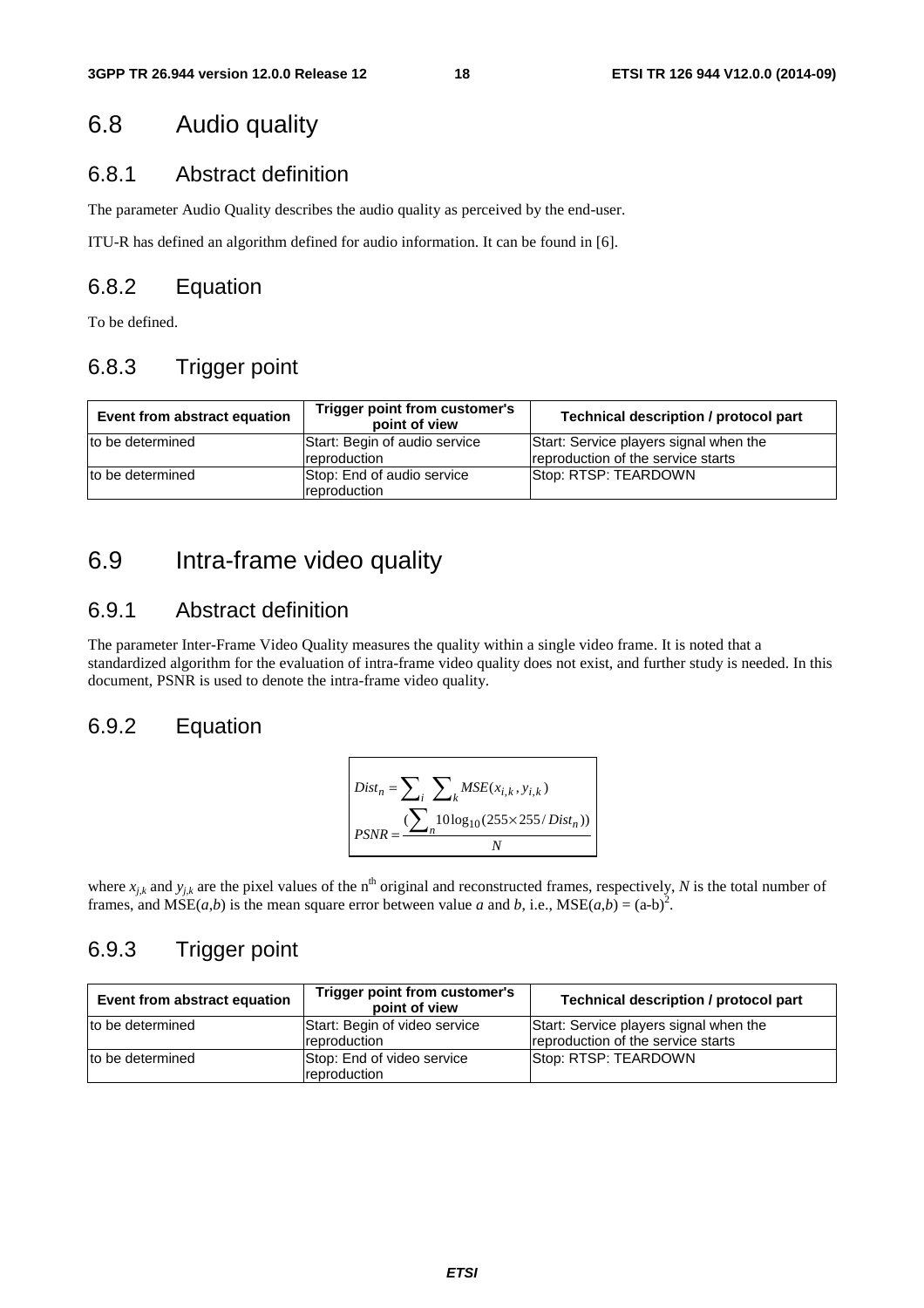## 6.8 Audio quality

### 6.8.1 Abstract definition

The parameter Audio Quality describes the audio quality as perceived by the end-user.

ITU-R has defined an algorithm defined for audio information. It can be found in [6].

### 6.8.2 Equation

To be defined.

### 6.8.3 Trigger point

| Event from abstract equation | Trigger point from customer's point of view | Technical description / protocol part |
|---|---|---|
| to be determined | Start: Begin of audio service reproduction | Start: Service players signal when the reproduction of the service starts |
| to be determined | Stop: End of audio service reproduction | Stop: RTSP: TEARDOWN |

## 6.9 Intra-frame video quality

### 6.9.1 Abstract definition

The parameter Inter-Frame Video Quality measures the quality within a single video frame. It is noted that a standardized algorithm for the evaluation of intra-frame video quality does not exist, and further study is needed. In this document, PSNR is used to denote the intra-frame video quality.

### 6.9.2 Equation

$$
\begin{aligned}
Dist_n &= \sum_i \sum_k MSE(x_{i,k}, y_{i,k}) \\
PSNR &= \frac{\left(\sum_n 10\log_{10}(255 \times 255 / Dist_n)\right)}{N}
\end{aligned}
$$

where $x_{j,k}$ and $y_{j,k}$ are the pixel values of the $n^{th}$ original and reconstructed frames, respectively, $N$ is the total number of frames, and MSE($a$,$b$) is the mean square error between value $a$ and $b$, i.e., $MSE(a,b) = (a-b)^2$.

### 6.9.3 Trigger point

| Event from abstract equation | Trigger point from customer's point of view | Technical description / protocol part |
|---|---|---|
| to be determined | Start: Begin of video service reproduction | Start: Service players signal when the reproduction of the service starts |
| to be determined | Stop: End of video service reproduction | Stop: RTSP: TEARDOWN |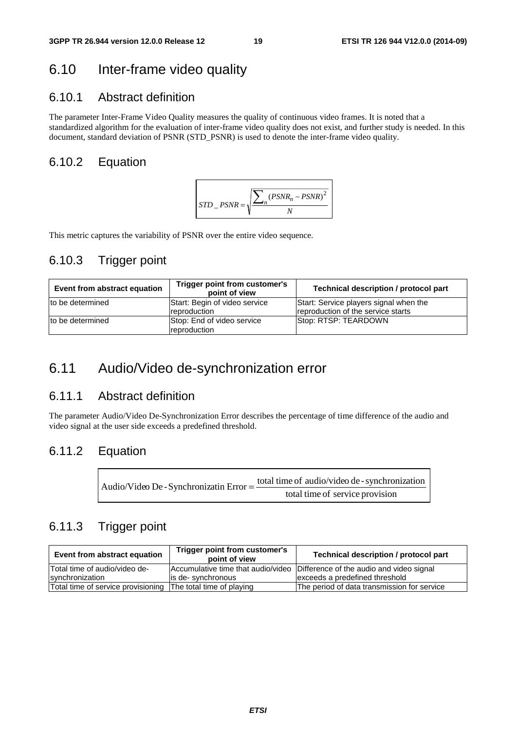## 6.10 Inter-frame video quality

### 6.10.1 Abstract definition

The parameter Inter-Frame Video Quality measures the quality of continuous video frames. It is noted that a standardized algorithm for the evaluation of inter-frame video quality does not exist, and further study is needed. In this document, standard deviation of PSNR (STD_PSNR) is used to denote the inter-frame video quality.

### 6.10.2 Equation

$$STD\_PSNR = \sqrt{\frac{\sum_{n}(PSNR_n - PSNR)^2}{N}}$$

This metric captures the variability of PSNR over the entire video sequence.

### 6.10.3 Trigger point

| Event from abstract equation | Trigger point from customer's point of view | Technical description / protocol part |
|---|---|---|
| to be determined | Start: Begin of video service reproduction | Start: Service players signal when the reproduction of the service starts |
| to be determined | Stop: End of video service reproduction | Stop: RTSP: TEARDOWN |

## 6.11 Audio/Video de-synchronization error

### 6.11.1 Abstract definition

The parameter Audio/Video De-Synchronization Error describes the percentage of time difference of the audio and video signal at the user side exceeds a predefined threshold.

### 6.11.2 Equation

$$\text{Audio/Video De-Synchronizatin Error} = \frac{\text{total time of audio/video de-synchronization}}{\text{total time of service provision}}$$

### 6.11.3 Trigger point

| Event from abstract equation | Trigger point from customer's point of view | Technical description / protocol part |
|---|---|---|
| Total time of audio/video de-synchronization | Accumulative time that audio/video is de- synchronous | Difference of the audio and video signal exceeds a predefined threshold |
| Total time of service provisioning | The total time of playing | The period of data transmission for service |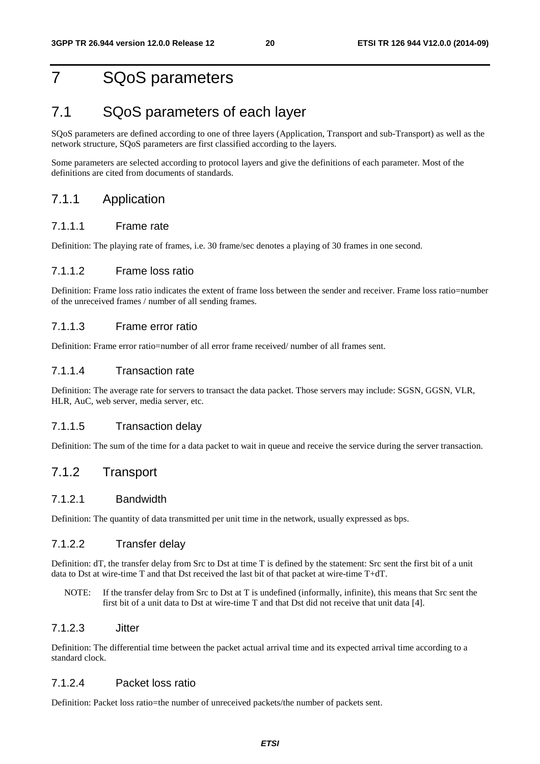# 7 SQoS parameters

## 7.1 SQoS parameters of each layer

SQoS parameters are defined according to one of three layers (Application, Transport and sub-Transport) as well as the network structure, SQoS parameters are first classified according to the layers.

Some parameters are selected according to protocol layers and give the definitions of each parameter. Most of the definitions are cited from documents of standards.

### 7.1.1 Application

#### 7.1.1.1 Frame rate

Definition: The playing rate of frames, i.e. 30 frame/sec denotes a playing of 30 frames in one second.

#### 7.1.1.2 Frame loss ratio

Definition: Frame loss ratio indicates the extent of frame loss between the sender and receiver. Frame loss ratio=number of the unreceived frames / number of all sending frames.

#### 7.1.1.3 Frame error ratio

Definition: Frame error ratio=number of all error frame received/ number of all frames sent.

#### 7.1.1.4 Transaction rate

Definition: The average rate for servers to transact the data packet. Those servers may include: SGSN, GGSN, VLR, HLR, AuC, web server, media server, etc.

#### 7.1.1.5 Transaction delay

Definition: The sum of the time for a data packet to wait in queue and receive the service during the server transaction.

### 7.1.2 Transport

#### 7.1.2.1 Bandwidth

Definition: The quantity of data transmitted per unit time in the network, usually expressed as bps.

#### 7.1.2.2 Transfer delay

Definition: dT, the transfer delay from Src to Dst at time T is defined by the statement: Src sent the first bit of a unit data to Dst at wire-time T and that Dst received the last bit of that packet at wire-time T+dT.

NOTE: If the transfer delay from Src to Dst at T is undefined (informally, infinite), this means that Src sent the first bit of a unit data to Dst at wire-time T and that Dst did not receive that unit data [4].

#### 7.1.2.3 Jitter

Definition: The differential time between the packet actual arrival time and its expected arrival time according to a standard clock.

#### 7.1.2.4 Packet loss ratio

Definition: Packet loss ratio=the number of unreceived packets/the number of packets sent.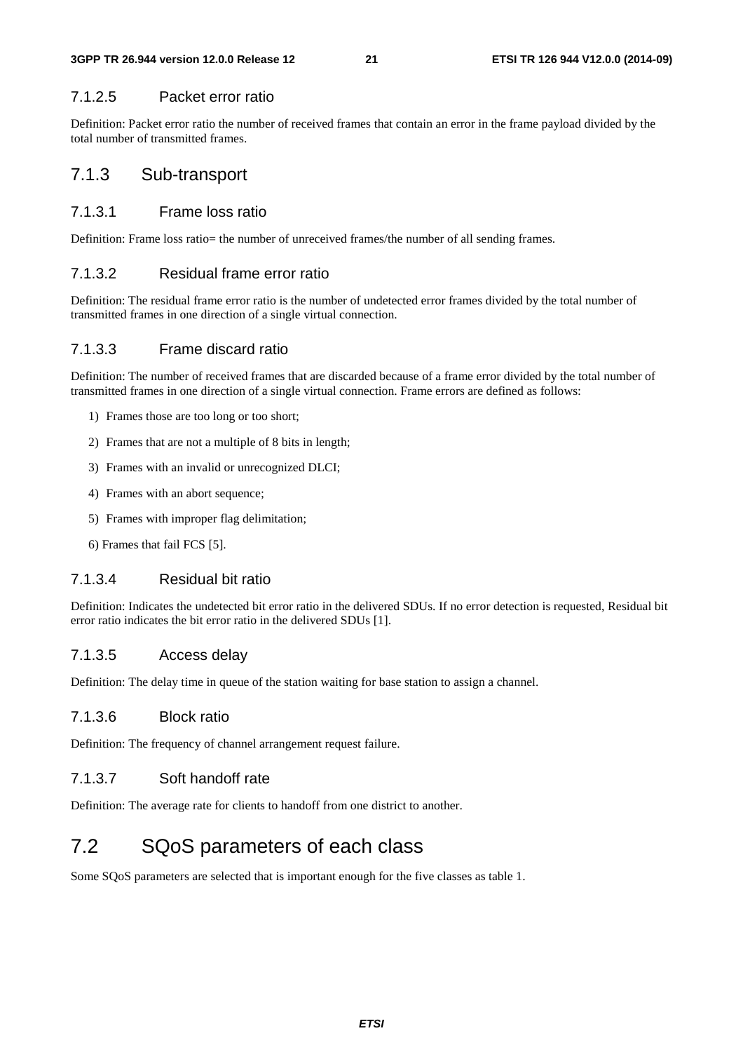#### 7.1.2.5 Packet error ratio

Definition: Packet error ratio the number of received frames that contain an error in the frame payload divided by the total number of transmitted frames.

### 7.1.3 Sub-transport

#### 7.1.3.1 Frame loss ratio

Definition: Frame loss ratio= the number of unreceived frames/the number of all sending frames.

#### 7.1.3.2 Residual frame error ratio

Definition: The residual frame error ratio is the number of undetected error frames divided by the total number of transmitted frames in one direction of a single virtual connection.

#### 7.1.3.3 Frame discard ratio

Definition: The number of received frames that are discarded because of a frame error divided by the total number of transmitted frames in one direction of a single virtual connection. Frame errors are defined as follows:

1) Frames those are too long or too short;
2) Frames that are not a multiple of 8 bits in length;
3) Frames with an invalid or unrecognized DLCI;
4) Frames with an abort sequence;
5) Frames with improper flag delimitation;
6) Frames that fail FCS [5].

#### 7.1.3.4 Residual bit ratio

Definition: Indicates the undetected bit error ratio in the delivered SDUs. If no error detection is requested, Residual bit error ratio indicates the bit error ratio in the delivered SDUs [1].

#### 7.1.3.5 Access delay

Definition: The delay time in queue of the station waiting for base station to assign a channel.

#### 7.1.3.6 Block ratio

Definition: The frequency of channel arrangement request failure.

#### 7.1.3.7 Soft handoff rate

Definition: The average rate for clients to handoff from one district to another.

## 7.2 SQoS parameters of each class

Some SQoS parameters are selected that is important enough for the five classes as table 1.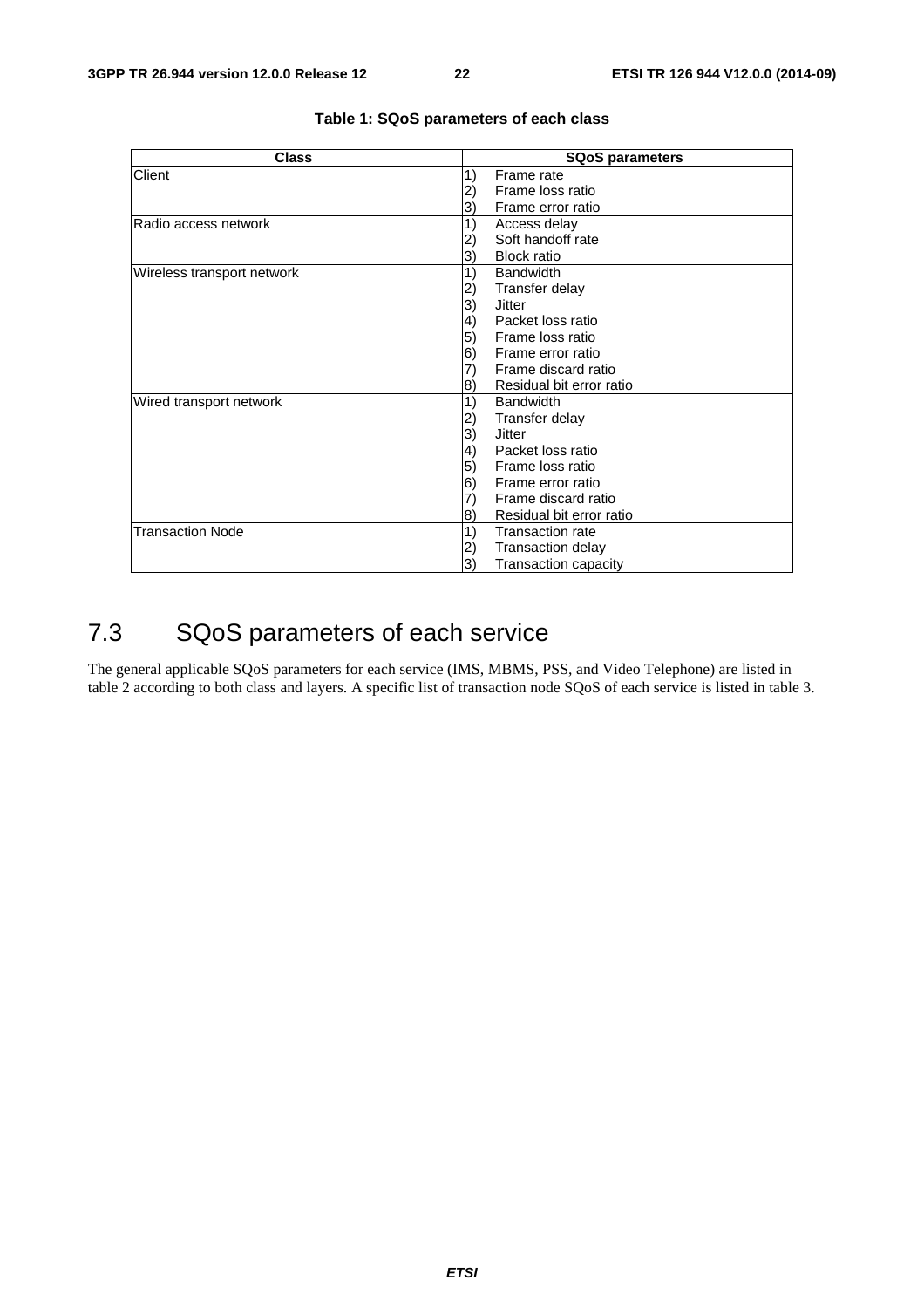**Table 1: SQoS parameters of each class**

| Class | SQoS parameters |
|---|---|
| Client | 1) Frame rate<br>2) Frame loss ratio<br>3) Frame error ratio |
| Radio access network | 1) Access delay<br>2) Soft handoff rate<br>3) Block ratio |
| Wireless transport network | 1) Bandwidth<br>2) Transfer delay<br>3) Jitter<br>4) Packet loss ratio<br>5) Frame loss ratio<br>6) Frame error ratio<br>7) Frame discard ratio<br>8) Residual bit error ratio |
| Wired transport network | 1) Bandwidth<br>2) Transfer delay<br>3) Jitter<br>4) Packet loss ratio<br>5) Frame loss ratio<br>6) Frame error ratio<br>7) Frame discard ratio<br>8) Residual bit error ratio |
| Transaction Node | 1) Transaction rate<br>2) Transaction delay<br>3) Transaction capacity |

## 7.3 SQoS parameters of each service

The general applicable SQoS parameters for each service (IMS, MBMS, PSS, and Video Telephone) are listed in table 2 according to both class and layers. A specific list of transaction node SQoS of each service is listed in table 3.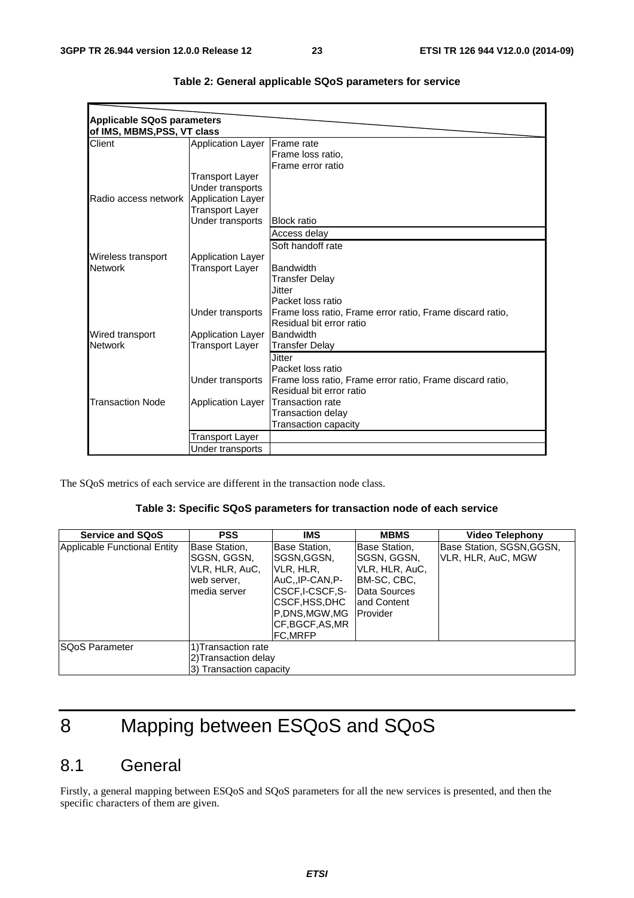**Table 2: General applicable SQoS parameters for service**

| Applicable SQoS parameters of IMS, MBMS,PSS, VT class | | |
|---|---|---|
| Client | Application Layer | Frame rate<br>Frame loss ratio,<br>Frame error ratio |
| | Transport Layer | |
| | Under transports | |
| Radio access network | Application Layer | |
| | Transport Layer | |
| | Under transports | Block ratio |
| | | Access delay |
| | | Soft handoff rate |
| Wireless transport Network | Application Layer | |
| | Transport Layer | Bandwidth<br>Transfer Delay<br>Jitter<br>Packet loss ratio |
| | Under transports | Frame loss ratio, Frame error ratio, Frame discard ratio,<br>Residual bit error ratio |
| Wired transport Network | Application Layer | Bandwidth |
| | Transport Layer | Transfer Delay |
| | | Jitter<br>Packet loss ratio |
| | Under transports | Frame loss ratio, Frame error ratio, Frame discard ratio,<br>Residual bit error ratio |
| Transaction Node | Application Layer | Transaction rate<br>Transaction delay<br>Transaction capacity |
| | Transport Layer | |
| | Under transports | |

The SQoS metrics of each service are different in the transaction node class.

**Table 3: Specific SQoS parameters for transaction node of each service**

| Service and SQoS | PSS | IMS | MBMS | Video Telephony |
|---|---|---|---|---|
| Applicable Functional Entity | Base Station, SGSN, GGSN, VLR, HLR, AuC, web server, media server | Base Station, SGSN,GGSN, VLR, HLR, AuC,,IP-CAN,P-CSCF,I-CSCF,S-CSCF,HSS,DHCP,DNS,MGW,MGCF,BGCF,AS,MRFC,MRFP | Base Station, SGSN, GGSN, VLR, HLR, AuC, BM-SC, CBC, Data Sources and Content Provider | Base Station, SGSN,GGSN, VLR, HLR, AuC, MGW |
| SQoS Parameter | 1)Transaction rate<br>2)Transaction delay<br>3) Transaction capacity | | | |

# 8 Mapping between ESQoS and SQoS

## 8.1 General

Firstly, a general mapping between ESQoS and SQoS parameters for all the new services is presented, and then the specific characters of them are given.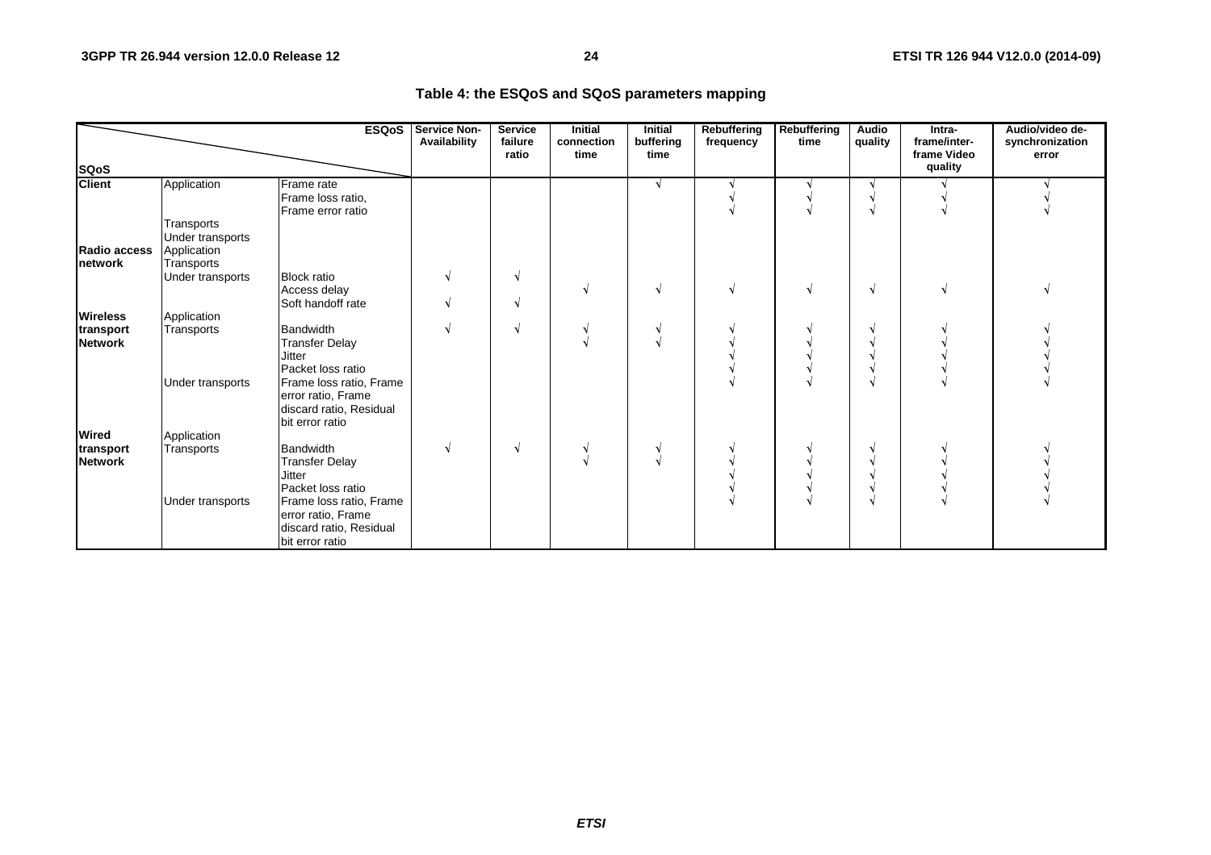**Table 4: the ESQoS and SQoS parameters mapping**

| SQoS \ ESQoS | | | Service Non-Availability | Service failure ratio | Initial connection time | Initial buffering time | Rebuffering frequency | Rebuffering time | Audio quality | Intra-frame/inter-frame Video quality | Audio/video de-synchronization error |
|---|---|---|---|---|---|---|---|---|---|---|---|
| **Client** | Application | Frame rate | | | | √ | √ | √ | √ | √ | √ |
| | | Frame loss ratio, | | | | | √ | √ | √ | √ | √ |
| | | Frame error ratio | | | | | √ | √ | √ | √ | √ |
| | Transports | | | | | | | | | | |
| | Under transports | | | | | | | | | | |
| **Radio access network** | Application | | | | | | | | | | |
| | Transports | | | | | | | | | | |
| | Under transports | Block ratio | √ | √ | | | | | | | |
| | | Access delay | | | √ | √ | √ | √ | √ | √ | √ |
| | | Soft handoff rate | √ | √ | | | | | | | |
| **Wireless transport Network** | Application | | | | | | | | | | |
| | Transports | Bandwidth | √ | √ | √ | √ | √ | √ | √ | √ | √ |
| | | Transfer Delay | | | √ | √ | √ | √ | √ | √ | √ |
| | | Jitter | | | | | √ | √ | √ | √ | √ |
| | | Packet loss ratio | | | | | √ | √ | √ | √ | √ |
| | Under transports | Frame loss ratio, Frame error ratio, Frame discard ratio, Residual bit error ratio | | | | | √ | √ | √ | √ | √ |
| **Wired transport Network** | Application | | | | | | | | | | |
| | Transports | Bandwidth | √ | √ | √ | √ | √ | √ | √ | √ | √ |
| | | Transfer Delay | | | √ | √ | √ | √ | √ | √ | √ |
| | | Jitter | | | | | √ | √ | √ | √ | √ |
| | | Packet loss ratio | | | | | √ | √ | √ | √ | √ |
| | Under transports | Frame loss ratio, Frame error ratio, Frame discard ratio, Residual bit error ratio | | | | | √ | √ | √ | √ | √ |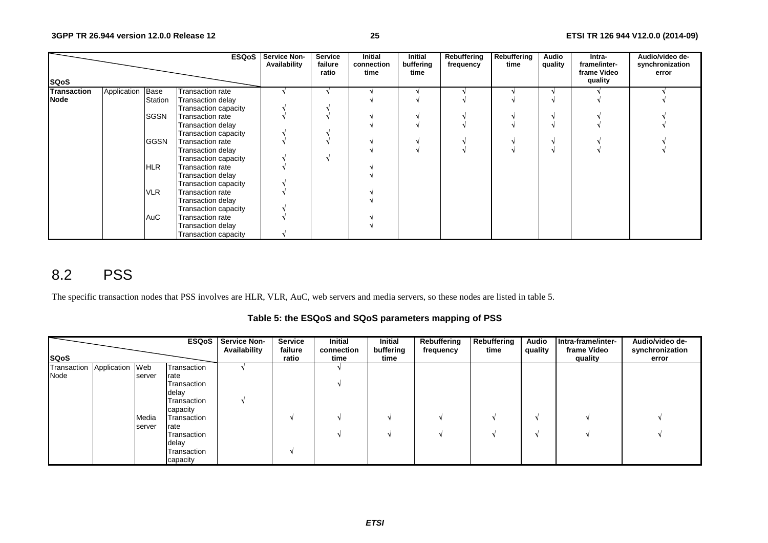| SQoS \ ESQoS | | | | Service Non-Availability | Service failure ratio | Initial connection time | Initial buffering time | Rebuffering frequency | Rebuffering time | Audio quality | Intra-frame/inter-frame Video quality | Audio/video de-synchronization error |
|---|---|---|---|---|---|---|---|---|---|---|---|---|
| Transaction Node | Application | Base Station | Transaction rate | √ | √ | √ | √ | √ | √ | √ | √ | √ |
| | | | Transaction delay | | | √ | √ | √ | √ | √ | √ | √ |
| | | | Transaction capacity | √ | √ | | | | | | | |
| | | SGSN | Transaction rate | √ | √ | √ | √ | √ | √ | √ | √ | √ |
| | | | Transaction delay | | | √ | √ | √ | √ | √ | √ | √ |
| | | | Transaction capacity | √ | √ | | | | | | | |
| | | GGSN | Transaction rate | √ | √ | √ | √ | √ | √ | √ | √ | √ |
| | | | Transaction delay | | | √ | √ | √ | √ | √ | √ | √ |
| | | | Transaction capacity | √ | √ | | | | | | | |
| | | HLR | Transaction rate | √ | | √ | | | | | | |
| | | | Transaction delay | | | √ | | | | | | |
| | | | Transaction capacity | √ | | | | | | | | |
| | | VLR | Transaction rate | √ | | √ | | | | | | |
| | | | Transaction delay | | | √ | | | | | | |
| | | | Transaction capacity | √ | | | | | | | | |
| | | AuC | Transaction rate | √ | | √ | | | | | | |
| | | | Transaction delay | | | √ | | | | | | |
| | | | Transaction capacity | √ | | | | | | | | |

## 8.2 PSS

The specific transaction nodes that PSS involves are HLR, VLR, AuC, web servers and media servers, so these nodes are listed in table 5.

**Table 5: the ESQoS and SQoS parameters mapping of PSS**

| SQoS \ ESQoS | | | | Service Non-Availability | Service failure ratio | Initial connection time | Initial buffering time | Rebuffering frequency | Rebuffering time | Audio quality | Intra-frame/inter-frame Video quality | Audio/video de-synchronization error |
|---|---|---|---|---|---|---|---|---|---|---|---|---|
| Transaction Node | Application | Web server | Transaction rate | √ | | √ | | | | | | |
| | | | Transaction delay | | | √ | | | | | | |
| | | | Transaction capacity | √ | | | | | | | | |
| | | Media server | Transaction rate | | √ | √ | √ | √ | √ | √ | √ | √ |
| | | | Transaction delay | | | √ | √ | √ | √ | √ | √ | √ |
| | | | Transaction capacity | | √ | | | | | | | |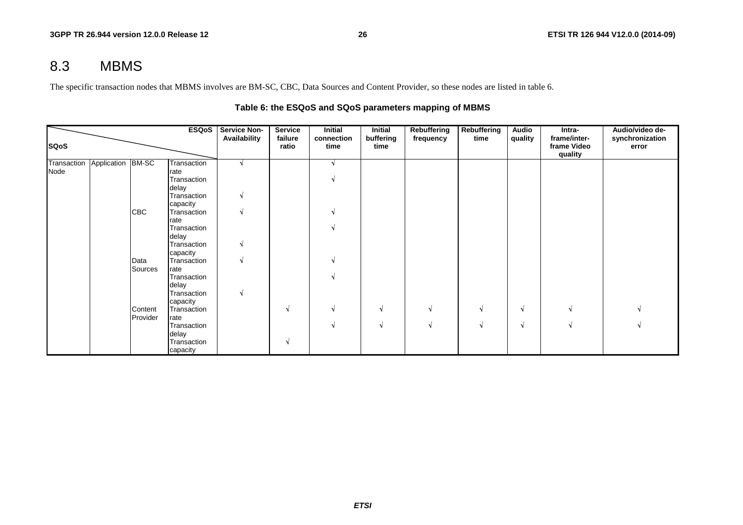## 8.3 MBMS

The specific transaction nodes that MBMS involves are BM-SC, CBC, Data Sources and Content Provider, so these nodes are listed in table 6.

**Table 6: the ESQoS and SQoS parameters mapping of MBMS**

| SQoS \ ESQoS | | | | Service Non-Availability | Service failure ratio | Initial connection time | Initial buffering time | Rebuffering frequency | Rebuffering time | Audio quality | Intra-frame/inter-frame Video quality | Audio/video de-synchronization error |
|---|---|---|---|---|---|---|---|---|---|---|---|---|
| Transaction Node | Application | BM-SC | Transaction rate | √ | | √ | | | | | | |
| | | | Transaction delay | | | √ | | | | | | |
| | | | Transaction capacity | √ | | | | | | | | |
| | | CBC | Transaction rate | √ | | √ | | | | | | |
| | | | Transaction delay | | | √ | | | | | | |
| | | | Transaction capacity | √ | | | | | | | | |
| | | Data Sources | Transaction rate | √ | | √ | | | | | | |
| | | | Transaction delay | | | √ | | | | | | |
| | | | Transaction capacity | √ | | | | | | | | |
| | | Content Provider | Transaction rate | | √ | √ | √ | √ | √ | √ | √ | √ |
| | | | Transaction delay | | | √ | √ | √ | √ | √ | √ | √ |
| | | | Transaction capacity | | √ | | | | | | | |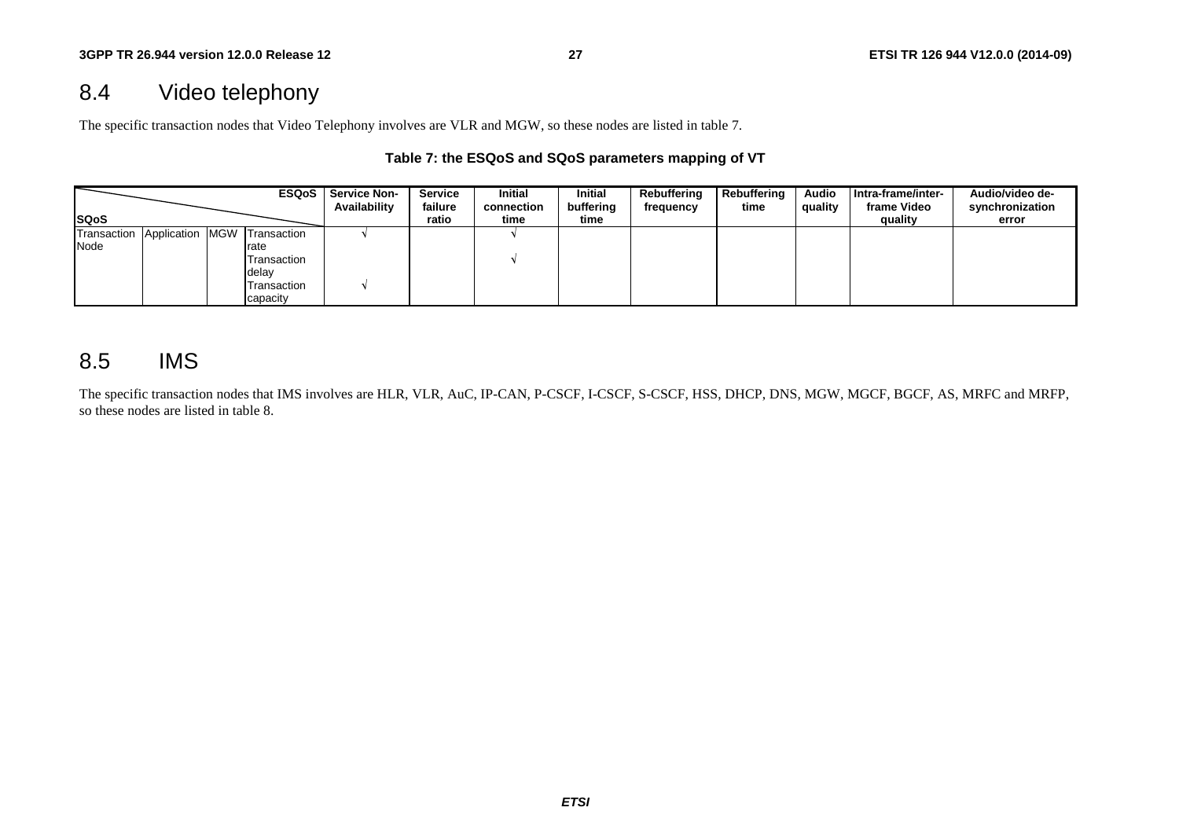## 8.4 Video telephony

The specific transaction nodes that Video Telephony involves are VLR and MGW, so these nodes are listed in table 7.

**Table 7: the ESQoS and SQoS parameters mapping of VT**

| SQoS \ ESQoS | | | | Service Non-Availability | Service failure ratio | Initial connection time | Initial buffering time | Rebuffering frequency | Rebuffering time | Audio quality | Intra-frame/inter-frame Video quality | Audio/video de-synchronization error |
|---|---|---|---|---|---|---|---|---|---|---|---|---|
| Transaction Node | Application | MGW | Transaction rate | √ | | √ | | | | | | |
| | | | Transaction delay | | | √ | | | | | | |
| | | | Transaction capacity | √ | | | | | | | | |

## 8.5 IMS

The specific transaction nodes that IMS involves are HLR, VLR, AuC, IP-CAN, P-CSCF, I-CSCF, S-CSCF, HSS, DHCP, DNS, MGW, MGCF, BGCF, AS, MRFC and MRFP, so these nodes are listed in table 8.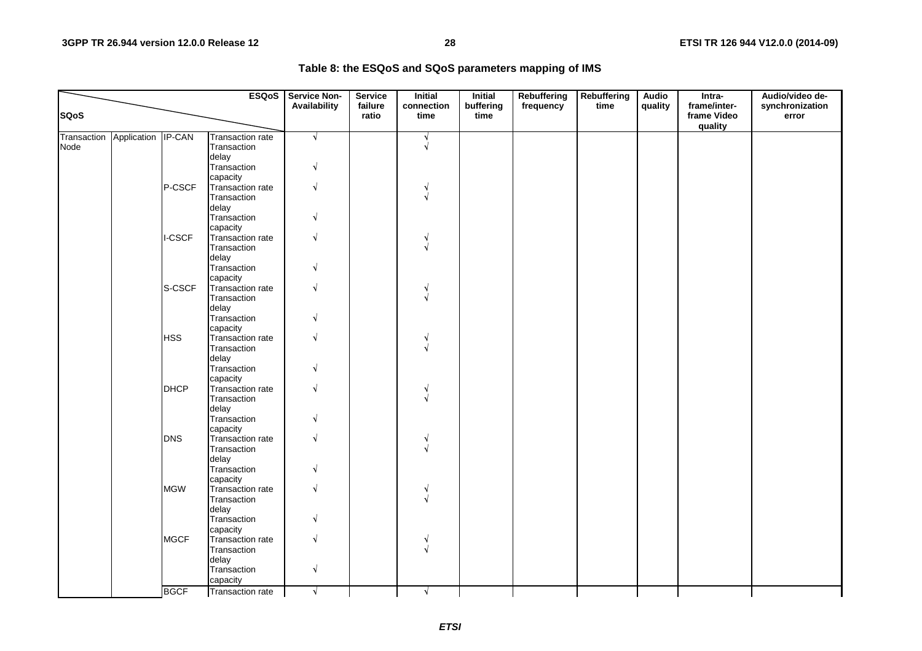**Table 8: the ESQoS and SQoS parameters mapping of IMS**

| SQoS | | | ESQoS | Service Non-Availability | Service failure ratio | Initial connection time | Initial buffering time | Rebuffering frequency | Rebuffering time | Audio quality | Intra-frame/inter-frame Video quality | Audio/video de-synchronization error |
|---|---|---|---|---|---|---|---|---|---|---|---|---|
| Transaction Node | Application | IP-CAN | Transaction rate | √ | | √ | | | | | | |
| | | | Transaction delay | | | √ | | | | | | |
| | | | Transaction capacity | √ | | | | | | | | |
| | | P-CSCF | Transaction rate | √ | | √ | | | | | | |
| | | | Transaction delay | | | √ | | | | | | |
| | | | Transaction capacity | √ | | | | | | | | |
| | | I-CSCF | Transaction rate | √ | | √ | | | | | | |
| | | | Transaction delay | | | √ | | | | | | |
| | | | Transaction capacity | √ | | | | | | | | |
| | | S-CSCF | Transaction rate | √ | | √ | | | | | | |
| | | | Transaction delay | | | √ | | | | | | |
| | | | Transaction capacity | √ | | | | | | | | |
| | | HSS | Transaction rate | √ | | √ | | | | | | |
| | | | Transaction delay | | | √ | | | | | | |
| | | | Transaction capacity | √ | | | | | | | | |
| | | DHCP | Transaction rate | √ | | √ | | | | | | |
| | | | Transaction delay | | | √ | | | | | | |
| | | | Transaction capacity | √ | | | | | | | | |
| | | DNS | Transaction rate | √ | | √ | | | | | | |
| | | | Transaction delay | | | √ | | | | | | |
| | | | Transaction capacity | √ | | | | | | | | |
| | | MGW | Transaction rate | √ | | √ | | | | | | |
| | | | Transaction delay | | | √ | | | | | | |
| | | | Transaction capacity | √ | | | | | | | | |
| | | MGCF | Transaction rate | √ | | √ | | | | | | |
| | | | Transaction delay | | | √ | | | | | | |
| | | | Transaction capacity | √ | | | | | | | | |
| | | BGCF | Transaction rate | √ | | √ | | | | | | |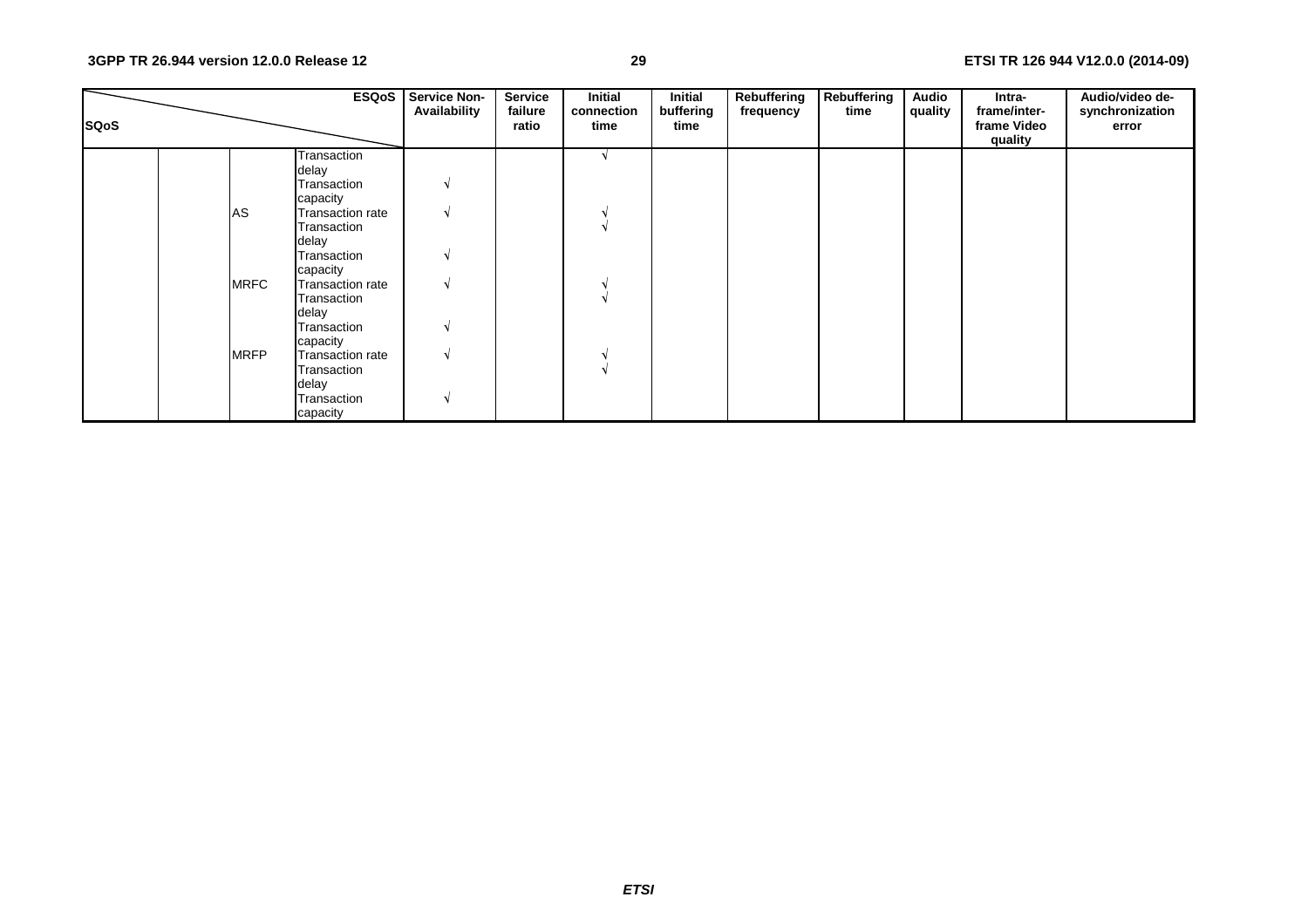| SQoS | | | ESQoS | Service Non-Availability | Service failure ratio | Initial connection time | Initial buffering time | Rebuffering frequency | Rebuffering time | Audio quality | Intra-frame/inter-frame Video quality | Audio/video de-synchronization error |
|---|---|---|---|---|---|---|---|---|---|---|---|---|
| | | | Transaction delay | | | √ | | | | | | |
| | | | Transaction capacity | √ | | | | | | | | |
| | | AS | Transaction rate | √ | | √ | | | | | | |
| | | | Transaction delay | | | √ | | | | | | |
| | | | Transaction capacity | √ | | | | | | | | |
| | | MRFC | Transaction rate | √ | | √ | | | | | | |
| | | | Transaction delay | | | √ | | | | | | |
| | | | Transaction capacity | √ | | | | | | | | |
| | | MRFP | Transaction rate | √ | | √ | | | | | | |
| | | | Transaction delay | | | √ | | | | | | |
| | | | Transaction capacity | √ | | | | | | | | |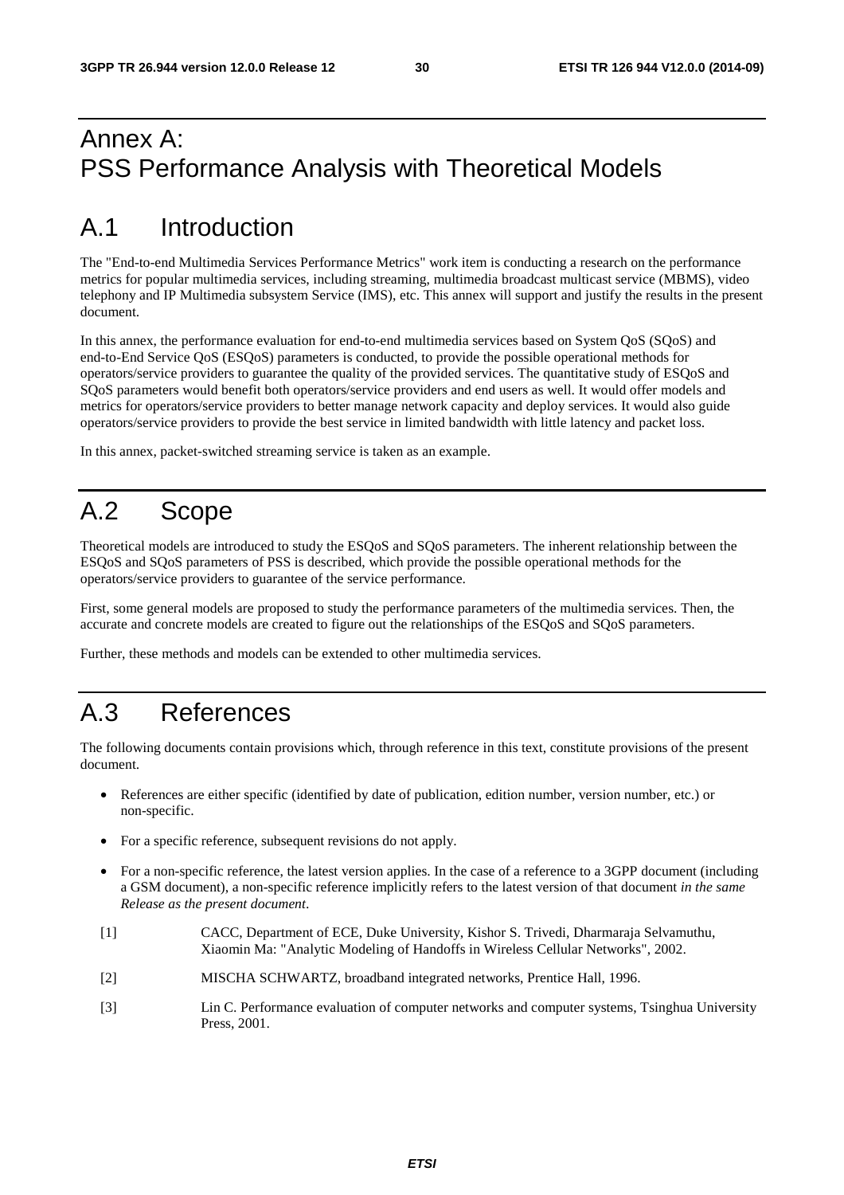# Annex A: PSS Performance Analysis with Theoretical Models

# A.1 Introduction

The "End-to-end Multimedia Services Performance Metrics" work item is conducting a research on the performance metrics for popular multimedia services, including streaming, multimedia broadcast multicast service (MBMS), video telephony and IP Multimedia subsystem Service (IMS), etc. This annex will support and justify the results in the present document.

In this annex, the performance evaluation for end-to-end multimedia services based on System QoS (SQoS) and end-to-End Service QoS (ESQoS) parameters is conducted, to provide the possible operational methods for operators/service providers to guarantee the quality of the provided services. The quantitative study of ESQoS and SQoS parameters would benefit both operators/service providers and end users as well. It would offer models and metrics for operators/service providers to better manage network capacity and deploy services. It would also guide operators/service providers to provide the best service in limited bandwidth with little latency and packet loss.

In this annex, packet-switched streaming service is taken as an example.

# A.2 Scope

Theoretical models are introduced to study the ESQoS and SQoS parameters. The inherent relationship between the ESQoS and SQoS parameters of PSS is described, which provide the possible operational methods for the operators/service providers to guarantee of the service performance.

First, some general models are proposed to study the performance parameters of the multimedia services. Then, the accurate and concrete models are created to figure out the relationships of the ESQoS and SQoS parameters.

Further, these methods and models can be extended to other multimedia services.

# A.3 References

The following documents contain provisions which, through reference in this text, constitute provisions of the present document.

- References are either specific (identified by date of publication, edition number, version number, etc.) or non-specific.
- For a specific reference, subsequent revisions do not apply.
- For a non-specific reference, the latest version applies. In the case of a reference to a 3GPP document (including a GSM document), a non-specific reference implicitly refers to the latest version of that document *in the same Release as the present document*.

[1] CACC, Department of ECE, Duke University, Kishor S. Trivedi, Dharmaraja Selvamuthu, Xiaomin Ma: "Analytic Modeling of Handoffs in Wireless Cellular Networks", 2002.

[2] MISCHA SCHWARTZ, broadband integrated networks, Prentice Hall, 1996.

[3] Lin C. Performance evaluation of computer networks and computer systems, Tsinghua University Press, 2001.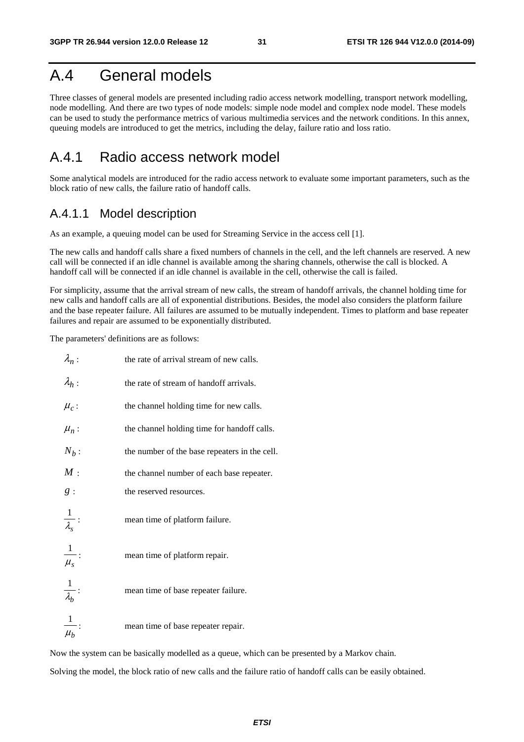# A.4 General models

Three classes of general models are presented including radio access network modelling, transport network modelling, node modelling. And there are two types of node models: simple node model and complex node model. These models can be used to study the performance metrics of various multimedia services and the network conditions. In this annex, queuing models are introduced to get the metrics, including the delay, failure ratio and loss ratio.

## A.4.1 Radio access network model

Some analytical models are introduced for the radio access network to evaluate some important parameters, such as the block ratio of new calls, the failure ratio of handoff calls.

### A.4.1.1 Model description

As an example, a queuing model can be used for Streaming Service in the access cell [1].

The new calls and handoff calls share a fixed numbers of channels in the cell, and the left channels are reserved. A new call will be connected if an idle channel is available among the sharing channels, otherwise the call is blocked. A handoff call will be connected if an idle channel is available in the cell, otherwise the call is failed.

For simplicity, assume that the arrival stream of new calls, the stream of handoff arrivals, the channel holding time for new calls and handoff calls are all of exponential distributions. Besides, the model also considers the platform failure and the base repeater failure. All failures are assumed to be mutually independent. Times to platform and base repeater failures and repair are assumed to be exponentially distributed.

The parameters' definitions are as follows:

$\lambda_n$ : the rate of arrival stream of new calls.

$\lambda_h$ : the rate of stream of handoff arrivals.

$\mu_c$ : the channel holding time for new calls.

$\mu_n$ : the channel holding time for handoff calls.

$N_b$ : the number of the base repeaters in the cell.

$M$ : the channel number of each base repeater.

$g$ : the reserved resources.

$\frac{1}{\lambda_s}$ : mean time of platform failure.

$\frac{1}{\mu_s}$ : mean time of platform repair.

$\frac{1}{\lambda_b}$ : mean time of base repeater failure.

$\frac{1}{\mu_b}$ : mean time of base repeater repair.

Now the system can be basically modelled as a queue, which can be presented by a Markov chain.

Solving the model, the block ratio of new calls and the failure ratio of handoff calls can be easily obtained.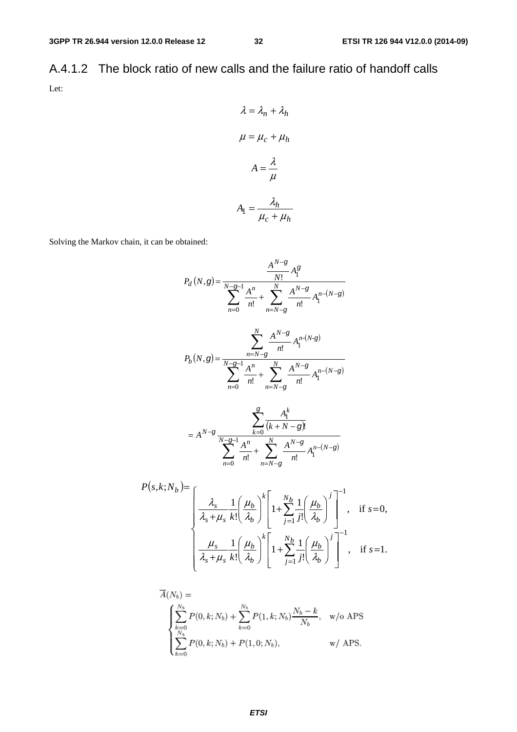### A.4.1.2 The block ratio of new calls and the failure ratio of handoff calls

Let:

$$\lambda = \lambda_n + \lambda_h$$

$$\mu = \mu_c + \mu_h$$

$$A = \frac{\lambda}{\mu}$$

$$A_1 = \frac{\lambda_h}{\mu_c + \mu_h}$$

Solving the Markov chain, it can be obtained:

$$P_d(N,g) = \frac{\frac{A^{N-g}}{N!} A_1^g}{\sum_{n=0}^{N-g-1} \frac{A^n}{n!} + \sum_{n=N-g}^{N} \frac{A^{N-g}}{n!} A_1^{n-(N-g)}}$$

$$P_b(N,g) = \frac{\sum_{n=N-g}^{N} \frac{A^{N-g}}{n!} A_1^{n-(N-g)}}{\sum_{n=0}^{N-g-1} \frac{A^n}{n!} + \sum_{n=N-g}^{N} \frac{A^{N-g}}{n!} A_1^{n-(N-g)}}$$

$$= A^{N-g} \frac{\sum_{k=0}^{g} \frac{A_1^k}{(k+N-g)!}}{\sum_{n=0}^{N-g-1} \frac{A^n}{n!} + \sum_{n=N-g}^{N} \frac{A^{N-g}}{n!} A_1^{n-(N-g)}}$$

$$P(s,k;N_b) = \begin{cases} \frac{\lambda_s}{\lambda_s + \mu_s} \frac{1}{k!} \left( \frac{\mu_b}{\lambda_b} \right)^k \left[ 1 + \sum_{j=1}^{N_b} \frac{1}{j!} \left( \frac{\mu_b}{\lambda_b} \right)^j \right]^{-1}, & \text{if } s=0, \\ \frac{\mu_s}{\lambda_s + \mu_s} \frac{1}{k!} \left( \frac{\mu_b}{\lambda_b} \right)^k \left[ 1 + \sum_{j=1}^{N_b} \frac{1}{j!} \left( \frac{\mu_b}{\lambda_b} \right)^j \right]^{-1}, & \text{if } s=1. \end{cases}$$

$$\overline{A}(N_b) = \begin{cases} \sum_{k=0}^{N_b} P(0,k;N_b) + \sum_{k=0}^{N_b} P(1,k;N_b) \frac{N_b - k}{N_b}, & \text{w/o APS} \\ \sum_{k=0}^{N_b} P(0,k;N_b) + P(1,0;N_b), & \text{w/ APS.} \end{cases}$$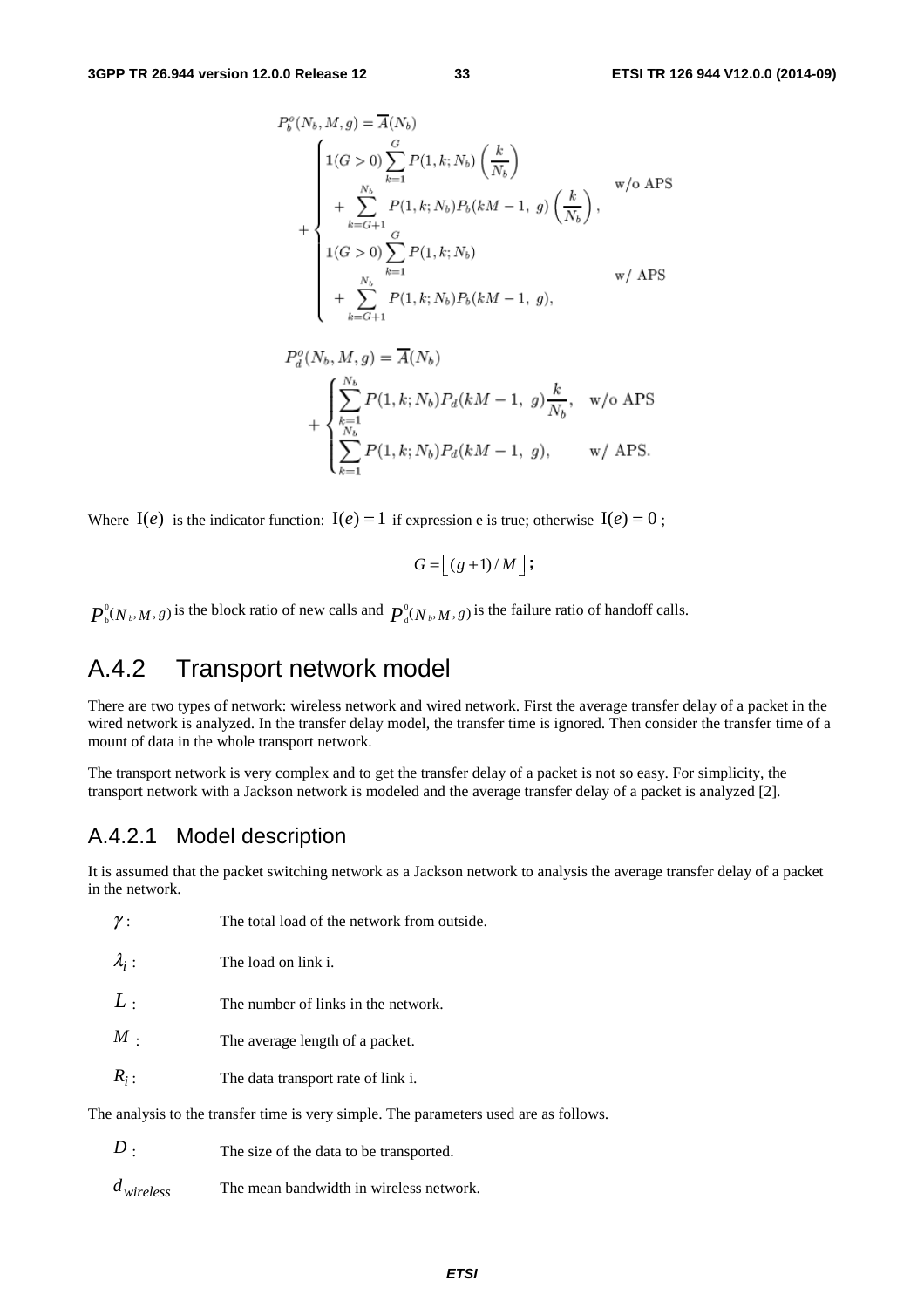$$P_b^o(N_b, M, g) = \overline{A}(N_b) + \begin{cases} \mathbf{1}(G>0)\sum_{k=1}^{G} P(1,k;N_b)\left(\frac{k}{N_b}\right) \\ \quad + \sum_{k=G+1}^{N_b} P(1,k;N_b)P_b(kM-1,\ g)\left(\frac{k}{N_b}\right), & \text{w/o APS} \\ \mathbf{1}(G>0)\sum_{k=1}^{G} P(1,k;N_b) \\ \quad + \sum_{k=G+1}^{N_b} P(1,k;N_b)P_b(kM-1,\ g), & \text{w/ APS} \end{cases}$$

$$P_d^o(N_b, M, g) = \overline{A}(N_b) + \begin{cases} \sum_{k=1}^{N_b} P(1,k;N_b)P_d(kM-1,\ g)\frac{k}{N_b}, & \text{w/o APS} \\ \sum_{k=1}^{N_b} P(1,k;N_b)P_d(kM-1,\ g), & \text{w/ APS.} \end{cases}$$

Where $\mathrm{I}(e)$ is the indicator function: $\mathrm{I}(e)=1$ if expression e is true; otherwise $\mathrm{I}(e)=0$ ;

$$G = \lfloor (g+1)/M \rfloor;$$

$P_b^0(N_b, M, g)$ is the block ratio of new calls and $P_d^0(N_b, M, g)$ is the failure ratio of handoff calls.

## A.4.2 Transport network model

There are two types of network: wireless network and wired network. First the average transfer delay of a packet in the wired network is analyzed. In the transfer delay model, the transfer time is ignored. Then consider the transfer time of a mount of data in the whole transport network.

The transport network is very complex and to get the transfer delay of a packet is not so easy. For simplicity, the transport network with a Jackson network is modeled and the average transfer delay of a packet is analyzed [2].

### A.4.2.1 Model description

It is assumed that the packet switching network as a Jackson network to analysis the average transfer delay of a packet in the network.

- $\gamma$ : The total load of the network from outside.
- $\lambda_i$ : The load on link i.
- $L$ : The number of links in the network.
- $M$ : The average length of a packet.
- $R_i$ : The data transport rate of link i.

The analysis to the transfer time is very simple. The parameters used are as follows.

- $D$ : The size of the data to be transported.
- $d_{wireless}$ The mean bandwidth in wireless network.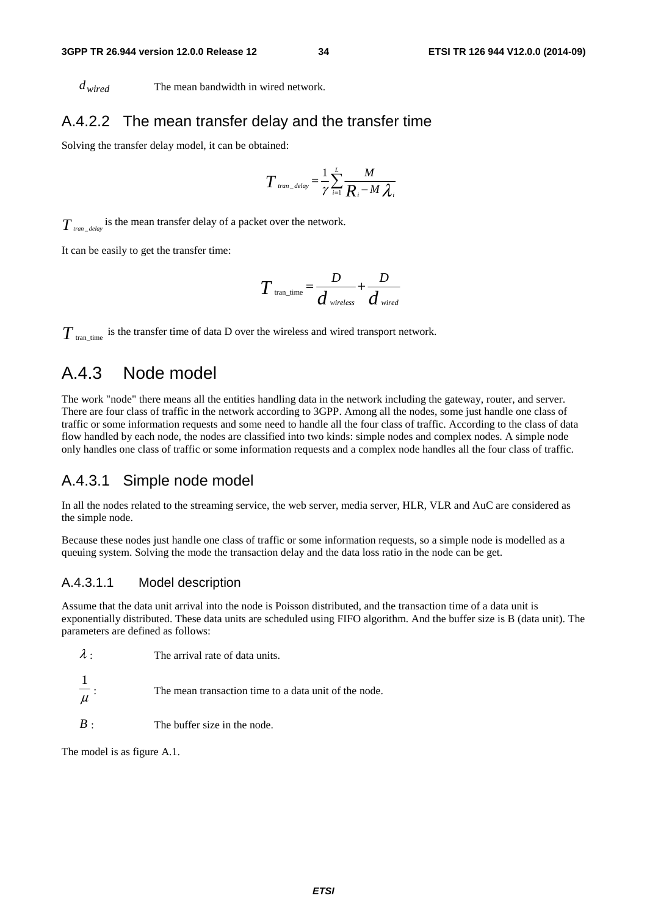$d_{wired}$ The mean bandwidth in wired network.

### A.4.2.2 The mean transfer delay and the transfer time

Solving the transfer delay model, it can be obtained:

$$T_{tran\_delay} = \frac{1}{\gamma}\sum_{i=1}^{L}\frac{M}{R_i - M\lambda_i}$$

$T_{tran\_delay}$ is the mean transfer delay of a packet over the network.

It can be easily to get the transfer time:

$$T_{\text{tran\_time}} = \frac{D}{d_{wireless}} + \frac{D}{d_{wired}}$$

$T_{\text{tran\_time}}$ is the transfer time of data D over the wireless and wired transport network.

## A.4.3 Node model

The work "node" there means all the entities handling data in the network including the gateway, router, and server. There are four class of traffic in the network according to 3GPP. Among all the nodes, some just handle one class of traffic or some information requests and some need to handle all the four class of traffic. According to the class of data flow handled by each node, the nodes are classified into two kinds: simple nodes and complex nodes. A simple node only handles one class of traffic or some information requests and a complex node handles all the four class of traffic.

### A.4.3.1 Simple node model

In all the nodes related to the streaming service, the web server, media server, HLR, VLR and AuC are considered as the simple node.

Because these nodes just handle one class of traffic or some information requests, so a simple node is modelled as a queuing system. Solving the mode the transaction delay and the data loss ratio in the node can be get.

#### A.4.3.1.1 Model description

Assume that the data unit arrival into the node is Poisson distributed, and the transaction time of a data unit is exponentially distributed. These data units are scheduled using FIFO algorithm. And the buffer size is B (data unit). The parameters are defined as follows:

$\lambda$ : The arrival rate of data units.

$\frac{1}{\mu}$ : The mean transaction time to a data unit of the node.

$B$ : The buffer size in the node.

The model is as figure A.1.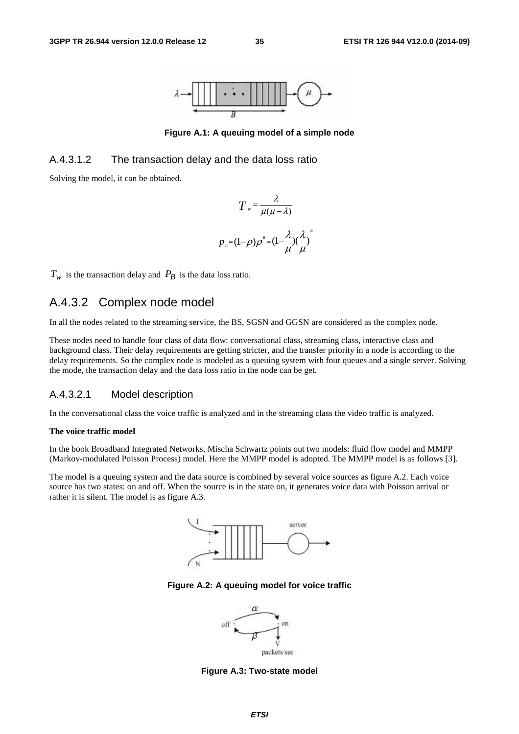Figure A.1: A queuing model of a simple node

### A.4.3.1.2 The transaction delay and the data loss ratio

Solving the model, it can be obtained.

$$T_w = \frac{\lambda}{\mu(\mu - \lambda)}$$

$$p_B = (1-\rho)\rho^B = (1-\frac{\lambda}{\mu})(\frac{\lambda}{\mu})^B$$

$T_w$ is the transaction delay and $P_B$ is the data loss ratio.

## A.4.3.2 Complex node model

In all the nodes related to the streaming service, the BS, SGSN and GGSN are considered as the complex node.

These nodes need to handle four class of data flow: conversational class, streaming class, interactive class and background class. Their delay requirements are getting stricter, and the transfer priority in a node is according to the delay requirements. So the complex node is modeled as a queuing system with four queues and a single server. Solving the mode, the transaction delay and the data loss ratio in the node can be get.

### A.4.3.2.1 Model description

In the conversational class the voice traffic is analyzed and in the streaming class the video traffic is analyzed.

**The voice traffic model**

In the book Broadband Integrated Networks, Mischa Schwartz points out two models: fluid flow model and MMPP (Markov-modulated Poisson Process) model. Here the MMPP model is adopted. The MMPP model is as follows [3].

The model is a queuing system and the data source is combined by several voice sources as figure A.2. Each voice source has two states: on and off. When the source is in the state on, it generates voice data with Poisson arrival or rather it is silent. The model is as figure A.3.

Figure A.2: A queuing model for voice traffic

Figure A.3: Two-state model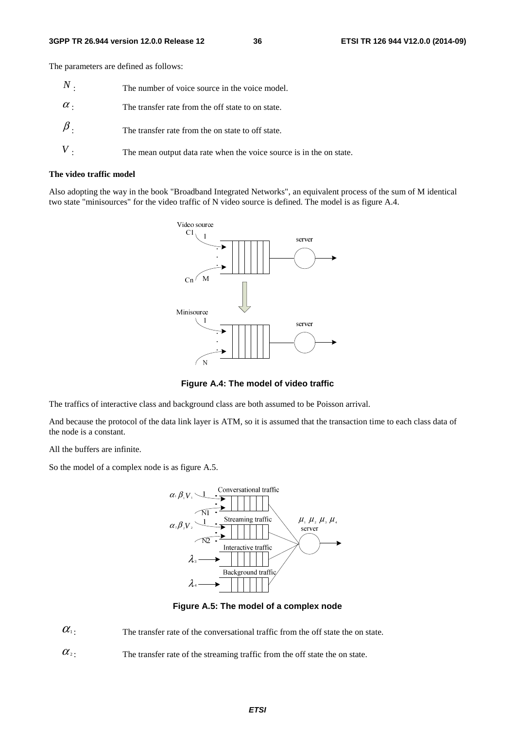The parameters are defined as follows:

$N$: The number of voice source in the voice model.

$\alpha$: The transfer rate from the off state to on state.

$\beta$: The transfer rate from the on state to off state.

$V$: The mean output data rate when the voice source is in the on state.

**The video traffic model**

Also adopting the way in the book "Broadband Integrated Networks", an equivalent process of the sum of M identical two state "minisources" for the video traffic of N video source is defined. The model is as figure A.4.

**Figure A.4: The model of video traffic**

The traffics of interactive class and background class are both assumed to be Poisson arrival.

And because the protocol of the data link layer is ATM, so it is assumed that the transaction time to each class data of the node is a constant.

All the buffers are infinite.

So the model of a complex node is as figure A.5.

**Figure A.5: The model of a complex node**

$\alpha_1$: The transfer rate of the conversational traffic from the off state the on state.

$\alpha_2$: The transfer rate of the streaming traffic from the off state the on state.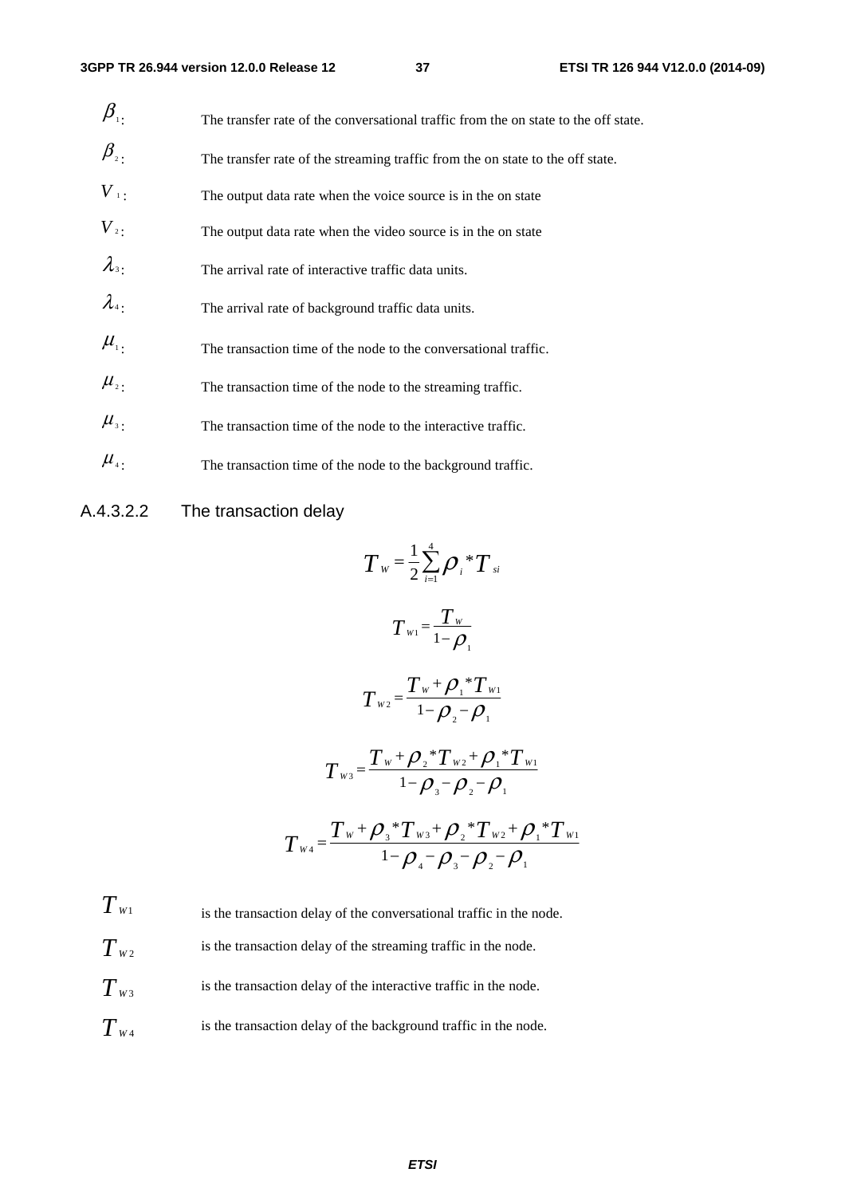$\beta_1$: The transfer rate of the conversational traffic from the on state to the off state.

$\beta_2$: The transfer rate of the streaming traffic from the on state to the off state.

$V_1$: The output data rate when the voice source is in the on state

$V_2$: The output data rate when the video source is in the on state

$\lambda_3$: The arrival rate of interactive traffic data units.

$\lambda_4$: The arrival rate of background traffic data units.

$\mu_1$: The transaction time of the node to the conversational traffic.

$\mu_2$: The transaction time of the node to the streaming traffic.

$\mu_3$: The transaction time of the node to the interactive traffic.

$\mu_4$: The transaction time of the node to the background traffic.

#### A.4.3.2.2 The transaction delay

$$T_W = \frac{1}{2}\sum_{i=1}^{4}\rho_i * T_{si}$$

$$T_{W1} = \frac{T_W}{1-\rho_1}$$

$$T_{W2} = \frac{T_W + \rho_1 * T_{W1}}{1-\rho_2-\rho_1}$$

$$T_{W3} = \frac{T_W + \rho_2 * T_{W2} + \rho_1 * T_{W1}}{1-\rho_3-\rho_2-\rho_1}$$

$$T_{W4} = \frac{T_W + \rho_3 * T_{W3} + \rho_2 * T_{W2} + \rho_1 * T_{W1}}{1-\rho_4-\rho_3-\rho_2-\rho_1}$$

$T_{W1}$ is the transaction delay of the conversational traffic in the node.

$T_{W2}$ is the transaction delay of the streaming traffic in the node.

$T_{W3}$ is the transaction delay of the interactive traffic in the node.

$T_{W4}$ is the transaction delay of the background traffic in the node.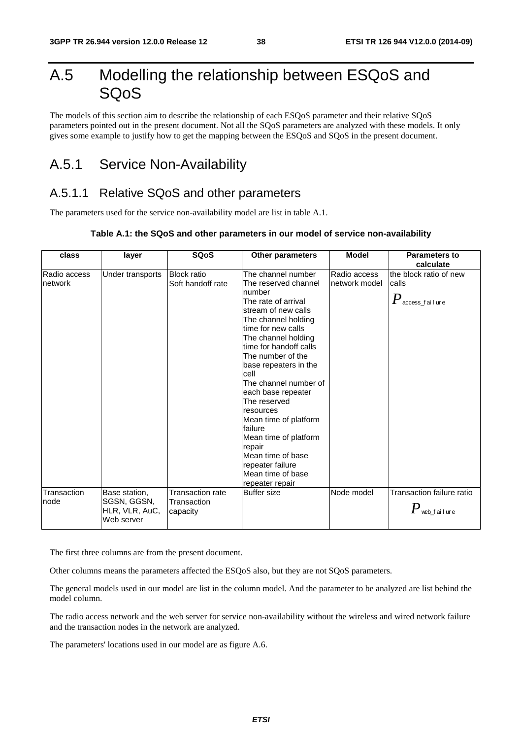# A.5 Modelling the relationship between ESQoS and SQoS

The models of this section aim to describe the relationship of each ESQoS parameter and their relative SQoS parameters pointed out in the present document. Not all the SQoS parameters are analyzed with these models. It only gives some example to justify how to get the mapping between the ESQoS and SQoS in the present document.

## A.5.1 Service Non-Availability

### A.5.1.1 Relative SQoS and other parameters

The parameters used for the service non-availability model are list in table A.1.

**Table A.1: the SQoS and other parameters in our model of service non-availability**

| class | layer | SQoS | Other parameters | Model | Parameters to calculate |
|---|---|---|---|---|---|
| Radio access network | Under transports | Block ratio<br>Soft handoff rate | The channel number<br>The reserved channel number<br>The rate of arrival stream of new calls<br>The channel holding time for new calls<br>The channel holding time for handoff calls<br>The number of the base repeaters in the cell<br>The channel number of each base repeater<br>The reserved resources<br>Mean time of platform failure<br>Mean time of platform repair<br>Mean time of base repeater failure<br>Mean time of base repeater repair | Radio access network model | the block ratio of new calls<br>$P_{access\_failure}$ |
| Transaction node | Base station, SGSN, GGSN, HLR, VLR, AuC, Web server | Transaction rate<br>Transaction capacity | Buffer size | Node model | Transaction failure ratio<br>$P_{web\_failure}$ |

The first three columns are from the present document.

Other columns means the parameters affected the ESQoS also, but they are not SQoS parameters.

The general models used in our model are list in the column model. And the parameter to be analyzed are list behind the model column.

The radio access network and the web server for service non-availability without the wireless and wired network failure and the transaction nodes in the network are analyzed.

The parameters' locations used in our model are as figure A.6.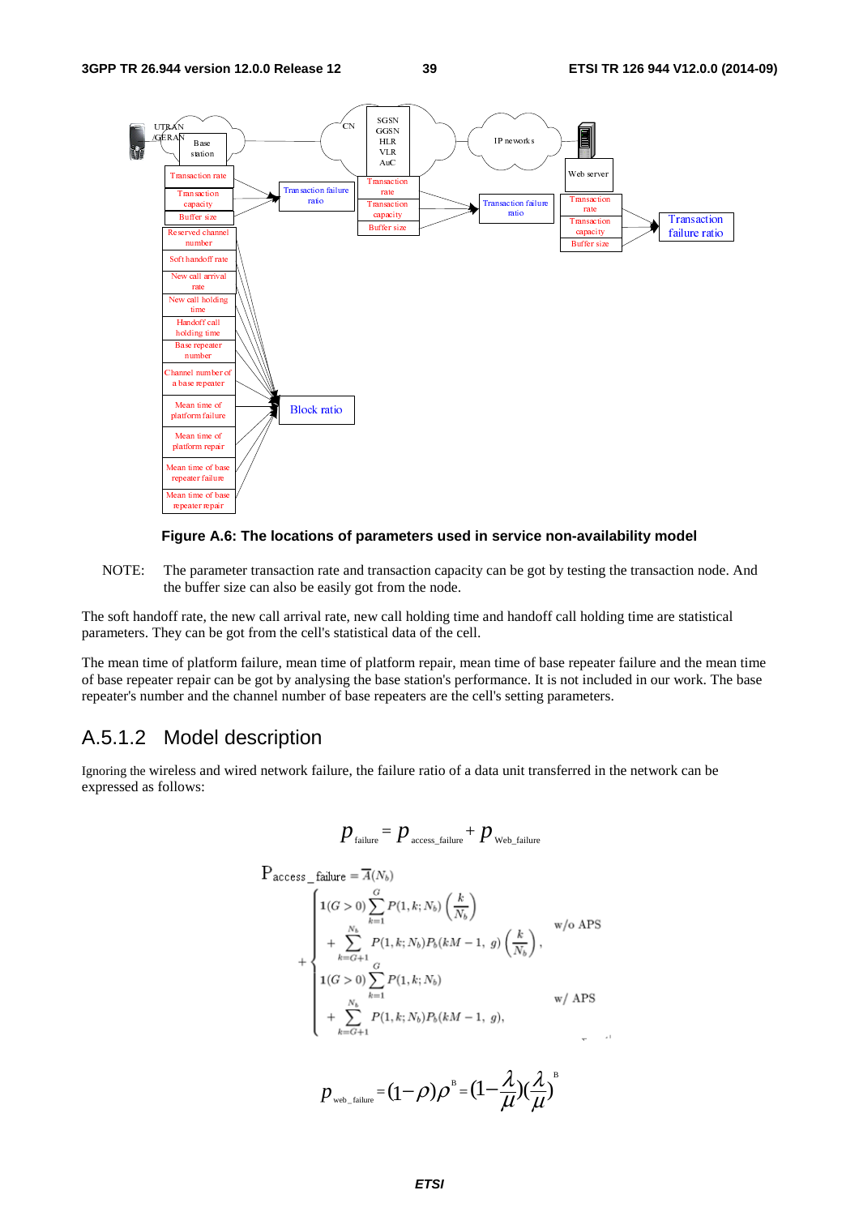Figure A.6: The locations of parameters used in service non-availability model

NOTE: The parameter transaction rate and transaction capacity can be got by testing the transaction node. And the buffer size can also be easily got from the node.

The soft handoff rate, the new call arrival rate, new call holding time and handoff call holding time are statistical parameters. They can be got from the cell's statistical data of the cell.

The mean time of platform failure, mean time of platform repair, mean time of base repeater failure and the mean time of base repeater repair can be got by analysing the base station's performance. It is not included in our work. The base repeater's number and the channel number of base repeaters are the cell's setting parameters.

## A.5.1.2 Model description

Ignoring the wireless and wired network failure, the failure ratio of a data unit transferred in the network can be expressed as follows:

$$p_{\text{failure}} = p_{\text{access\_failure}} + p_{\text{Web\_failure}}$$

$$\mathrm{P}_{\text{access\_failure}} = \overline{A}(N_b) + \begin{cases} \mathbf{1}(G>0)\displaystyle\sum_{k=1}^{G} P(1,k;N_b)\left(\frac{k}{N_b}\right) \\ \quad + \displaystyle\sum_{k=G+1}^{N_b} P(1,k;N_b)P_b(kM-1,\ g)\left(\frac{k}{N_b}\right), & \text{w/o APS} \\ \mathbf{1}(G>0)\displaystyle\sum_{k=1}^{G} P(1,k;N_b) \\ \quad + \displaystyle\sum_{k=G+1}^{N_b} P(1,k;N_b)P_b(kM-1,\ g), & \text{w/ APS} \end{cases}$$

$$p_{\text{web\_failure}} = (1-\rho)\rho^{B} = \left(1-\frac{\lambda}{\mu}\right)\left(\frac{\lambda}{\mu}\right)^{B}$$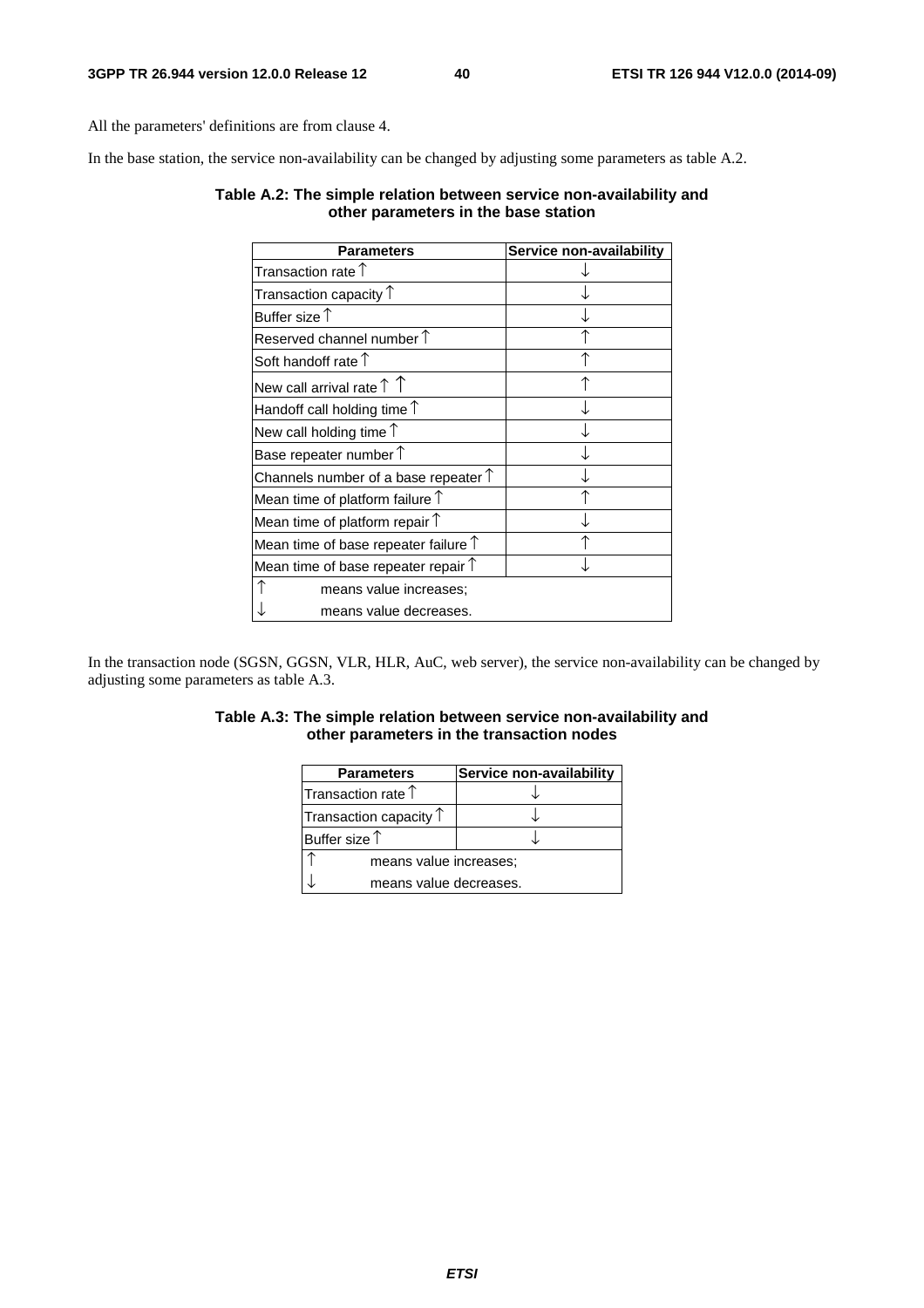All the parameters' definitions are from clause 4.

In the base station, the service non-availability can be changed by adjusting some parameters as table A.2.

**Table A.2: The simple relation between service non-availability and other parameters in the base station**

| Parameters | Service non-availability |
|---|---|
| Transaction rate ↑ | ↓ |
| Transaction capacity ↑ | ↓ |
| Buffer size ↑ | ↓ |
| Reserved channel number ↑ | ↑ |
| Soft handoff rate ↑ | ↑ |
| New call arrival rate ↑ ↑ | ↑ |
| Handoff call holding time ↑ | ↓ |
| New call holding time ↑ | ↓ |
| Base repeater number ↑ | ↓ |
| Channels number of a base repeater ↑ | ↓ |
| Mean time of platform failure ↑ | ↑ |
| Mean time of platform repair ↑ | ↓ |
| Mean time of base repeater failure ↑ | ↑ |
| Mean time of base repeater repair ↑ | ↓ |
| ↑ means value increases; | |
| ↓ means value decreases. | |

In the transaction node (SGSN, GGSN, VLR, HLR, AuC, web server), the service non-availability can be changed by adjusting some parameters as table A.3.

**Table A.3: The simple relation between service non-availability and other parameters in the transaction nodes**

| Parameters | Service non-availability |
|---|---|
| Transaction rate ↑ | ↓ |
| Transaction capacity ↑ | ↓ |
| Buffer size ↑ | ↓ |
| ↑ means value increases; | |
| ↓ means value decreases. | |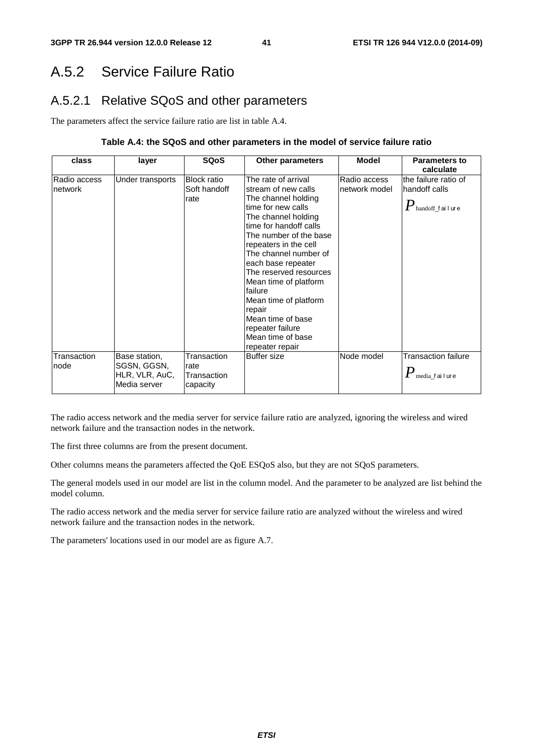## A.5.2 Service Failure Ratio

### A.5.2.1 Relative SQoS and other parameters

The parameters affect the service failure ratio are list in table A.4.

**Table A.4: the SQoS and other parameters in the model of service failure ratio**

| class | layer | SQoS | Other parameters | Model | Parameters to calculate |
|---|---|---|---|---|---|
| Radio access network | Under transports | Block ratio<br>Soft handoff rate | The rate of arrival stream of new calls<br>The channel holding time for new calls<br>The channel holding time for handoff calls<br>The number of the base repeaters in the cell<br>The channel number of each base repeater<br>The reserved resources<br>Mean time of platform failure<br>Mean time of platform repair<br>Mean time of base repeater failure<br>Mean time of base repeater repair | Radio access network model | the failure ratio of handoff calls<br>$P_{handoff\_failure}$ |
| Transaction node | Base station, SGSN, GGSN, HLR, VLR, AuC, Media server | Transaction rate<br>Transaction capacity | Buffer size | Node model | Transaction failure<br>$P_{media\_failure}$ |

The radio access network and the media server for service failure ratio are analyzed, ignoring the wireless and wired network failure and the transaction nodes in the network.

The first three columns are from the present document.

Other columns means the parameters affected the QoE ESQoS also, but they are not SQoS parameters.

The general models used in our model are list in the column model. And the parameter to be analyzed are list behind the model column.

The radio access network and the media server for service failure ratio are analyzed without the wireless and wired network failure and the transaction nodes in the network.

The parameters' locations used in our model are as figure A.7.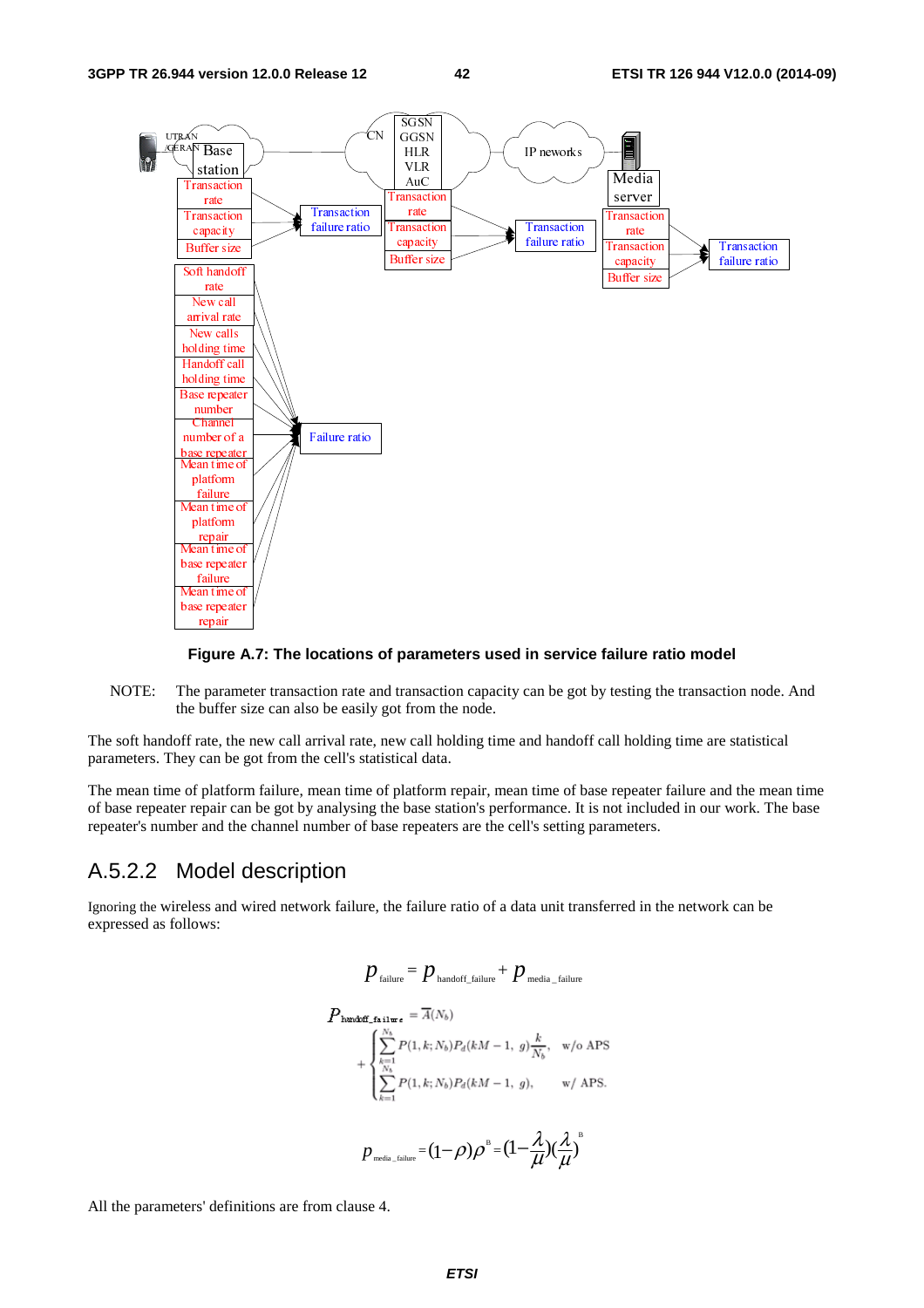Figure A.7: The locations of parameters used in service failure ratio model

NOTE: The parameter transaction rate and transaction capacity can be got by testing the transaction node. And the buffer size can also be easily got from the node.

The soft handoff rate, the new call arrival rate, new call holding time and handoff call holding time are statistical parameters. They can be got from the cell's statistical data.

The mean time of platform failure, mean time of platform repair, mean time of base repeater failure and the mean time of base repeater repair can be got by analysing the base station's performance. It is not included in our work. The base repeater's number and the channel number of base repeaters are the cell's setting parameters.

## A.5.2.2 Model description

Ignoring the wireless and wired network failure, the failure ratio of a data unit transferred in the network can be expressed as follows:

$$p_{\text{failure}} = p_{\text{handoff\_failure}} + p_{\text{media\_failure}}$$

$$P_{\text{handoff\_failure}} = \overline{A}(N_b) + \begin{cases} \sum_{k=1}^{N_b} P(1,k;N_b)P_d(kM-1,\ g)\frac{k}{N_b}, & \text{w/o APS} \\ \sum_{k=1}^{N_b} P(1,k;N_b)P_d(kM-1,\ g), & \text{w/ APS.} \end{cases}$$

$$p_{\text{media\_failure}} = (1-\rho)\rho^{B} = (1-\frac{\lambda}{\mu})(\frac{\lambda}{\mu})^{B}$$

All the parameters' definitions are from clause 4.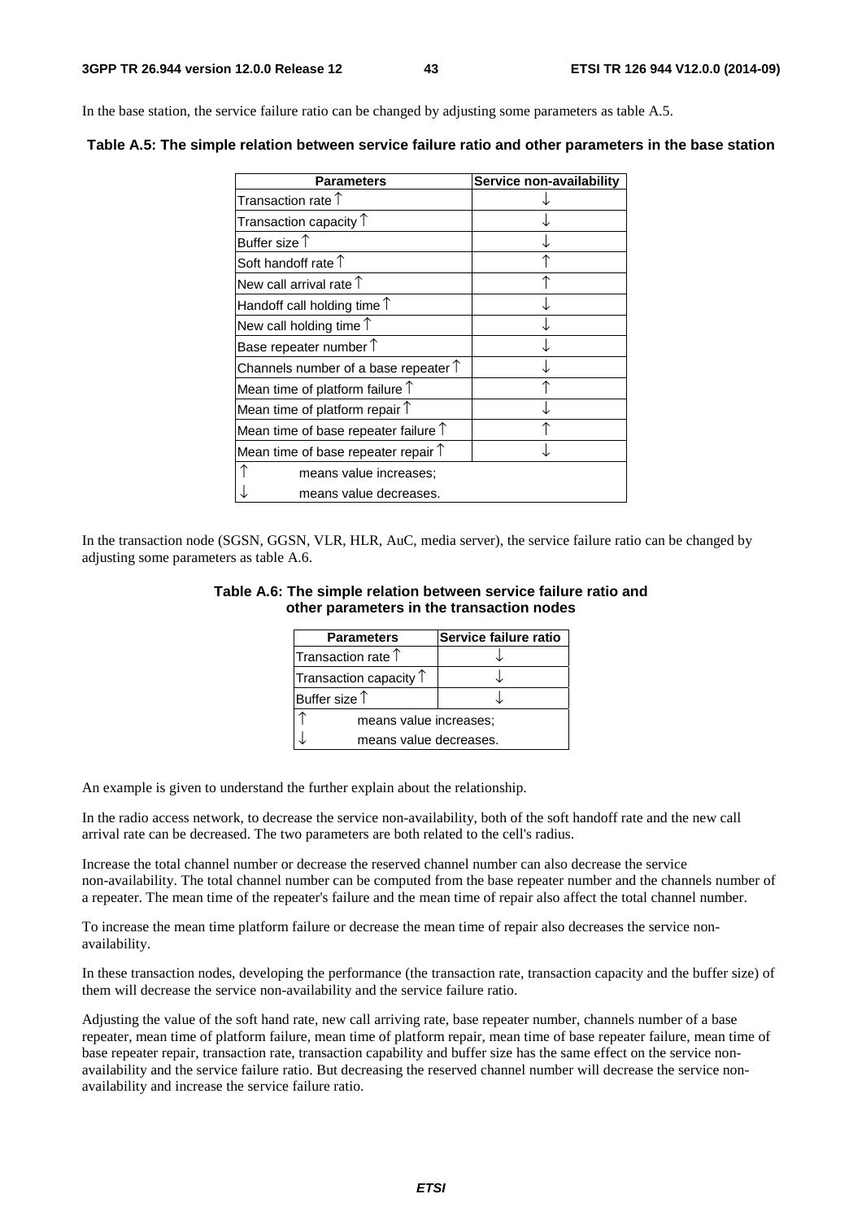In the base station, the service failure ratio can be changed by adjusting some parameters as table A.5.

**Table A.5: The simple relation between service failure ratio and other parameters in the base station**

| Parameters | Service non-availability |
|---|---|
| Transaction rate ↑ | ↓ |
| Transaction capacity ↑ | ↓ |
| Buffer size ↑ | ↓ |
| Soft handoff rate ↑ | ↑ |
| New call arrival rate ↑ | ↑ |
| Handoff call holding time ↑ | ↓ |
| New call holding time ↑ | ↓ |
| Base repeater number ↑ | ↓ |
| Channels number of a base repeater ↑ | ↓ |
| Mean time of platform failure ↑ | ↑ |
| Mean time of platform repair ↑ | ↓ |
| Mean time of base repeater failure ↑ | ↑ |
| Mean time of base repeater repair ↑ | ↓ |
| ↑ means value increases; | |
| ↓ means value decreases. | |

In the transaction node (SGSN, GGSN, VLR, HLR, AuC, media server), the service failure ratio can be changed by adjusting some parameters as table A.6.

**Table A.6: The simple relation between service failure ratio and other parameters in the transaction nodes**

| Parameters | Service failure ratio |
|---|---|
| Transaction rate ↑ | ↓ |
| Transaction capacity ↑ | ↓ |
| Buffer size ↑ | ↓ |
| ↑ means value increases; | |
| ↓ means value decreases. | |

An example is given to understand the further explain about the relationship.

In the radio access network, to decrease the service non-availability, both of the soft handoff rate and the new call arrival rate can be decreased. The two parameters are both related to the cell's radius.

Increase the total channel number or decrease the reserved channel number can also decrease the service non-availability. The total channel number can be computed from the base repeater number and the channels number of a repeater. The mean time of the repeater's failure and the mean time of repair also affect the total channel number.

To increase the mean time platform failure or decrease the mean time of repair also decreases the service non-availability.

In these transaction nodes, developing the performance (the transaction rate, transaction capacity and the buffer size) of them will decrease the service non-availability and the service failure ratio.

Adjusting the value of the soft hand rate, new call arriving rate, base repeater number, channels number of a base repeater, mean time of platform failure, mean time of platform repair, mean time of base repeater failure, mean time of base repeater repair, transaction rate, transaction capability and buffer size has the same effect on the service non-availability and the service failure ratio. But decreasing the reserved channel number will decrease the service non-availability and increase the service failure ratio.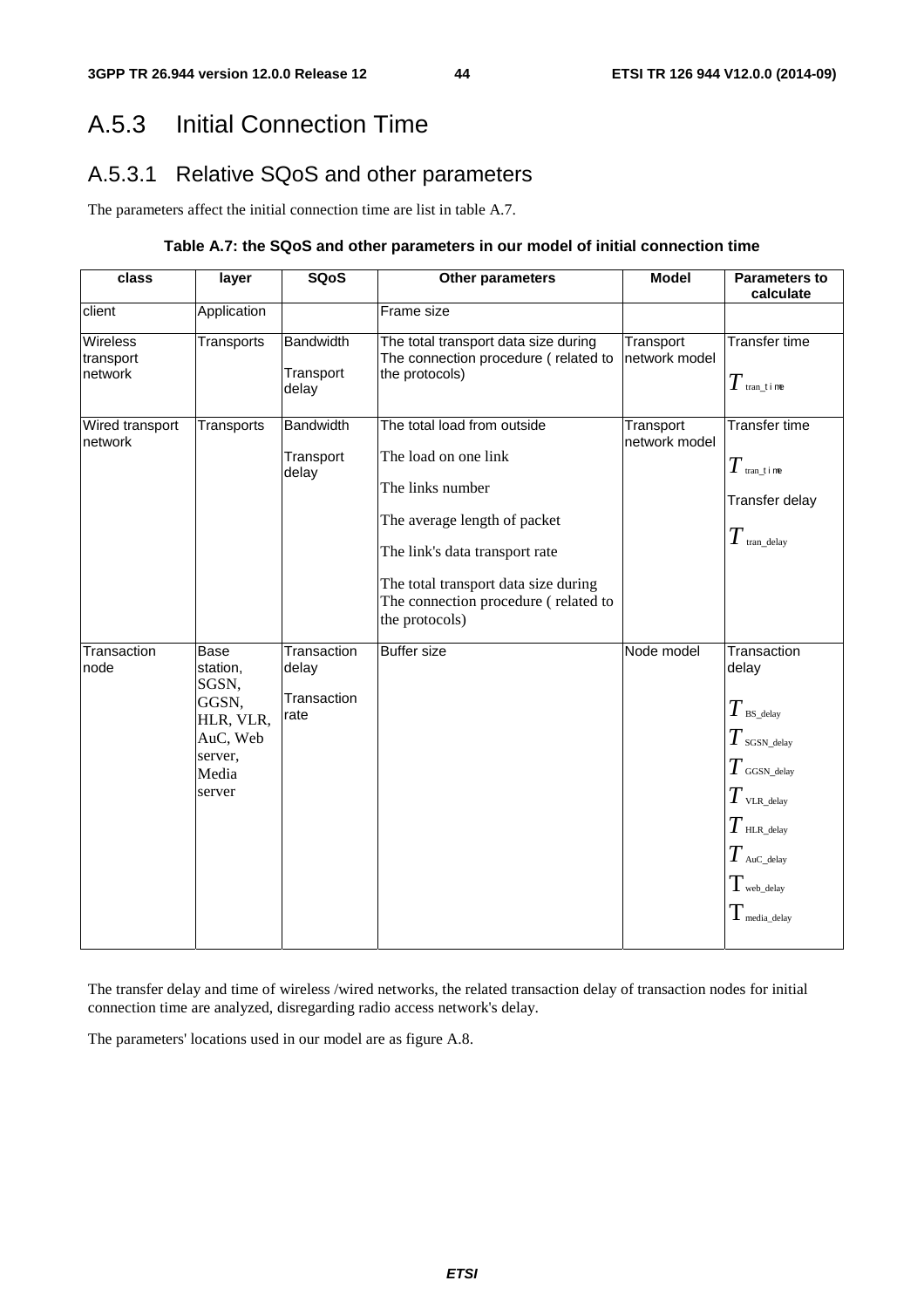# A.5.3 Initial Connection Time

## A.5.3.1 Relative SQoS and other parameters

The parameters affect the initial connection time are list in table A.7.

**Table A.7: the SQoS and other parameters in our model of initial connection time**

| class | layer | SQoS | Other parameters | Model | Parameters to calculate |
|---|---|---|---|---|---|
| client | Application | | Frame size | | |
| Wireless transport network | Transports | Bandwidth<br><br>Transport delay | The total transport data size during The connection procedure ( related to the protocols) | Transport network model | Transfer time<br><br>$T_{\text{tran\_time}}$ |
| Wired transport network | Transports | Bandwidth<br><br>Transport delay | The total load from outside<br><br>The load on one link<br><br>The links number<br><br>The average length of packet<br><br>The link's data transport rate<br><br>The total transport data size during The connection procedure ( related to the protocols) | Transport network model | Transfer time<br><br>$T_{\text{tran\_time}}$<br><br>Transfer delay<br><br>$T_{\text{tran\_delay}}$ |
| Transaction node | Base station, SGSN, GGSN, HLR, VLR, AuC, Web server, Media server | Transaction delay<br><br>Transaction rate | Buffer size | Node model | Transaction delay<br><br>$T_{\text{BS\_delay}}$<br>$T_{\text{SGSN\_delay}}$<br>$T_{\text{GGSN\_delay}}$<br>$T_{\text{VLR\_delay}}$<br>$T_{\text{HLR\_delay}}$<br>$T_{\text{AuC\_delay}}$<br>$\mathrm{T}_{\text{web\_delay}}$<br>$\mathrm{T}_{\text{media\_delay}}$ |

The transfer delay and time of wireless /wired networks, the related transaction delay of transaction nodes for initial connection time are analyzed, disregarding radio access network's delay.

The parameters' locations used in our model are as figure A.8.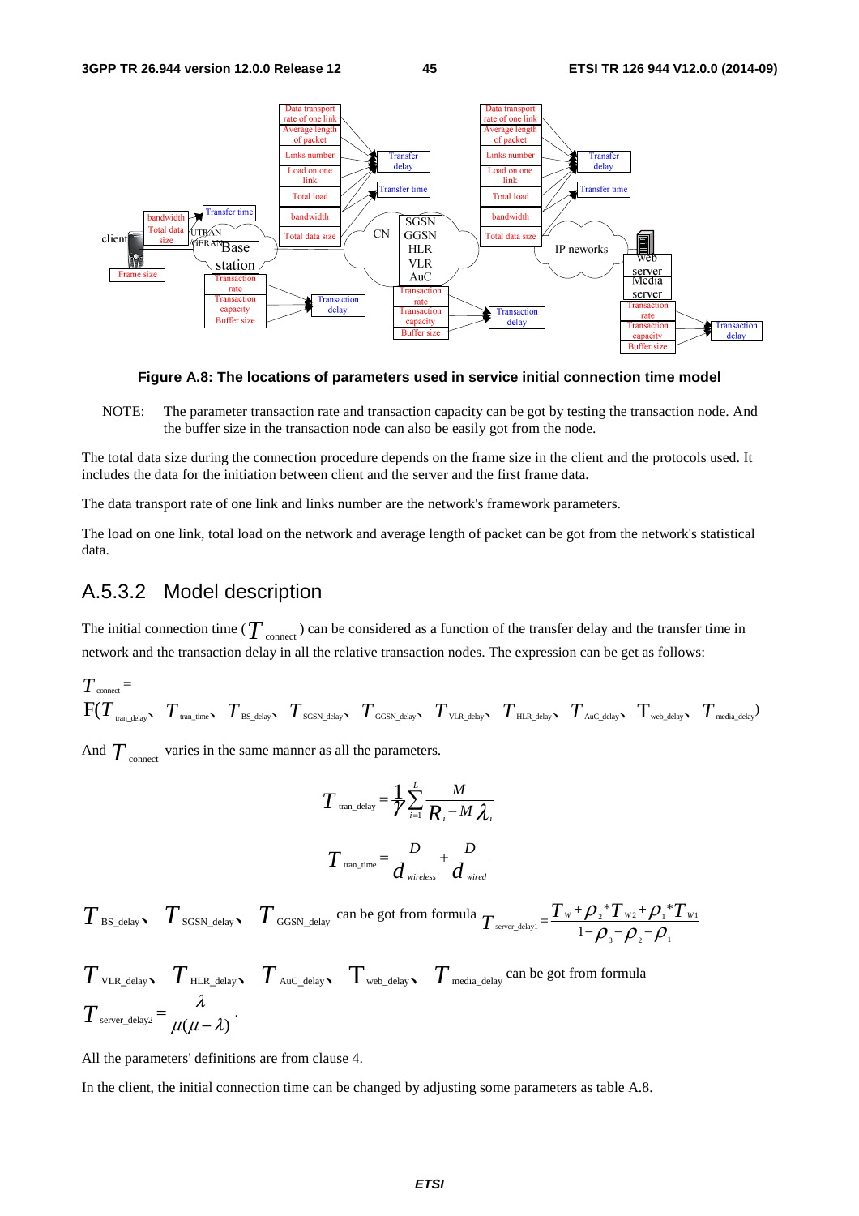**Figure A.8: The locations of parameters used in service initial connection time model**

NOTE: The parameter transaction rate and transaction capacity can be got by testing the transaction node. And the buffer size in the transaction node can also be easily got from the node.

The total data size during the connection procedure depends on the frame size in the client and the protocols used. It includes the data for the initiation between client and the server and the first frame data.

The data transport rate of one link and links number are the network's framework parameters.

The load on one link, total load on the network and average length of packet can be got from the network's statistical data.

## A.5.3.2 Model description

The initial connection time ($T_{\text{connect}}$) can be considered as a function of the transfer delay and the transfer time in network and the transaction delay in all the relative transaction nodes. The expression can be get as follows:

$$T_{\text{connect}} = F(T_{\text{tran\_delay}}, T_{\text{tran\_time}}, T_{\text{BS\_delay}}, T_{\text{SGSN\_delay}}, T_{\text{GGSN\_delay}}, T_{\text{VLR\_delay}}, T_{\text{HLR\_delay}}, T_{\text{AuC\_delay}}, T_{\text{web\_delay}}, T_{\text{media\_delay}})$$

And $T_{\text{connect}}$ varies in the same manner as all the parameters.

$$T_{\text{tran\_delay}} = \frac{1}{\gamma}\sum_{i=1}^{L}\frac{M}{R_i - M\lambda_i}$$

$$T_{\text{tran\_time}} = \frac{D}{d_{wireless}} + \frac{D}{d_{wired}}$$

$T_{\text{BS\_delay}}$, $T_{\text{SGSN\_delay}}$, $T_{\text{GGSN\_delay}}$ can be got from formula $T_{\text{server\_delay1}} = \dfrac{T_W + \rho_2 * T_{W2} + \rho_1 * T_{W1}}{1 - \rho_3 - \rho_2 - \rho_1}$

$T_{\text{VLR\_delay}}$, $T_{\text{HLR\_delay}}$, $T_{\text{AuC\_delay}}$, $T_{\text{web\_delay}}$, $T_{\text{media\_delay}}$ can be got from formula $T_{\text{server\_delay2}} = \dfrac{\lambda}{\mu(\mu - \lambda)}$.

All the parameters' definitions are from clause 4.

In the client, the initial connection time can be changed by adjusting some parameters as table A.8.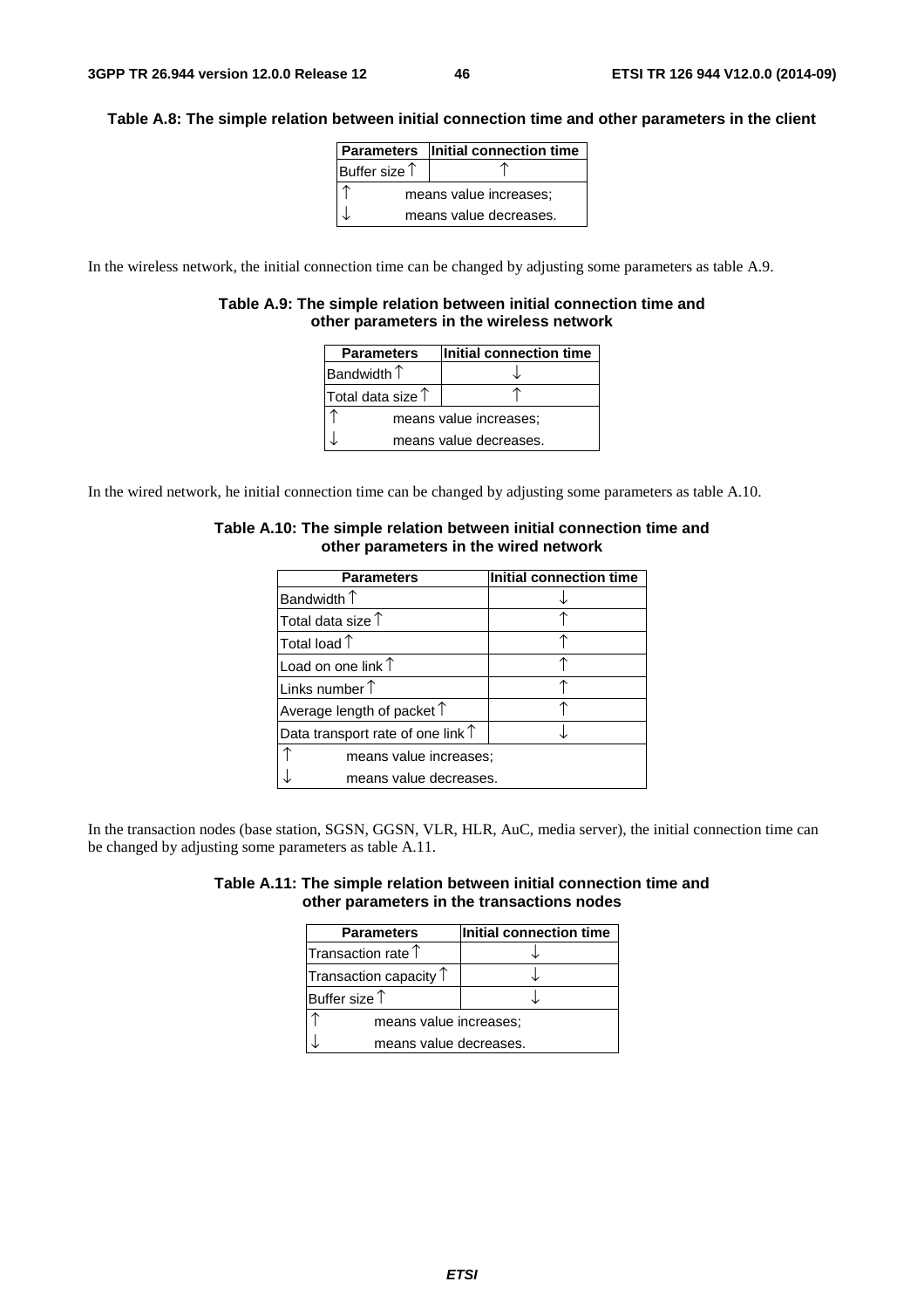**Table A.8: The simple relation between initial connection time and other parameters in the client**

| Parameters | Initial connection time |
|---|---|
| Buffer size ↑ | ↑ |
| ↑ means value increases; | |
| ↓ means value decreases. | |

In the wireless network, the initial connection time can be changed by adjusting some parameters as table A.9.

**Table A.9: The simple relation between initial connection time and other parameters in the wireless network**

| Parameters | Initial connection time |
|---|---|
| Bandwidth ↑ | ↓ |
| Total data size ↑ | ↑ |
| ↑ means value increases; | |
| ↓ means value decreases. | |

In the wired network, he initial connection time can be changed by adjusting some parameters as table A.10.

**Table A.10: The simple relation between initial connection time and other parameters in the wired network**

| Parameters | Initial connection time |
|---|---|
| Bandwidth ↑ | ↓ |
| Total data size ↑ | ↑ |
| Total load ↑ | ↑ |
| Load on one link ↑ | ↑ |
| Links number ↑ | ↑ |
| Average length of packet ↑ | ↑ |
| Data transport rate of one link ↑ | ↓ |
| ↑ means value increases; | |
| ↓ means value decreases. | |

In the transaction nodes (base station, SGSN, GGSN, VLR, HLR, AuC, media server), the initial connection time can be changed by adjusting some parameters as table A.11.

**Table A.11: The simple relation between initial connection time and other parameters in the transactions nodes**

| Parameters | Initial connection time |
|---|---|
| Transaction rate ↑ | ↓ |
| Transaction capacity ↑ | ↓ |
| Buffer size ↑ | ↓ |
| ↑ means value increases; | |
| ↓ means value decreases. | |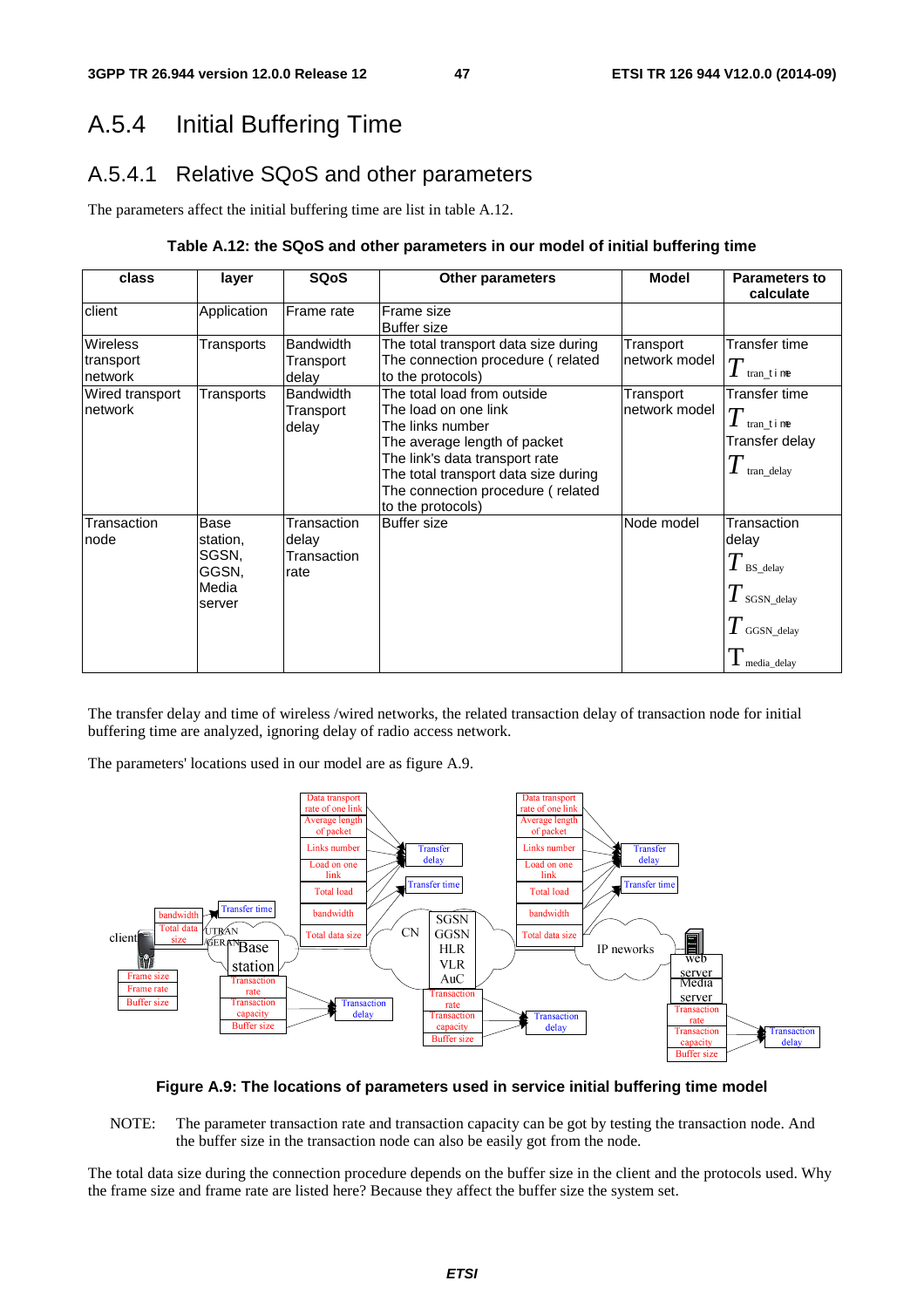## A.5.4 Initial Buffering Time

### A.5.4.1 Relative SQoS and other parameters

The parameters affect the initial buffering time are list in table A.12.

**Table A.12: the SQoS and other parameters in our model of initial buffering time**

| class | layer | SQoS | Other parameters | Model | Parameters to calculate |
|---|---|---|---|---|---|
| client | Application | Frame rate | Frame size<br>Buffer size | | |
| Wireless transport network | Transports | Bandwidth<br>Transport delay | The total transport data size during The connection procedure ( related to the protocols) | Transport network model | Transfer time<br>$T_{tran\_time}$ |
| Wired transport network | Transports | Bandwidth<br>Transport delay | The total load from outside<br>The load on one link<br>The links number<br>The average length of packet<br>The link's data transport rate<br>The total transport data size during The connection procedure ( related to the protocols) | Transport network model | Transfer time<br>$T_{tran\_time}$<br>Transfer delay<br>$T_{tran\_delay}$ |
| Transaction node | Base station, SGSN, GGSN, Media server | Transaction delay<br>Transaction rate | Buffer size | Node model | Transaction delay<br>$T_{BS\_delay}$<br>$T_{SGSN\_delay}$<br>$T_{GGSN\_delay}$<br>$T_{media\_delay}$ |

The transfer delay and time of wireless /wired networks, the related transaction delay of transaction node for initial buffering time are analyzed, ignoring delay of radio access network.

The parameters' locations used in our model are as figure A.9.

**Figure A.9: The locations of parameters used in service initial buffering time model**

NOTE: The parameter transaction rate and transaction capacity can be got by testing the transaction node. And the buffer size in the transaction node can also be easily got from the node.

The total data size during the connection procedure depends on the buffer size in the client and the protocols used. Why the frame size and frame rate are listed here? Because they affect the buffer size the system set.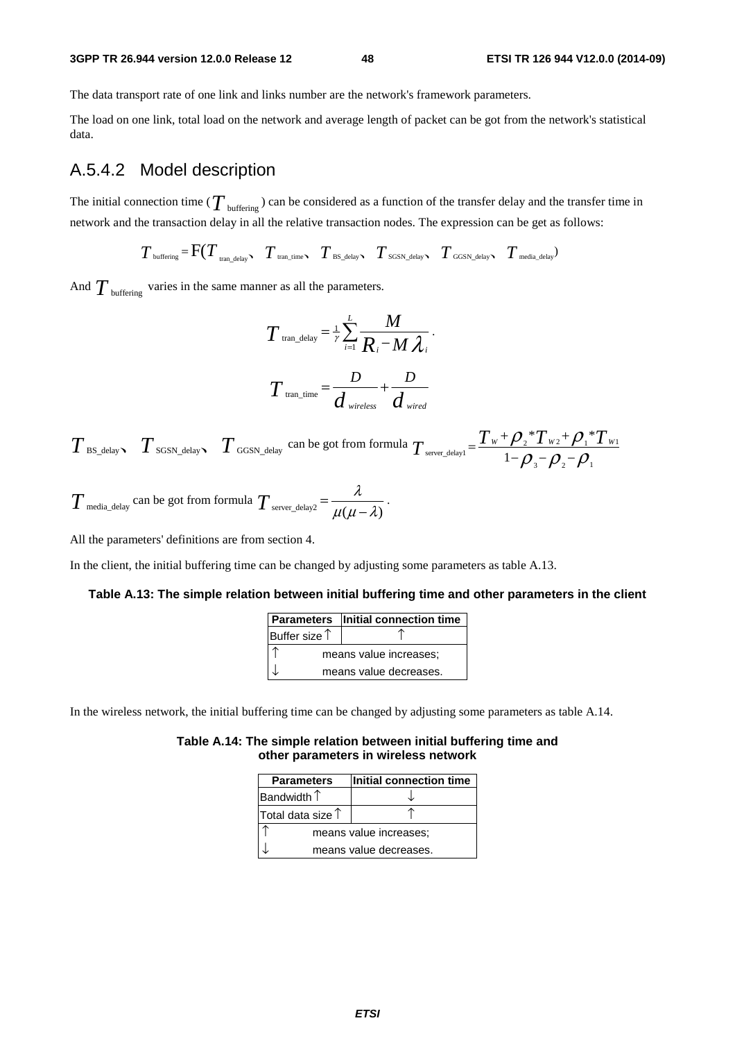The data transport rate of one link and links number are the network's framework parameters.

The load on one link, total load on the network and average length of packet can be got from the network's statistical data.

## A.5.4.2 Model description

The initial connection time ($T_{\text{buffering}}$) can be considered as a function of the transfer delay and the transfer time in network and the transaction delay in all the relative transaction nodes. The expression can be get as follows:

$$T_{\text{buffering}} = \text{F}(T_{\text{tran\_delay}}、T_{\text{tran\_time}}、T_{\text{BS\_delay}}、T_{\text{SGSN\_delay}}、T_{\text{GGSN\_delay}}、T_{\text{media\_delay}})$$

And $T_{\text{buffering}}$ varies in the same manner as all the parameters.

$$T_{\text{tran\_delay}} = \frac{1}{\gamma}\sum_{i=1}^{L}\frac{M}{R_i - M\lambda_i}.$$

$$T_{\text{tran\_time}} = \frac{D}{d_{wireless}} + \frac{D}{d_{wired}}$$

$T_{\text{BS\_delay}}$、$T_{\text{SGSN\_delay}}$、$T_{\text{GGSN\_delay}}$ can be got from formula $T_{\text{server\_delay1}} = \dfrac{T_W + \rho_2 * T_{W2} + \rho_1 * T_{W1}}{1 - \rho_3 - \rho_2 - \rho_1}$

$T_{\text{media\_delay}}$ can be got from formula $T_{\text{server\_delay2}} = \dfrac{\lambda}{\mu(\mu - \lambda)}$.

All the parameters' definitions are from section 4.

In the client, the initial buffering time can be changed by adjusting some parameters as table A.13.

**Table A.13: The simple relation between initial buffering time and other parameters in the client**

| Parameters | Initial connection time |
|---|---|
| Buffer size ↑ | ↑ |
| ↑ | means value increases; |
| ↓ | means value decreases. |

In the wireless network, the initial buffering time can be changed by adjusting some parameters as table A.14.

**Table A.14: The simple relation between initial buffering time and other parameters in wireless network**

| Parameters | Initial connection time |
|---|---|
| Bandwidth ↑ | ↓ |
| Total data size ↑ | ↑ |
| ↑ | means value increases; |
| ↓ | means value decreases. |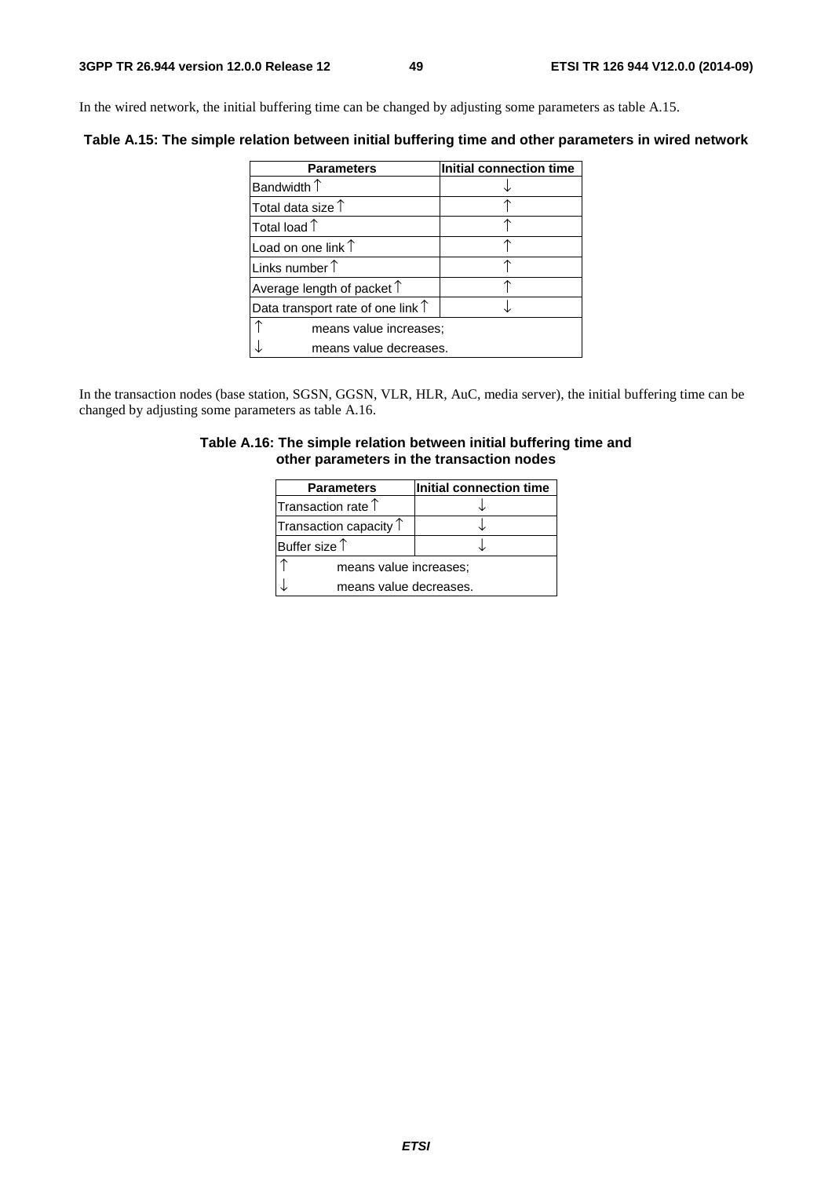In the wired network, the initial buffering time can be changed by adjusting some parameters as table A.15.

**Table A.15: The simple relation between initial buffering time and other parameters in wired network**

| Parameters | Initial connection time |
|---|---|
| Bandwidth ↑ | ↓ |
| Total data size ↑ | ↑ |
| Total load ↑ | ↑ |
| Load on one link ↑ | ↑ |
| Links number ↑ | ↑ |
| Average length of packet ↑ | ↑ |
| Data transport rate of one link ↑ | ↓ |
| ↑ means value increases; | |
| ↓ means value decreases. | |

In the transaction nodes (base station, SGSN, GGSN, VLR, HLR, AuC, media server), the initial buffering time can be changed by adjusting some parameters as table A.16.

**Table A.16: The simple relation between initial buffering time and other parameters in the transaction nodes**

| Parameters | Initial connection time |
|---|---|
| Transaction rate ↑ | ↓ |
| Transaction capacity ↑ | ↓ |
| Buffer size ↑ | ↓ |
| ↑ means value increases; | |
| ↓ means value decreases. | |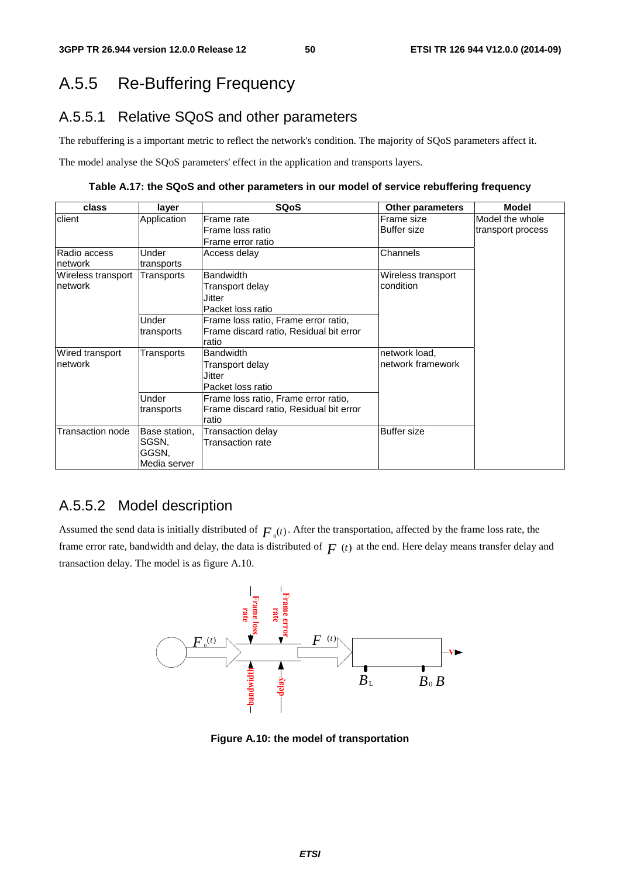# A.5.5 Re-Buffering Frequency

## A.5.5.1 Relative SQoS and other parameters

The rebuffering is a important metric to reflect the network's condition. The majority of SQoS parameters affect it.

The model analyse the SQoS parameters' effect in the application and transports layers.

**Table A.17: the SQoS and other parameters in our model of service rebuffering frequency**

| class | layer | SQoS | Other parameters | Model |
|---|---|---|---|---|
| client | Application | Frame rate<br>Frame loss ratio<br>Frame error ratio | Frame size<br>Buffer size | Model the whole transport process |
| Radio access network | Under transports | Access delay | Channels | |
| Wireless transport network | Transports | Bandwidth<br>Transport delay<br>Jitter<br>Packet loss ratio | Wireless transport condition | |
| | Under transports | Frame loss ratio, Frame error ratio, Frame discard ratio, Residual bit error ratio | | |
| Wired transport network | Transports | Bandwidth<br>Transport delay<br>Jitter<br>Packet loss ratio | network load, network framework | |
| | Under transports | Frame loss ratio, Frame error ratio, Frame discard ratio, Residual bit error ratio | | |
| Transaction node | Base station, SGSN, GGSN, Media server | Transaction delay<br>Transaction rate | Buffer size | |

## A.5.5.2 Model description

Assumed the send data is initially distributed of $F_0(t)$. After the transportation, affected by the frame loss rate, the frame error rate, bandwidth and delay, the data is distributed of $F(t)$ at the end. Here delay means transfer delay and transaction delay. The model is as figure A.10.

**Figure A.10: the model of transportation**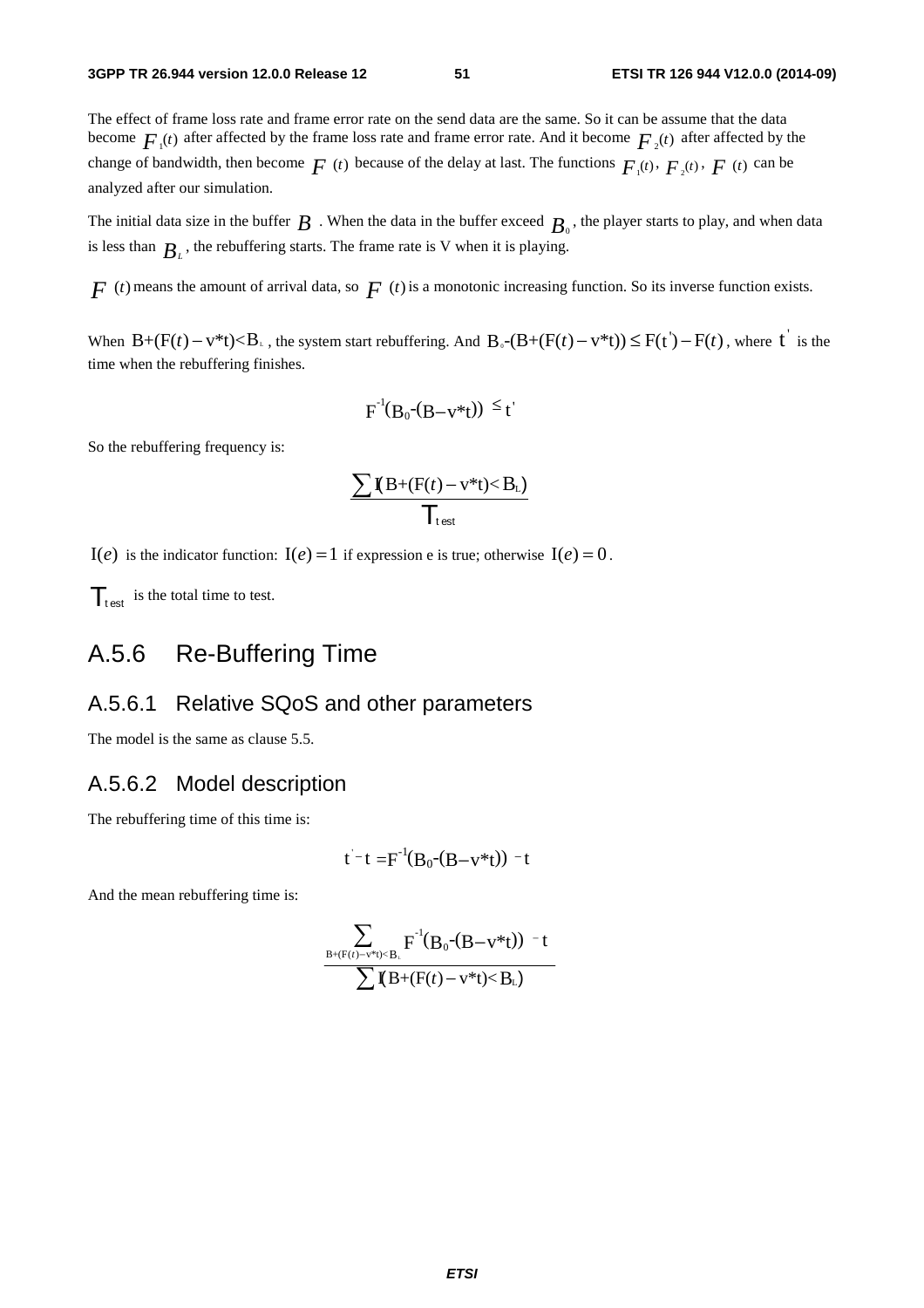The effect of frame loss rate and frame error rate on the send data are the same. So it can be assume that the data become $F_1(t)$ after affected by the frame loss rate and frame error rate. And it become $F_2(t)$ after affected by the change of bandwidth, then become $F(t)$ because of the delay at last. The functions $F_1(t)$, $F_2(t)$, $F(t)$ can be analyzed after our simulation.

The initial data size in the buffer $B$ . When the data in the buffer exceed $B_0$, the player starts to play, and when data is less than $B_L$, the rebuffering starts. The frame rate is V when it is playing.

$F(t)$ means the amount of arrival data, so $F(t)$ is a monotonic increasing function. So its inverse function exists.

When $B+(F(t)-v*t)<B_L$, the system start rebuffering. And $B_0-(B+(F(t)-v*t)) \le F(t')-F(t)$, where $t'$ is the time when the rebuffering finishes.

$$F^{-1}(B_0-(B-v*t)) \le t'$$

So the rebuffering frequency is:

$$\frac{\sum I(B+(F(t)-v*t)<B_L)}{T_{test}}$$

$I(e)$ is the indicator function: $I(e)=1$ if expression e is true; otherwise $I(e)=0$.

$T_{test}$ is the total time to test.

## A.5.6 Re-Buffering Time

### A.5.6.1 Relative SQoS and other parameters

The model is the same as clause 5.5.

### A.5.6.2 Model description

The rebuffering time of this time is:

$$t'-t=F^{-1}(B_0-(B-v*t))-t$$

And the mean rebuffering time is:

$$\frac{\sum_{B+(F(t)-v*t)<B_L} F^{-1}(B_0-(B-v*t))-t}{\sum I(B+(F(t)-v*t)<B_L)}$$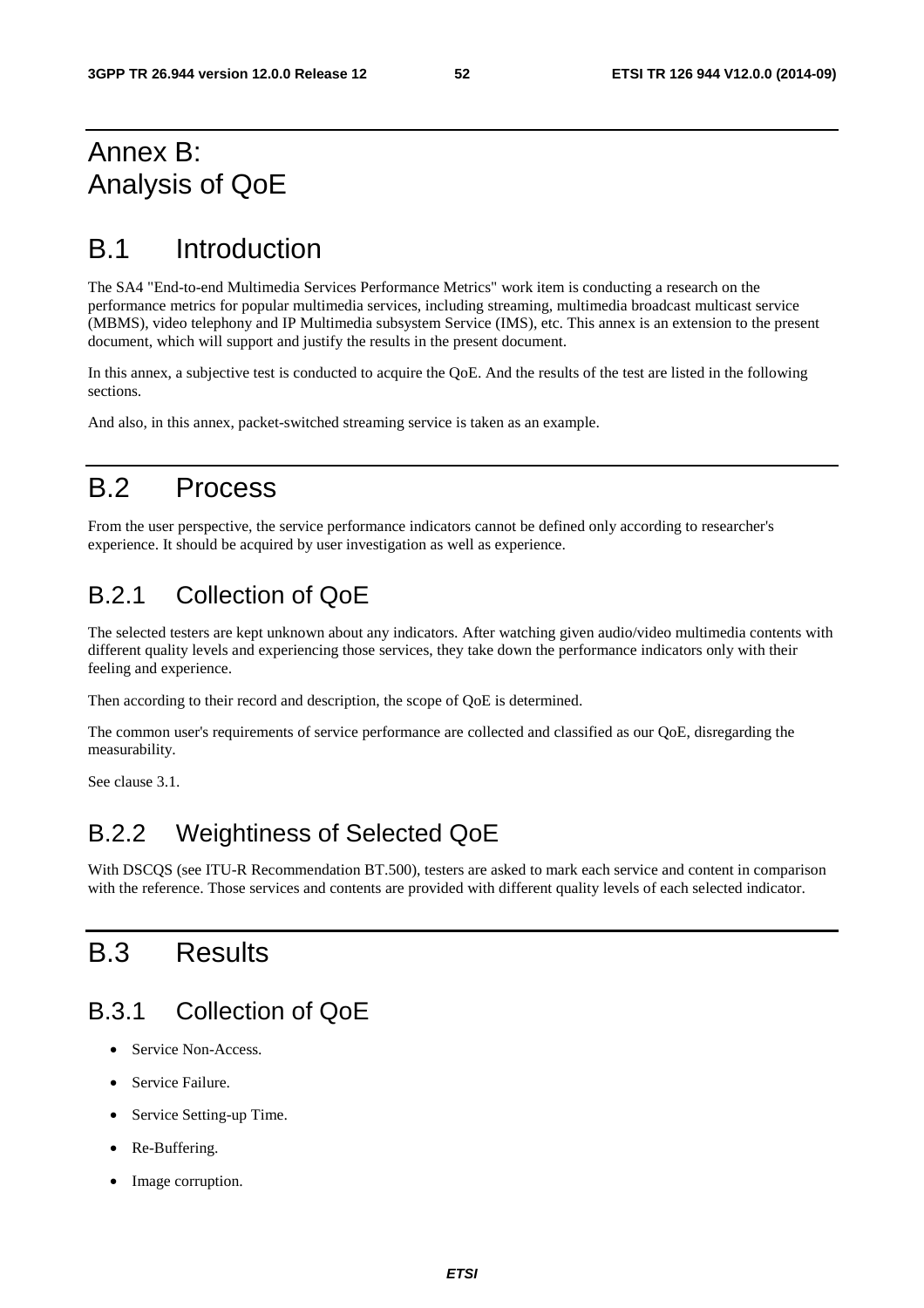# Annex B: Analysis of QoE

# B.1 Introduction

The SA4 "End-to-end Multimedia Services Performance Metrics" work item is conducting a research on the performance metrics for popular multimedia services, including streaming, multimedia broadcast multicast service (MBMS), video telephony and IP Multimedia subsystem Service (IMS), etc. This annex is an extension to the present document, which will support and justify the results in the present document.

In this annex, a subjective test is conducted to acquire the QoE. And the results of the test are listed in the following sections.

And also, in this annex, packet-switched streaming service is taken as an example.

# B.2 Process

From the user perspective, the service performance indicators cannot be defined only according to researcher's experience. It should be acquired by user investigation as well as experience.

## B.2.1 Collection of QoE

The selected testers are kept unknown about any indicators. After watching given audio/video multimedia contents with different quality levels and experiencing those services, they take down the performance indicators only with their feeling and experience.

Then according to their record and description, the scope of QoE is determined.

The common user's requirements of service performance are collected and classified as our QoE, disregarding the measurability.

See clause 3.1.

## B.2.2 Weightiness of Selected QoE

With DSCQS (see ITU-R Recommendation BT.500), testers are asked to mark each service and content in comparison with the reference. Those services and contents are provided with different quality levels of each selected indicator.

# B.3 Results

## B.3.1 Collection of QoE

- Service Non-Access.
- Service Failure.
- Service Setting-up Time.
- Re-Buffering.
- Image corruption.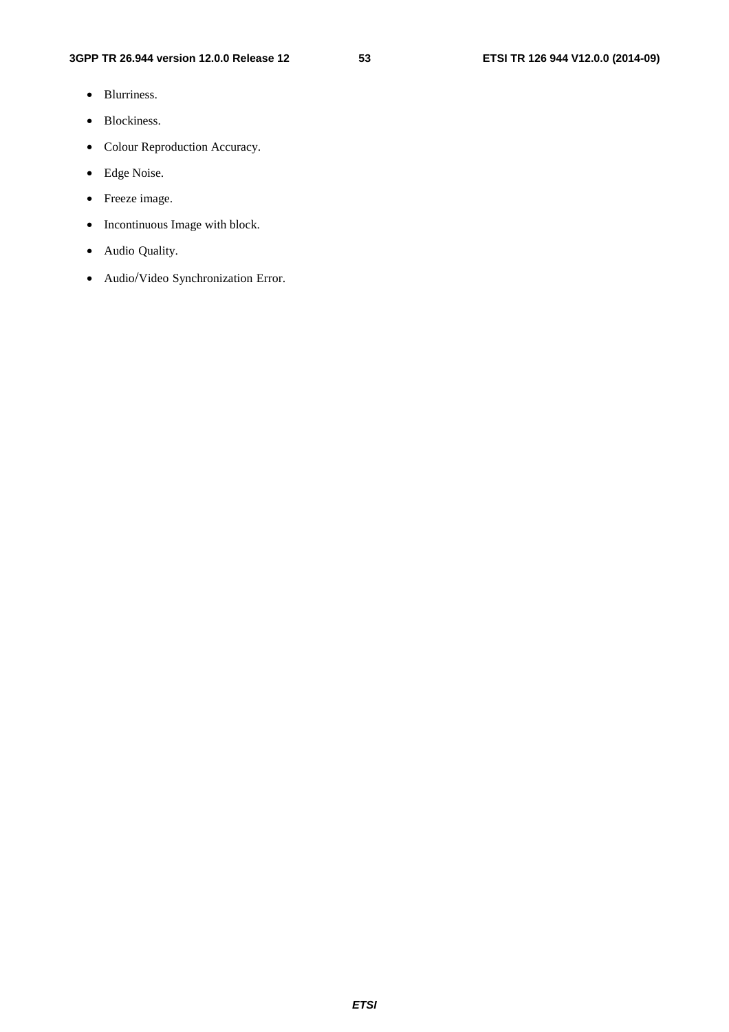- Blurriness.
- Blockiness.
- Colour Reproduction Accuracy.
- Edge Noise.
- Freeze image.
- Incontinuous Image with block.
- Audio Quality.
- Audio/Video Synchronization Error.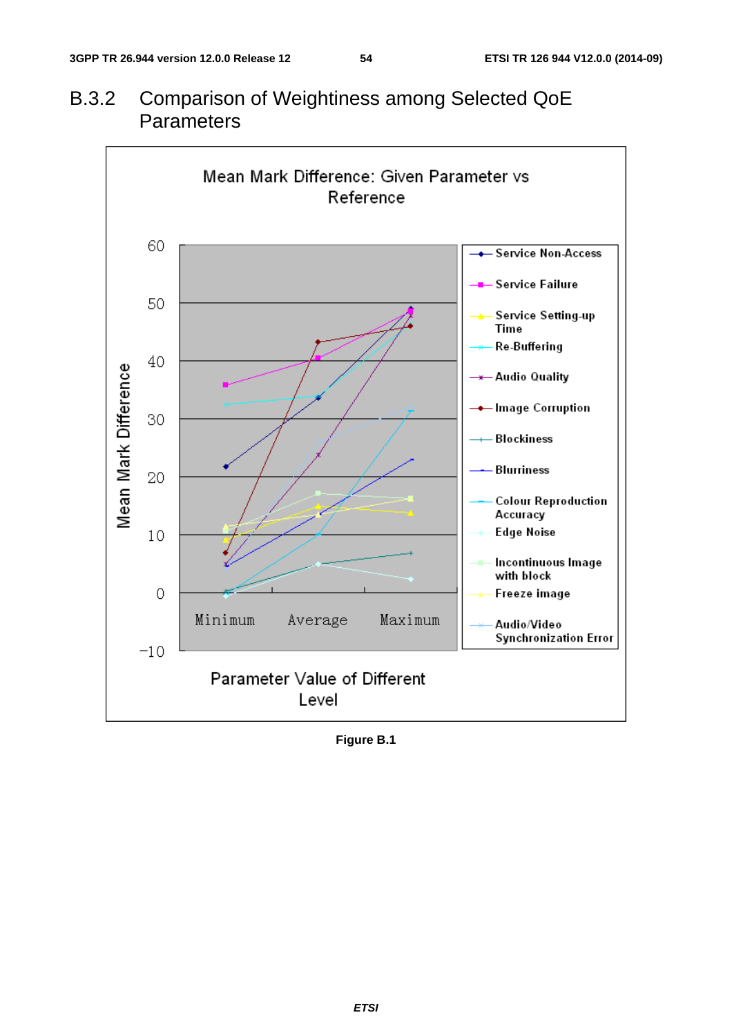## B.3.2 Comparison of Weightiness among Selected QoE Parameters

Figure B.1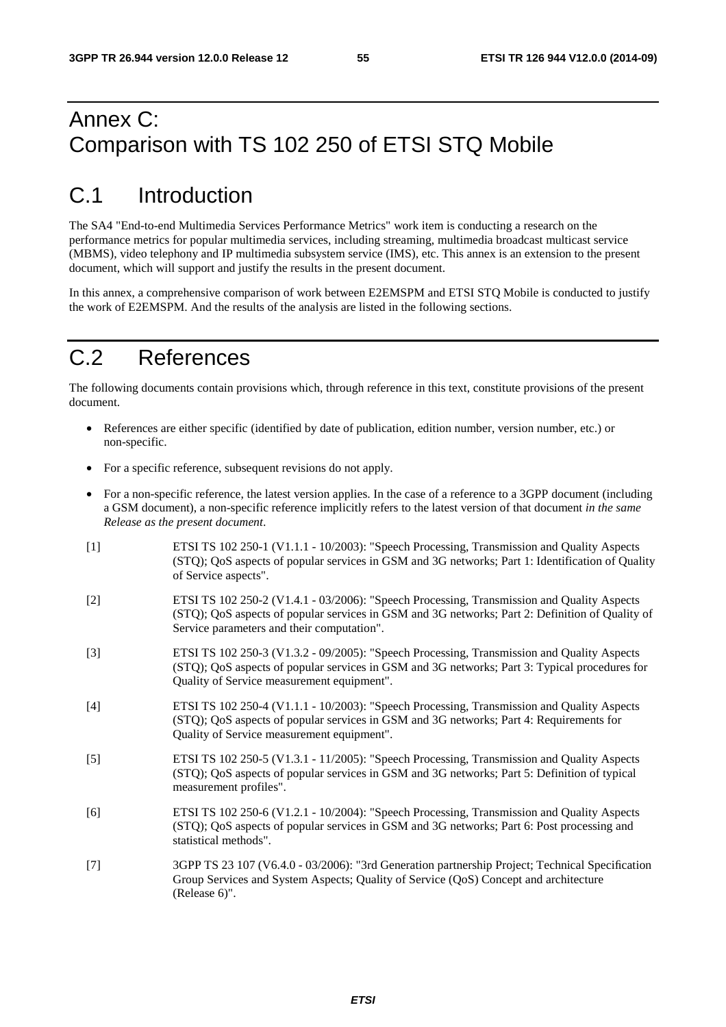# Annex C: Comparison with TS 102 250 of ETSI STQ Mobile

## C.1 Introduction

The SA4 "End-to-end Multimedia Services Performance Metrics" work item is conducting a research on the performance metrics for popular multimedia services, including streaming, multimedia broadcast multicast service (MBMS), video telephony and IP multimedia subsystem service (IMS), etc. This annex is an extension to the present document, which will support and justify the results in the present document.

In this annex, a comprehensive comparison of work between E2EMSPM and ETSI STQ Mobile is conducted to justify the work of E2EMSPM. And the results of the analysis are listed in the following sections.

## C.2 References

The following documents contain provisions which, through reference in this text, constitute provisions of the present document.

- References are either specific (identified by date of publication, edition number, version number, etc.) or non-specific.
- For a specific reference, subsequent revisions do not apply.
- For a non-specific reference, the latest version applies. In the case of a reference to a 3GPP document (including a GSM document), a non-specific reference implicitly refers to the latest version of that document *in the same Release as the present document*.

[1] ETSI TS 102 250-1 (V1.1.1 - 10/2003): "Speech Processing, Transmission and Quality Aspects (STQ); QoS aspects of popular services in GSM and 3G networks; Part 1: Identification of Quality of Service aspects".

[2] ETSI TS 102 250-2 (V1.4.1 - 03/2006): "Speech Processing, Transmission and Quality Aspects (STQ); QoS aspects of popular services in GSM and 3G networks; Part 2: Definition of Quality of Service parameters and their computation".

[3] ETSI TS 102 250-3 (V1.3.2 - 09/2005): "Speech Processing, Transmission and Quality Aspects (STQ); QoS aspects of popular services in GSM and 3G networks; Part 3: Typical procedures for Quality of Service measurement equipment".

[4] ETSI TS 102 250-4 (V1.1.1 - 10/2003): "Speech Processing, Transmission and Quality Aspects (STQ); QoS aspects of popular services in GSM and 3G networks; Part 4: Requirements for Quality of Service measurement equipment".

[5] ETSI TS 102 250-5 (V1.3.1 - 11/2005): "Speech Processing, Transmission and Quality Aspects (STQ); QoS aspects of popular services in GSM and 3G networks; Part 5: Definition of typical measurement profiles".

[6] ETSI TS 102 250-6 (V1.2.1 - 10/2004): "Speech Processing, Transmission and Quality Aspects (STQ); QoS aspects of popular services in GSM and 3G networks; Part 6: Post processing and statistical methods".

[7] 3GPP TS 23 107 (V6.4.0 - 03/2006): "3rd Generation partnership Project; Technical Specification Group Services and System Aspects; Quality of Service (QoS) Concept and architecture (Release 6)".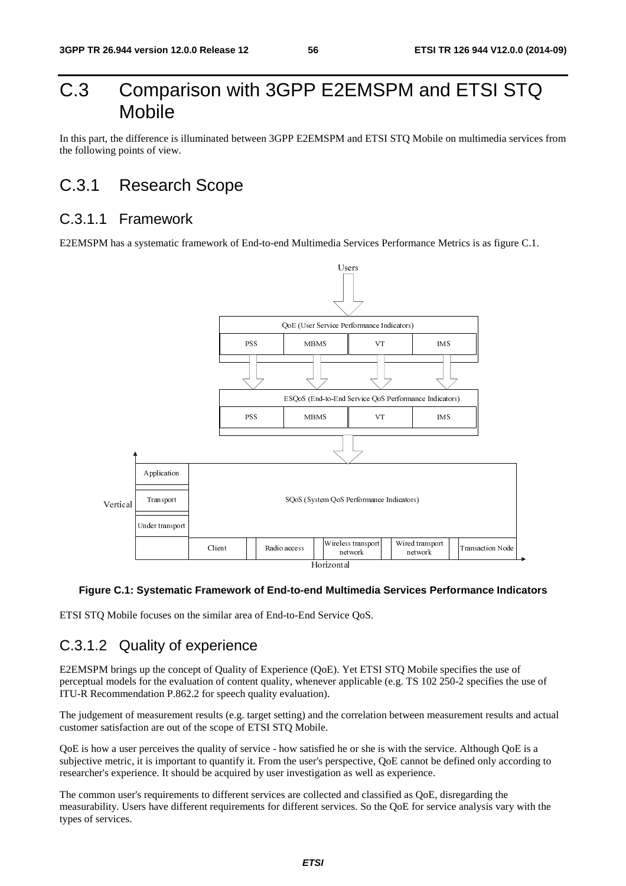# C.3 Comparison with 3GPP E2EMSPM and ETSI STQ Mobile

In this part, the difference is illuminated between 3GPP E2EMSPM and ETSI STQ Mobile on multimedia services from the following points of view.

## C.3.1 Research Scope

### C.3.1.1 Framework

E2EMSPM has a systematic framework of End-to-end Multimedia Services Performance Metrics is as figure C.1.

**Figure C.1: Systematic Framework of End-to-end Multimedia Services Performance Indicators**

ETSI STQ Mobile focuses on the similar area of End-to-End Service QoS.

### C.3.1.2 Quality of experience

E2EMSPM brings up the concept of Quality of Experience (QoE). Yet ETSI STQ Mobile specifies the use of perceptual models for the evaluation of content quality, whenever applicable (e.g. TS 102 250-2 specifies the use of ITU-R Recommendation P.862.2 for speech quality evaluation).

The judgement of measurement results (e.g. target setting) and the correlation between measurement results and actual customer satisfaction are out of the scope of ETSI STQ Mobile.

QoE is how a user perceives the quality of service - how satisfied he or she is with the service. Although QoE is a subjective metric, it is important to quantify it. From the user's perspective, QoE cannot be defined only according to researcher's experience. It should be acquired by user investigation as well as experience.

The common user's requirements to different services are collected and classified as QoE, disregarding the measurability. Users have different requirements for different services. So the QoE for service analysis vary with the types of services.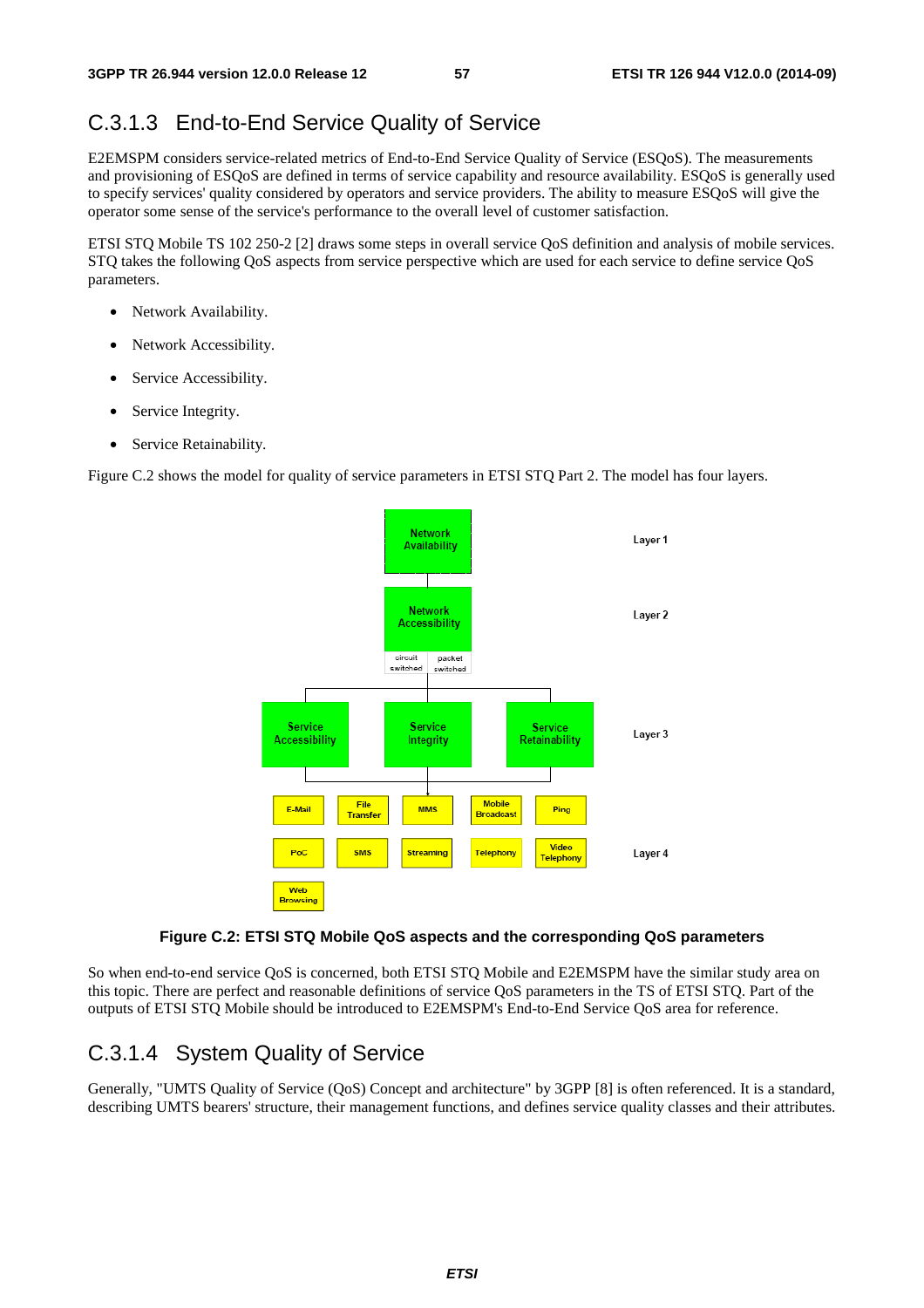## C.3.1.3 End-to-End Service Quality of Service

E2EMSPM considers service-related metrics of End-to-End Service Quality of Service (ESQoS). The measurements and provisioning of ESQoS are defined in terms of service capability and resource availability. ESQoS is generally used to specify services' quality considered by operators and service providers. The ability to measure ESQoS will give the operator some sense of the service's performance to the overall level of customer satisfaction.

ETSI STQ Mobile TS 102 250-2 [2] draws some steps in overall service QoS definition and analysis of mobile services. STQ takes the following QoS aspects from service perspective which are used for each service to define service QoS parameters.

- Network Availability.
- Network Accessibility.
- Service Accessibility.
- Service Integrity.
- Service Retainability.

Figure C.2 shows the model for quality of service parameters in ETSI STQ Part 2. The model has four layers.

Layer 1: Network Availability

Layer 2: Network Accessibility (circuit switched, packet switched)

Layer 3: Service Accessibility, Service Integrity, Service Retainability

Layer 4: E-Mail, File Transfer, MMS, Mobile Broadcast, Ping, PoC, SMS, Streaming, Telephony, Video Telephony, Web Browsing

**Figure C.2: ETSI STQ Mobile QoS aspects and the corresponding QoS parameters**

So when end-to-end service QoS is concerned, both ETSI STQ Mobile and E2EMSPM have the similar study area on this topic. There are perfect and reasonable definitions of service QoS parameters in the TS of ETSI STQ. Part of the outputs of ETSI STQ Mobile should be introduced to E2EMSPM's End-to-End Service QoS area for reference.

## C.3.1.4 System Quality of Service

Generally, "UMTS Quality of Service (QoS) Concept and architecture" by 3GPP [8] is often referenced. It is a standard, describing UMTS bearers' structure, their management functions, and defines service quality classes and their attributes.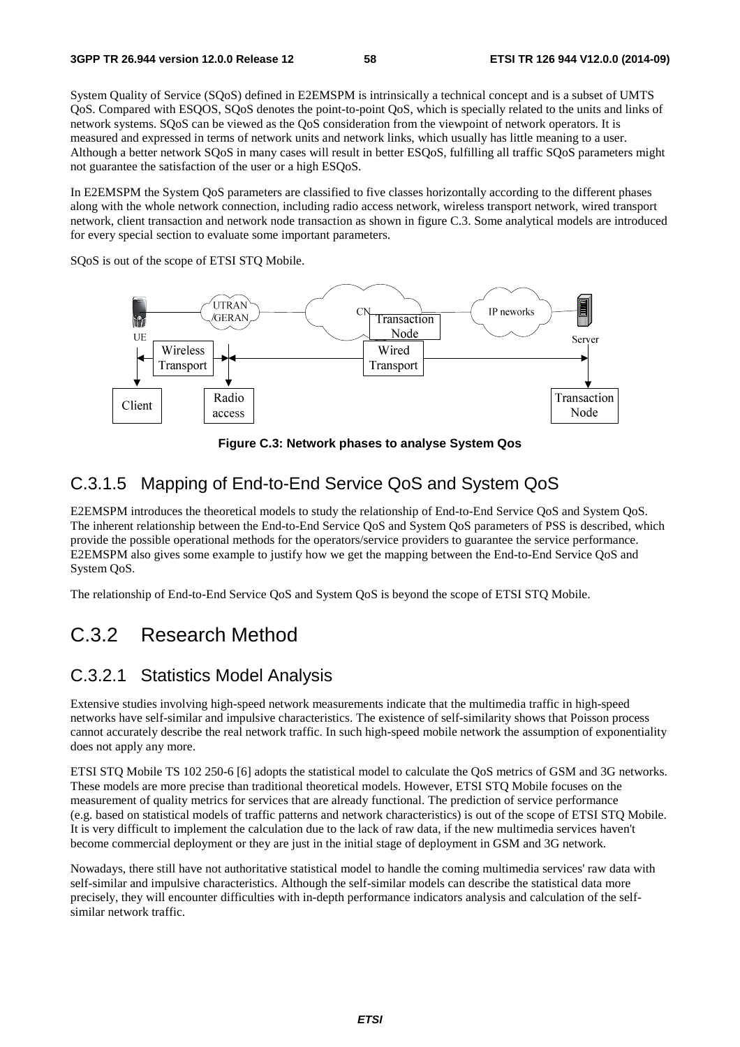System Quality of Service (SQoS) defined in E2EMSPM is intrinsically a technical concept and is a subset of UMTS QoS. Compared with ESQOS, SQoS denotes the point-to-point QoS, which is specially related to the units and links of network systems. SQoS can be viewed as the QoS consideration from the viewpoint of network operators. It is measured and expressed in terms of network units and network links, which usually has little meaning to a user. Although a better network SQoS in many cases will result in better ESQoS, fulfilling all traffic SQoS parameters might not guarantee the satisfaction of the user or a high ESQoS.

In E2EMSPM the System QoS parameters are classified to five classes horizontally according to the different phases along with the whole network connection, including radio access network, wireless transport network, wired transport network, client transaction and network node transaction as shown in figure C.3. Some analytical models are introduced for every special section to evaluate some important parameters.

SQoS is out of the scope of ETSI STQ Mobile.

**Figure C.3: Network phases to analyse System Qos**

### C.3.1.5 Mapping of End-to-End Service QoS and System QoS

E2EMSPM introduces the theoretical models to study the relationship of End-to-End Service QoS and System QoS. The inherent relationship between the End-to-End Service QoS and System QoS parameters of PSS is described, which provide the possible operational methods for the operators/service providers to guarantee the service performance. E2EMSPM also gives some example to justify how we get the mapping between the End-to-End Service QoS and System QoS.

The relationship of End-to-End Service QoS and System QoS is beyond the scope of ETSI STQ Mobile.

## C.3.2 Research Method

### C.3.2.1 Statistics Model Analysis

Extensive studies involving high-speed network measurements indicate that the multimedia traffic in high-speed networks have self-similar and impulsive characteristics. The existence of self-similarity shows that Poisson process cannot accurately describe the real network traffic. In such high-speed mobile network the assumption of exponentiality does not apply any more.

ETSI STQ Mobile TS 102 250-6 [6] adopts the statistical model to calculate the QoS metrics of GSM and 3G networks. These models are more precise than traditional theoretical models. However, ETSI STQ Mobile focuses on the measurement of quality metrics for services that are already functional. The prediction of service performance (e.g. based on statistical models of traffic patterns and network characteristics) is out of the scope of ETSI STQ Mobile. It is very difficult to implement the calculation due to the lack of raw data, if the new multimedia services haven't become commercial deployment or they are just in the initial stage of deployment in GSM and 3G network.

Nowadays, there still have not authoritative statistical model to handle the coming multimedia services' raw data with self-similar and impulsive characteristics. Although the self-similar models can describe the statistical data more precisely, they will encounter difficulties with in-depth performance indicators analysis and calculation of the self-similar network traffic.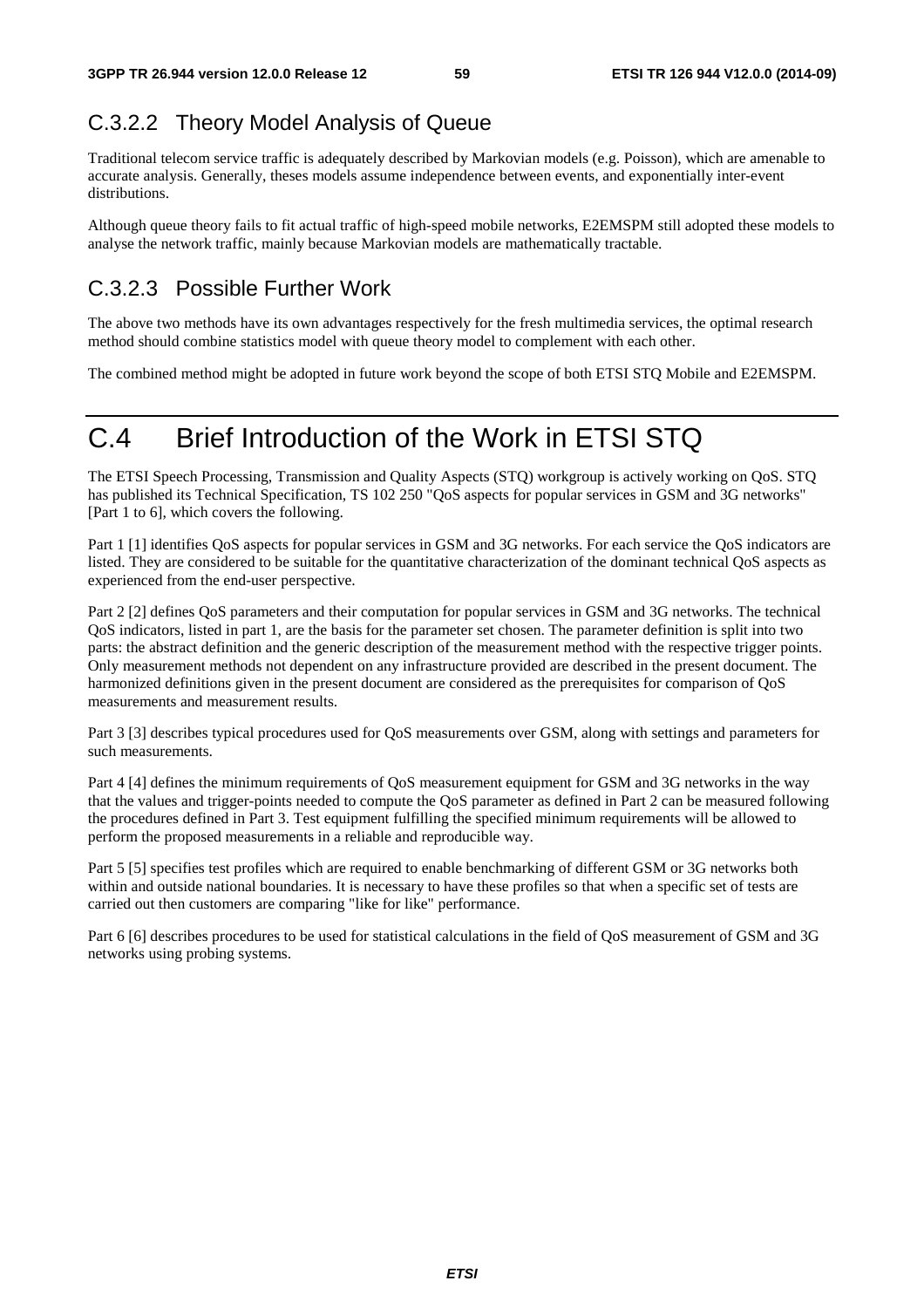### C.3.2.2 Theory Model Analysis of Queue

Traditional telecom service traffic is adequately described by Markovian models (e.g. Poisson), which are amenable to accurate analysis. Generally, theses models assume independence between events, and exponentially inter-event distributions.

Although queue theory fails to fit actual traffic of high-speed mobile networks, E2EMSPM still adopted these models to analyse the network traffic, mainly because Markovian models are mathematically tractable.

### C.3.2.3 Possible Further Work

The above two methods have its own advantages respectively for the fresh multimedia services, the optimal research method should combine statistics model with queue theory model to complement with each other.

The combined method might be adopted in future work beyond the scope of both ETSI STQ Mobile and E2EMSPM.

# C.4 Brief Introduction of the Work in ETSI STQ

The ETSI Speech Processing, Transmission and Quality Aspects (STQ) workgroup is actively working on QoS. STQ has published its Technical Specification, TS 102 250 "QoS aspects for popular services in GSM and 3G networks" [Part 1 to 6], which covers the following.

Part 1 [1] identifies QoS aspects for popular services in GSM and 3G networks. For each service the QoS indicators are listed. They are considered to be suitable for the quantitative characterization of the dominant technical QoS aspects as experienced from the end-user perspective.

Part 2 [2] defines QoS parameters and their computation for popular services in GSM and 3G networks. The technical QoS indicators, listed in part 1, are the basis for the parameter set chosen. The parameter definition is split into two parts: the abstract definition and the generic description of the measurement method with the respective trigger points. Only measurement methods not dependent on any infrastructure provided are described in the present document. The harmonized definitions given in the present document are considered as the prerequisites for comparison of QoS measurements and measurement results.

Part 3 [3] describes typical procedures used for QoS measurements over GSM, along with settings and parameters for such measurements.

Part 4 [4] defines the minimum requirements of QoS measurement equipment for GSM and 3G networks in the way that the values and trigger-points needed to compute the QoS parameter as defined in Part 2 can be measured following the procedures defined in Part 3. Test equipment fulfilling the specified minimum requirements will be allowed to perform the proposed measurements in a reliable and reproducible way.

Part 5 [5] specifies test profiles which are required to enable benchmarking of different GSM or 3G networks both within and outside national boundaries. It is necessary to have these profiles so that when a specific set of tests are carried out then customers are comparing "like for like" performance.

Part 6 [6] describes procedures to be used for statistical calculations in the field of QoS measurement of GSM and 3G networks using probing systems.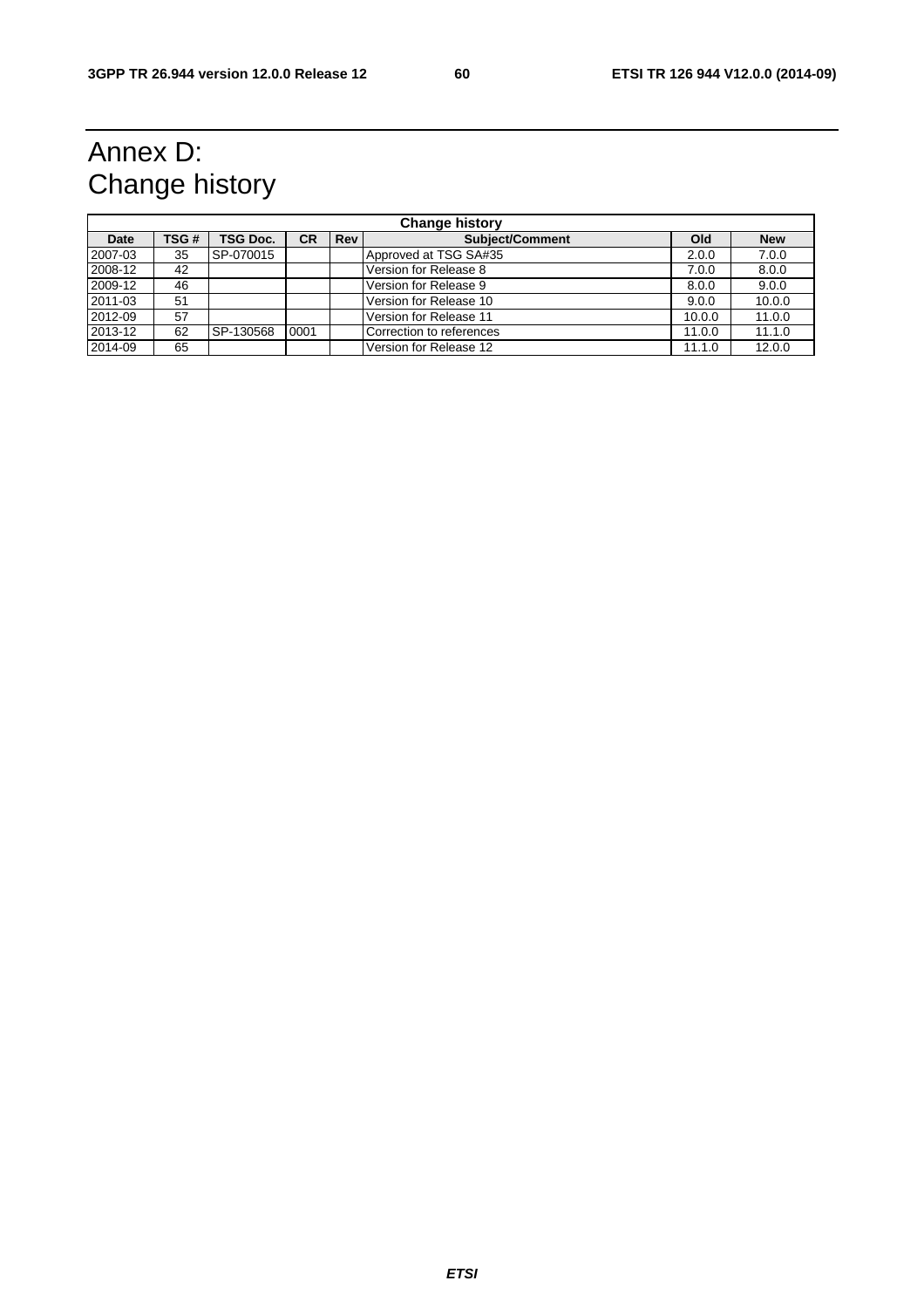# Annex D: Change history

| Change history | | | | | | | |
|---|---|---|---|---|---|---|---|
| **Date** | **TSG #** | **TSG Doc.** | **CR** | **Rev** | **Subject/Comment** | **Old** | **New** |
| 2007-03 | 35 | SP-070015 | | | Approved at TSG SA#35 | 2.0.0 | 7.0.0 |
| 2008-12 | 42 | | | | Version for Release 8 | 7.0.0 | 8.0.0 |
| 2009-12 | 46 | | | | Version for Release 9 | 8.0.0 | 9.0.0 |
| 2011-03 | 51 | | | | Version for Release 10 | 9.0.0 | 10.0.0 |
| 2012-09 | 57 | | | | Version for Release 11 | 10.0.0 | 11.0.0 |
| 2013-12 | 62 | SP-130568 | 0001 | | Correction to references | 11.0.0 | 11.1.0 |
| 2014-09 | 65 | | | | Version for Release 12 | 11.1.0 | 12.0.0 |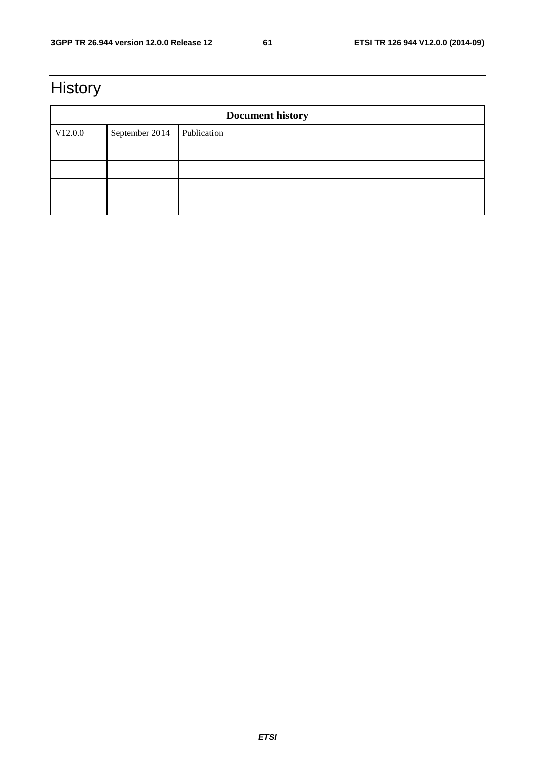# History

| Document history | | |
|---|---|---|
| V12.0.0 | September 2014 | Publication |
| | | |
| | | |
| | | |
| | | |